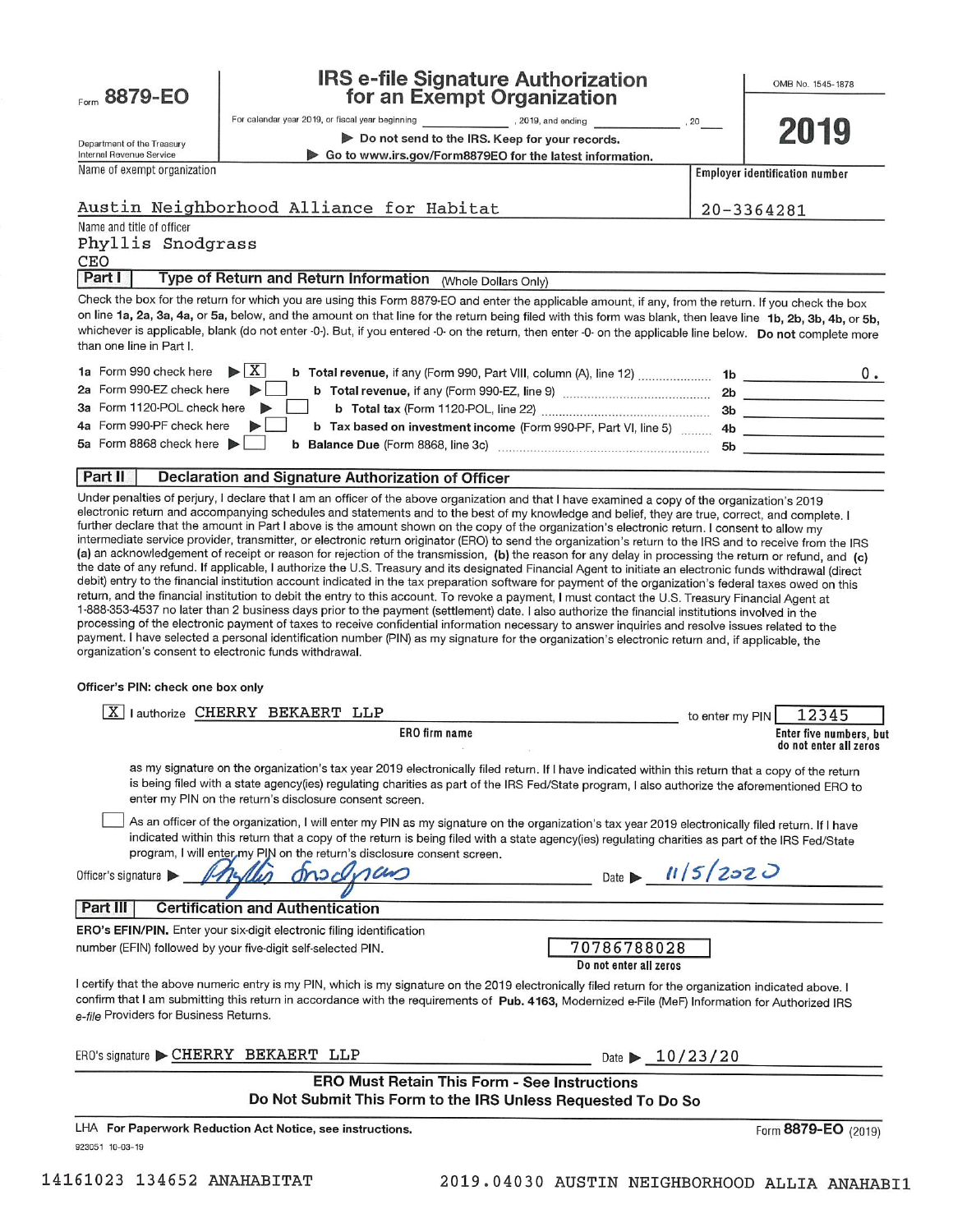Form **8879-EO**

Department of the Treasury
Internal Revenue Service

# IRS e-file Signature Authorization for an Exempt Organization

For calendar year 2019, or fiscal year beginning ____________, 2019, and ending ____________, 20___

▶ Do not send to the IRS. Keep for your records.
▶ Go to www.irs.gov/Form8879EO for the latest information.

OMB No. 1545-1878

**2019**

Name of exempt organization: Austin Neighborhood Alliance for Habitat

Employer identification number: 20-3364281

Name and title of officer: Phyllis Snodgrass, CEO

## Part I — Type of Return and Return Information (Whole Dollars Only)

Check the box for the return for which you are using this Form 8879-EO and enter the applicable amount, if any, from the return. If you check the box on line **1a, 2a, 3a, 4a,** or **5a,** below, and the amount on that line for the return being filed with this form was blank, then leave line **1b, 2b, 3b, 4b,** or **5b,** whichever is applicable, blank (do not enter -0-). But, if you entered -0- on the return, then enter -0- on the applicable line below. **Do not** complete more than one line in Part I.

| | | | |
|---|---|---|---|
| 1a Form 990 check here ▶ [X] | **b Total revenue,** if any (Form 990, Part VIII, column (A), line 12) | 1b | 0. |
| 2a Form 990-EZ check here ▶ [ ] | **b Total revenue,** if any (Form 990-EZ, line 9) | 2b | |
| 3a Form 1120-POL check here ▶ [ ] | **b Total tax** (Form 1120-POL, line 22) | 3b | |
| 4a Form 990-PF check here ▶ [ ] | **b Tax based on investment income** (Form 990-PF, Part VI, line 5) | 4b | |
| 5a Form 8868 check here ▶ [ ] | **b Balance Due** (Form 8868, line 3c) | 5b | |

## Part II — Declaration and Signature Authorization of Officer

Under penalties of perjury, I declare that I am an officer of the above organization and that I have examined a copy of the organization's 2019 electronic return and accompanying schedules and statements and to the best of my knowledge and belief, they are true, correct, and complete. I further declare that the amount in Part I above is the amount shown on the copy of the organization's electronic return. I consent to allow my intermediate service provider, transmitter, or electronic return originator (ERO) to send the organization's return to the IRS and to receive from the IRS **(a)** an acknowledgement of receipt or reason for rejection of the transmission, **(b)** the reason for any delay in processing the return or refund, and **(c)** the date of any refund. If applicable, I authorize the U.S. Treasury and its designated Financial Agent to initiate an electronic funds withdrawal (direct debit) entry to the financial institution account indicated in the tax preparation software for payment of the organization's federal taxes owed on this return, and the financial institution to debit the entry to this account. To revoke a payment, I must contact the U.S. Treasury Financial Agent at 1-888-353-4537 no later than 2 business days prior to the payment (settlement) date. I also authorize the financial institutions involved in the processing of the electronic payment of taxes to receive confidential information necessary to answer inquiries and resolve issues related to the payment. I have selected a personal identification number (PIN) as my signature for the organization's electronic return and, if applicable, the organization's consent to electronic funds withdrawal.

**Officer's PIN: check one box only**

[X] I authorize CHERRY BEKAERT LLP (ERO firm name) to enter my PIN 12345 (Enter five numbers, but do not enter all zeros) as my signature on the organization's tax year 2019 electronically filed return. If I have indicated within this return that a copy of the return is being filed with a state agency(ies) regulating charities as part of the IRS Fed/State program, I also authorize the aforementioned ERO to enter my PIN on the return's disclosure consent screen.

[ ] As an officer of the organization, I will enter my PIN as my signature on the organization's tax year 2019 electronically filed return. If I have indicated within this return that a copy of the return is being filed with a state agency(ies) regulating charities as part of the IRS Fed/State program, I will enter my PIN on the return's disclosure consent screen.

Officer's signature ▶ Phyllis Snodgrass    Date ▶ 11/5/2020

## Part III — Certification and Authentication

**ERO's EFIN/PIN.** Enter your six-digit electronic filing identification number (EFIN) followed by your five-digit self-selected PIN. 70786788028 (Do not enter all zeros)

I certify that the above numeric entry is my PIN, which is my signature on the 2019 electronically filed return for the organization indicated above. I confirm that I am submitting this return in accordance with the requirements of **Pub. 4163,** Modernized e-File (MeF) Information for Authorized IRS *e-file* Providers for Business Returns.

ERO's signature ▶ CHERRY BEKAERT LLP    Date ▶ 10/23/20

**ERO Must Retain This Form - See Instructions**
**Do Not Submit This Form to the IRS Unless Requested To Do So**

LHA **For Paperwork Reduction Act Notice, see instructions.**    Form **8879-EO** (2019)

923051 10-03-19

14161023 134652 ANAHABITAT    2019.04030 AUSTIN NEIGHBORHOOD ALLIA ANAHABI1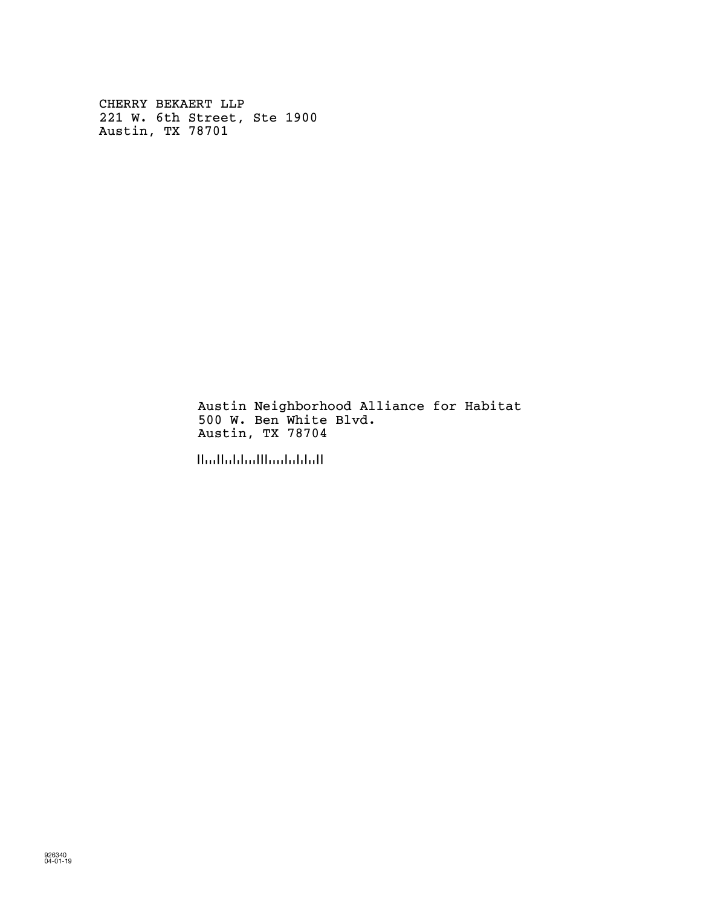CHERRY BEKAERT LLP
221 W. 6th Street, Ste 1900
Austin, TX 78701

Austin Neighborhood Alliance for Habitat
500 W. Ben White Blvd.
Austin, TX 78704

926340
04-01-19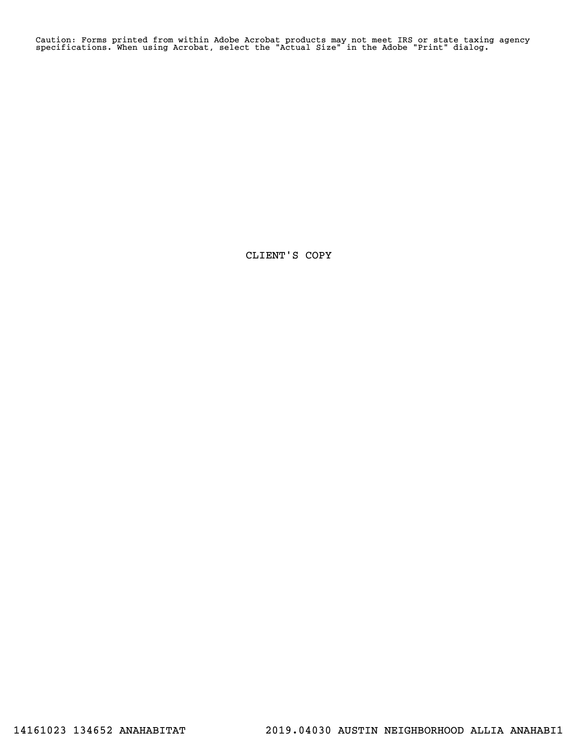Caution: Forms printed from within Adobe Acrobat products may not meet IRS or state taxing agency specifications. When using Acrobat, select the "Actual Size" in the Adobe "Print" dialog.

CLIENT'S COPY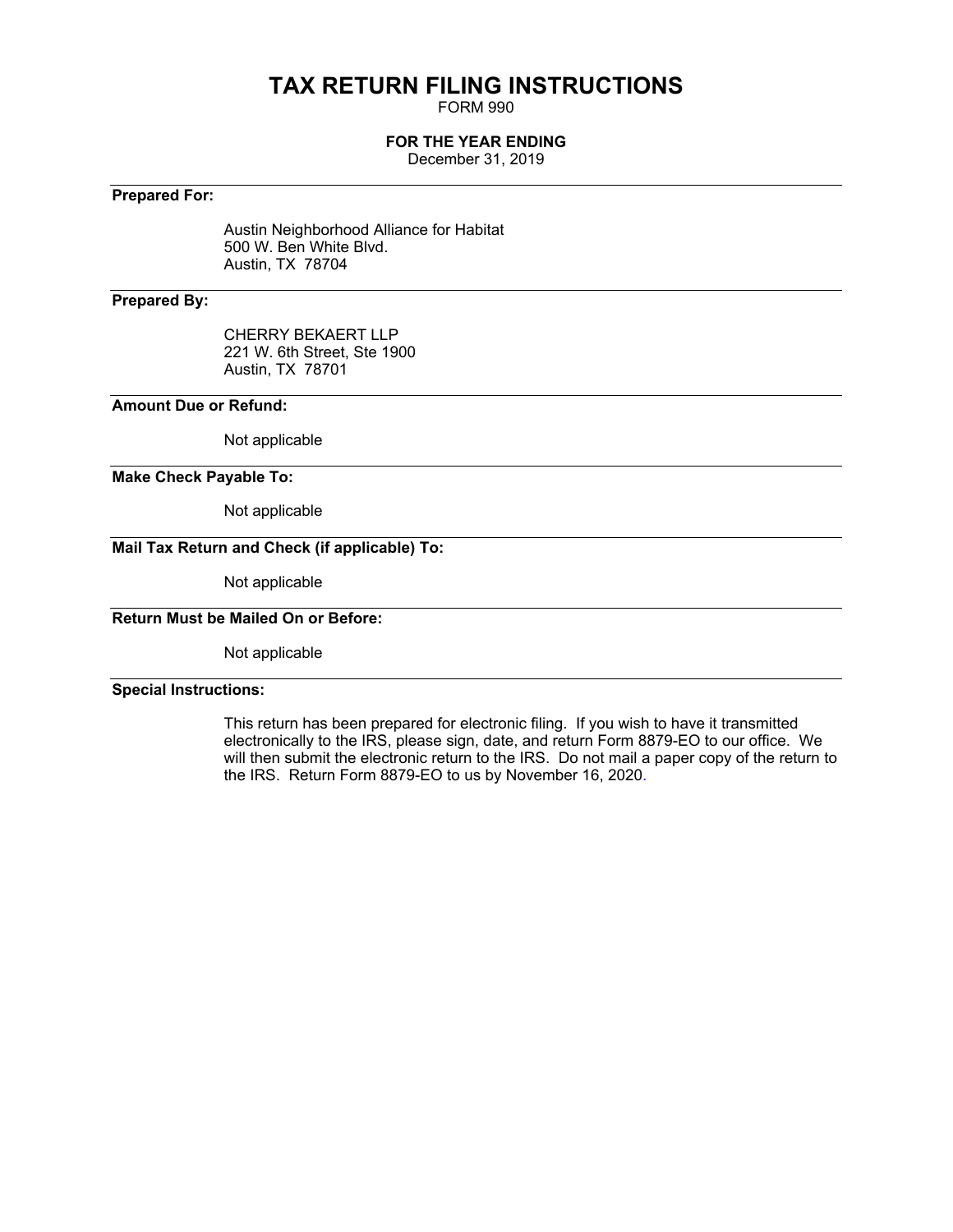# TAX RETURN FILING INSTRUCTIONS

FORM 990

**FOR THE YEAR ENDING**

December 31, 2019

---

**Prepared For:**

Austin Neighborhood Alliance for Habitat
500 W. Ben White Blvd.
Austin, TX 78704

---

**Prepared By:**

CHERRY BEKAERT LLP
221 W. 6th Street, Ste 1900
Austin, TX 78701

---

**Amount Due or Refund:**

Not applicable

---

**Make Check Payable To:**

Not applicable

---

**Mail Tax Return and Check (if applicable) To:**

Not applicable

---

**Return Must be Mailed On or Before:**

Not applicable

---

**Special Instructions:**

This return has been prepared for electronic filing. If you wish to have it transmitted electronically to the IRS, please sign, date, and return Form 8879-EO to our office. We will then submit the electronic return to the IRS. Do not mail a paper copy of the return to the IRS. Return Form 8879-EO to us by November 16, 2020.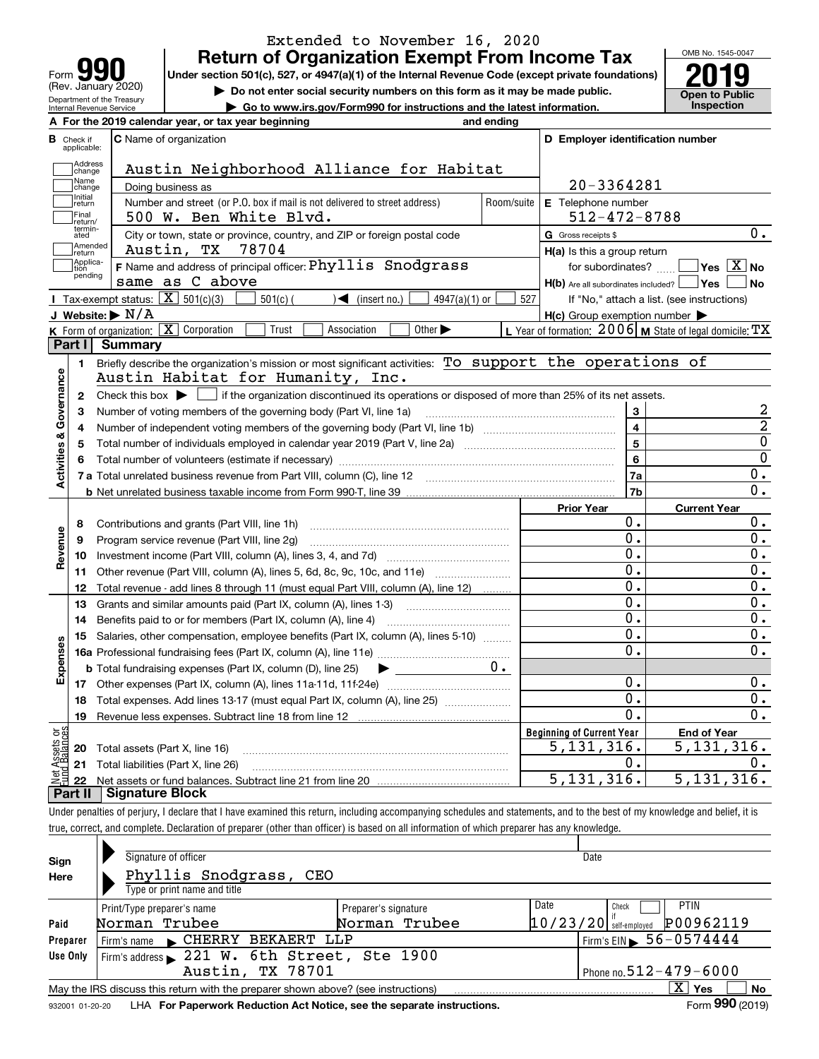Extended to November 16, 2020

# Form 990 Return of Organization Exempt From Income Tax

Form **990** (Rev. January 2020)

Department of the Treasury Internal Revenue Service

**Under section 501(c), 527, or 4947(a)(1) of the Internal Revenue Code (except private foundations)**

▶ **Do not enter social security numbers on this form as it may be made public.**

▶ **Go to www.irs.gov/Form990 for instructions and the latest information.**

OMB No. 1545-0047

**2019**

**Open to Public Inspection**

**A** For the 2019 calendar year, or tax year beginning and ending

| | | |
|---|---|---|
| **B** Check if applicable: ☐ Address change ☐ Name change ☐ Initial return ☐ Final return/terminated ☐ Amended return ☐ Application pending | **C** Name of organization: Austin Neighborhood Alliance for Habitat | **D** Employer identification number: 20-3364281 |
| | Doing business as | |
| | Number and street (or P.O. box if mail is not delivered to street address): 500 W. Ben White Blvd. Room/suite | **E** Telephone number: 512-472-8788 |
| | City or town, state or province, country, and ZIP or foreign postal code: Austin, TX 78704 | **G** Gross receipts $ 0. |
| | **F** Name and address of principal officer: Phyllis Snodgrass, same as C above | **H(a)** Is this a group return for subordinates? ☐ Yes ☒ No |
| | | **H(b)** Are all subordinates included? ☐ Yes ☐ No — If "No," attach a list. (see instructions) |
| **I** Tax-exempt status: ☒ 501(c)(3) ☐ 501(c) ( ) ◀ (insert no.) ☐ 4947(a)(1) or ☐ 527 | | |
| **J** Website: ▶ N/A | | **H(c)** Group exemption number ▶ |
| **K** Form of organization: ☒ Corporation ☐ Trust ☐ Association ☐ Other ▶ | | **L** Year of formation: 2006 **M** State of legal domicile: TX |

## Part I Summary

**Activities & Governance**

1. Briefly describe the organization's mission or most significant activities: To support the operations of Austin Habitat for Humanity, Inc.
2. Check this box ▶ ☐ if the organization discontinued its operations or disposed of more than 25% of its net assets.

| | | | |
|---|---|---|---|
| 3 | Number of voting members of the governing body (Part VI, line 1a) | 3 | 2 |
| 4 | Number of independent voting members of the governing body (Part VI, line 1b) | 4 | 2 |
| 5 | Total number of individuals employed in calendar year 2019 (Part V, line 2a) | 5 | 0 |
| 6 | Total number of volunteers (estimate if necessary) | 6 | 0 |
| 7a | Total unrelated business revenue from Part VIII, column (C), line 12 | 7a | 0. |
| b | Net unrelated business taxable income from Form 990-T, line 39 | 7b | 0. |

| | | Prior Year | Current Year |
|---|---|---|---|
| **Revenue** | | | |
| 8 | Contributions and grants (Part VIII, line 1h) | 0. | 0. |
| 9 | Program service revenue (Part VIII, line 2g) | 0. | 0. |
| 10 | Investment income (Part VIII, column (A), lines 3, 4, and 7d) | 0. | 0. |
| 11 | Other revenue (Part VIII, column (A), lines 5, 6d, 8c, 9c, 10c, and 11e) | 0. | 0. |
| 12 | Total revenue - add lines 8 through 11 (must equal Part VIII, column (A), line 12) | 0. | 0. |
| **Expenses** | | | |
| 13 | Grants and similar amounts paid (Part IX, column (A), lines 1-3) | 0. | 0. |
| 14 | Benefits paid to or for members (Part IX, column (A), line 4) | 0. | 0. |
| 15 | Salaries, other compensation, employee benefits (Part IX, column (A), lines 5-10) | 0. | 0. |
| 16a | Professional fundraising fees (Part IX, column (A), line 11e) | 0. | 0. |
| b | Total fundraising expenses (Part IX, column (D), line 25) ▶ 0. | | |
| 17 | Other expenses (Part IX, column (A), lines 11a-11d, 11f-24e) | 0. | 0. |
| 18 | Total expenses. Add lines 13-17 (must equal Part IX, column (A), line 25) | 0. | 0. |
| 19 | Revenue less expenses. Subtract line 18 from line 12 | 0. | 0. |
| **Net Assets or Fund Balances** | | **Beginning of Current Year** | **End of Year** |
| 20 | Total assets (Part X, line 16) | 5,131,316. | 5,131,316. |
| 21 | Total liabilities (Part X, line 26) | 0. | 0. |
| 22 | Net assets or fund balances. Subtract line 21 from line 20 | 5,131,316. | 5,131,316. |

## Part II Signature Block

Under penalties of perjury, I declare that I have examined this return, including accompanying schedules and statements, and to the best of my knowledge and belief, it is true, correct, and complete. Declaration of preparer (other than officer) is based on all information of which preparer has any knowledge.

| | | | |
|---|---|---|---|
| **Sign Here** | Signature of officer | | Date |
| | Phyllis Snodgrass, CEO — Type or print name and title | | |

| | | | | |
|---|---|---|---|---|
| **Paid Preparer Use Only** | Print/Type preparer's name: Norman Trubee | Preparer's signature: Norman Trubee | Date: 10/23/20 Check ☐ if self-employed | PTIN: P00962119 |
| | Firm's name ▶ CHERRY BEKAERT LLP | | Firm's EIN ▶ 56-0574444 | |
| | Firm's address ▶ 221 W. 6th Street, Ste 1900, Austin, TX 78701 | | Phone no. 512-479-6000 | |

May the IRS discuss this return with the preparer shown above? (see instructions) ☒ Yes ☐ No

932001 01-20-20 LHA **For Paperwork Reduction Act Notice, see the separate instructions.** Form **990** (2019)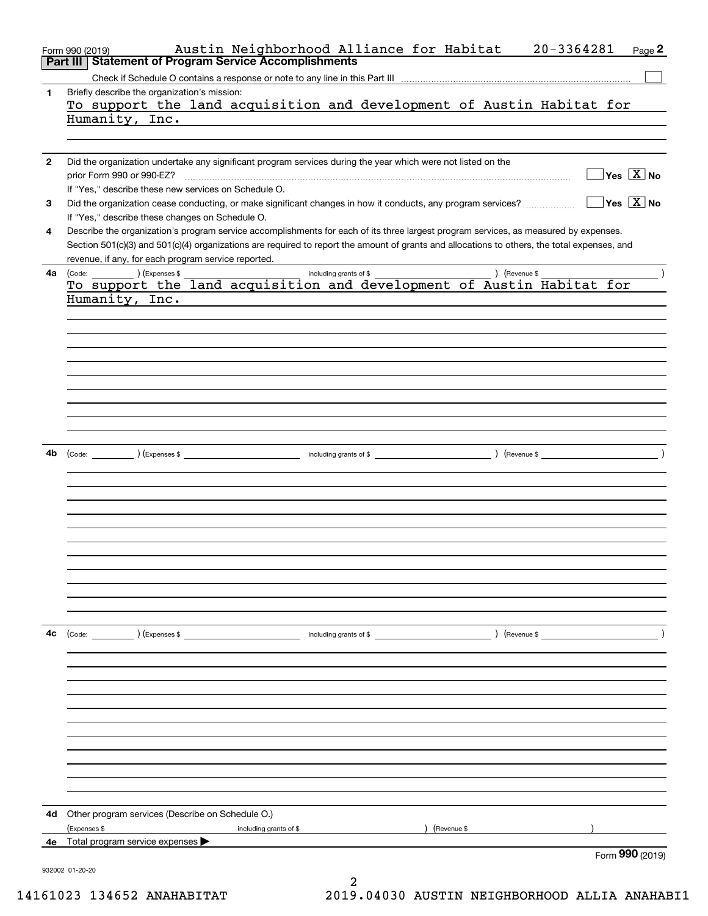Form 990 (2019) Austin Neighborhood Alliance for Habitat 20-3364281 Page **2**

## Part III Statement of Program Service Accomplishments

Check if Schedule O contains a response or note to any line in this Part III ☐

**1** Briefly describe the organization's mission:

To support the land acquisition and development of Austin Habitat for Humanity, Inc.

**2** Did the organization undertake any significant program services during the year which were not listed on the prior Form 990 or 990-EZ? ☐ Yes ☒ No

If "Yes," describe these new services on Schedule O.

**3** Did the organization cease conducting, or make significant changes in how it conducts, any program services? ☐ Yes ☒ No

If "Yes," describe these changes on Schedule O.

**4** Describe the organization's program service accomplishments for each of its three largest program services, as measured by expenses. Section 501(c)(3) and 501(c)(4) organizations are required to report the amount of grants and allocations to others, the total expenses, and revenue, if any, for each program service reported.

**4a** (Code: ) (Expenses $ including grants of $ ) (Revenue $ )

To support the land acquisition and development of Austin Habitat for Humanity, Inc.

**4b** (Code: ) (Expenses $ including grants of $ ) (Revenue $ )

**4c** (Code: ) (Expenses $ including grants of $ ) (Revenue $ )

**4d** Other program services (Describe on Schedule O.)

(Expenses $ including grants of $ ) (Revenue $ )

**4e** Total program service expenses ▶

Form **990** (2019)

932002 01-20-20

14161023 134652 ANAHABITAT 2019.04030 AUSTIN NEIGHBORHOOD ALLIA ANAHABI1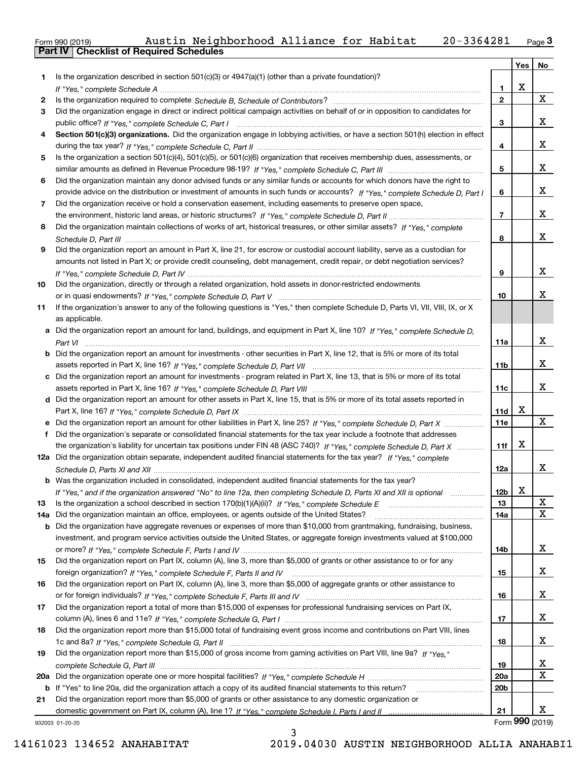Form 990 (2019) Austin Neighborhood Alliance for Habitat 20-3364281 Page 3

## Part IV Checklist of Required Schedules

| | | | Yes | No |
|---|---|---|---|---|
| 1 | Is the organization described in section 501(c)(3) or 4947(a)(1) (other than a private foundation)? *If "Yes," complete Schedule A* | 1 | X | |
| 2 | Is the organization required to complete *Schedule B, Schedule of Contributors*? | 2 | | X |
| 3 | Did the organization engage in direct or indirect political campaign activities on behalf of or in opposition to candidates for public office? *If "Yes," complete Schedule C, Part I* | 3 | | X |
| 4 | **Section 501(c)(3) organizations.** Did the organization engage in lobbying activities, or have a section 501(h) election in effect during the tax year? *If "Yes," complete Schedule C, Part II* | 4 | | X |
| 5 | Is the organization a section 501(c)(4), 501(c)(5), or 501(c)(6) organization that receives membership dues, assessments, or similar amounts as defined in Revenue Procedure 98-19? *If "Yes," complete Schedule C, Part III* | 5 | | X |
| 6 | Did the organization maintain any donor advised funds or any similar funds or accounts for which donors have the right to provide advice on the distribution or investment of amounts in such funds or accounts? *If "Yes," complete Schedule D, Part I* | 6 | | X |
| 7 | Did the organization receive or hold a conservation easement, including easements to preserve open space, the environment, historic land areas, or historic structures? *If "Yes," complete Schedule D, Part II* | 7 | | X |
| 8 | Did the organization maintain collections of works of art, historical treasures, or other similar assets? *If "Yes," complete Schedule D, Part III* | 8 | | X |
| 9 | Did the organization report an amount in Part X, line 21, for escrow or custodial account liability, serve as a custodian for amounts not listed in Part X; or provide credit counseling, debt management, credit repair, or debt negotiation services? *If "Yes," complete Schedule D, Part IV* | 9 | | X |
| 10 | Did the organization, directly or through a related organization, hold assets in donor-restricted endowments or in quasi endowments? *If "Yes," complete Schedule D, Part V* | 10 | | X |
| 11 | If the organization's answer to any of the following questions is "Yes," then complete Schedule D, Parts VI, VII, VIII, IX, or X as applicable. | | | |
| a | Did the organization report an amount for land, buildings, and equipment in Part X, line 10? *If "Yes," complete Schedule D, Part VI* | 11a | | X |
| b | Did the organization report an amount for investments - other securities in Part X, line 12, that is 5% or more of its total assets reported in Part X, line 16? *If "Yes," complete Schedule D, Part VII* | 11b | | X |
| c | Did the organization report an amount for investments - program related in Part X, line 13, that is 5% or more of its total assets reported in Part X, line 16? *If "Yes," complete Schedule D, Part VIII* | 11c | | X |
| d | Did the organization report an amount for other assets in Part X, line 15, that is 5% or more of its total assets reported in Part X, line 16? *If "Yes," complete Schedule D, Part IX* | 11d | X | |
| e | Did the organization report an amount for other liabilities in Part X, line 25? *If "Yes," complete Schedule D, Part X* | 11e | | X |
| f | Did the organization's separate or consolidated financial statements for the tax year include a footnote that addresses the organization's liability for uncertain tax positions under FIN 48 (ASC 740)? *If "Yes," complete Schedule D, Part X* | 11f | X | |
| 12a | Did the organization obtain separate, independent audited financial statements for the tax year? *If "Yes," complete Schedule D, Parts XI and XII* | 12a | | X |
| b | Was the organization included in consolidated, independent audited financial statements for the tax year? *If "Yes," and if the organization answered "No" to line 12a, then completing Schedule D, Parts XI and XII is optional* | 12b | X | |
| 13 | Is the organization a school described in section 170(b)(1)(A)(ii)? *If "Yes," complete Schedule E* | 13 | | X |
| 14a | Did the organization maintain an office, employees, or agents outside of the United States? | 14a | | X |
| b | Did the organization have aggregate revenues or expenses of more than $10,000 from grantmaking, fundraising, business, investment, and program service activities outside the United States, or aggregate foreign investments valued at $100,000 or more? *If "Yes," complete Schedule F, Parts I and IV* | 14b | | X |
| 15 | Did the organization report on Part IX, column (A), line 3, more than $5,000 of grants or other assistance to or for any foreign organization? *If "Yes," complete Schedule F, Parts II and IV* | 15 | | X |
| 16 | Did the organization report on Part IX, column (A), line 3, more than $5,000 of aggregate grants or other assistance to or for foreign individuals? *If "Yes," complete Schedule F, Parts III and IV* | 16 | | X |
| 17 | Did the organization report a total of more than $15,000 of expenses for professional fundraising services on Part IX, column (A), lines 6 and 11e? *If "Yes," complete Schedule G, Part I* | 17 | | X |
| 18 | Did the organization report more than $15,000 total of fundraising event gross income and contributions on Part VIII, lines 1c and 8a? *If "Yes," complete Schedule G, Part II* | 18 | | X |
| 19 | Did the organization report more than $15,000 of gross income from gaming activities on Part VIII, line 9a? *If "Yes," complete Schedule G, Part III* | 19 | | X |
| 20a | Did the organization operate one or more hospital facilities? *If "Yes," complete Schedule H* | 20a | | X |
| b | If "Yes" to line 20a, did the organization attach a copy of its audited financial statements to this return? | 20b | | |
| 21 | Did the organization report more than $5,000 of grants or other assistance to any domestic organization or domestic government on Part IX, column (A), line 1? *If "Yes," complete Schedule I, Parts I and II* | 21 | | X |

932003 01-20-20 Form **990** (2019)

14161023 134652 ANAHABITAT 2019.04030 AUSTIN NEIGHBORHOOD ALLIA ANAHABI1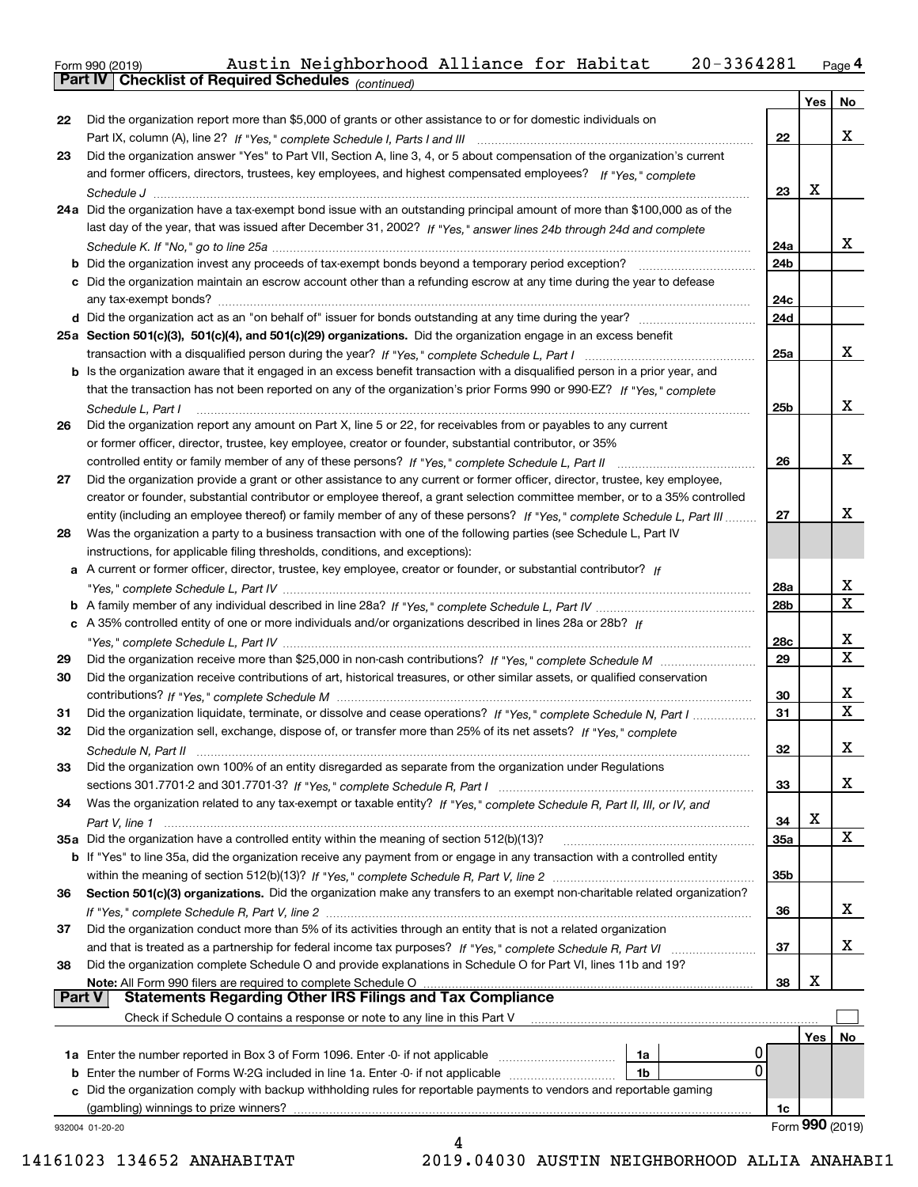Form 990 (2019) Austin Neighborhood Alliance for Habitat 20-3364281 Page 4

## Part IV Checklist of Required Schedules *(continued)*

| | | | Yes | No |
|---|---|---|---|---|
| 22 | Did the organization report more than $5,000 of grants or other assistance to or for domestic individuals on Part IX, column (A), line 2? *If "Yes," complete Schedule I, Parts I and III* | 22 | | X |
| 23 | Did the organization answer "Yes" to Part VII, Section A, line 3, 4, or 5 about compensation of the organization's current and former officers, directors, trustees, key employees, and highest compensated employees? *If "Yes," complete Schedule J* | 23 | X | |
| 24a | Did the organization have a tax-exempt bond issue with an outstanding principal amount of more than $100,000 as of the last day of the year, that was issued after December 31, 2002? *If "Yes," answer lines 24b through 24d and complete Schedule K. If "No," go to line 25a* | 24a | | X |
| b | Did the organization invest any proceeds of tax-exempt bonds beyond a temporary period exception? | 24b | | |
| c | Did the organization maintain an escrow account other than a refunding escrow at any time during the year to defease any tax-exempt bonds? | 24c | | |
| d | Did the organization act as an "on behalf of" issuer for bonds outstanding at any time during the year? | 24d | | |
| 25a | **Section 501(c)(3), 501(c)(4), and 501(c)(29) organizations.** Did the organization engage in an excess benefit transaction with a disqualified person during the year? *If "Yes," complete Schedule L, Part I* | 25a | | X |
| b | Is the organization aware that it engaged in an excess benefit transaction with a disqualified person in a prior year, and that the transaction has not been reported on any of the organization's prior Forms 990 or 990-EZ? *If "Yes," complete Schedule L, Part I* | 25b | | X |
| 26 | Did the organization report any amount on Part X, line 5 or 22, for receivables from or payables to any current or former officer, director, trustee, key employee, creator or founder, substantial contributor, or 35% controlled entity or family member of any of these persons? *If "Yes," complete Schedule L, Part II* | 26 | | X |
| 27 | Did the organization provide a grant or other assistance to any current or former officer, director, trustee, key employee, creator or founder, substantial contributor or employee thereof, a grant selection committee member, or to a 35% controlled entity (including an employee thereof) or family member of any of these persons? *If "Yes," complete Schedule L, Part III* | 27 | | X |
| 28 | Was the organization a party to a business transaction with one of the following parties (see Schedule L, Part IV instructions, for applicable filing thresholds, conditions, and exceptions): | | | |
| a | A current or former officer, director, trustee, key employee, creator or founder, or substantial contributor? *If "Yes," complete Schedule L, Part IV* | 28a | | X |
| b | A family member of any individual described in line 28a? *If "Yes," complete Schedule L, Part IV* | 28b | | X |
| c | A 35% controlled entity of one or more individuals and/or organizations described in lines 28a or 28b? *If "Yes," complete Schedule L, Part IV* | 28c | | X |
| 29 | Did the organization receive more than $25,000 in non-cash contributions? *If "Yes," complete Schedule M* | 29 | | X |
| 30 | Did the organization receive contributions of art, historical treasures, or other similar assets, or qualified conservation contributions? *If "Yes," complete Schedule M* | 30 | | X |
| 31 | Did the organization liquidate, terminate, or dissolve and cease operations? *If "Yes," complete Schedule N, Part I* | 31 | | X |
| 32 | Did the organization sell, exchange, dispose of, or transfer more than 25% of its net assets? *If "Yes," complete Schedule N, Part II* | 32 | | X |
| 33 | Did the organization own 100% of an entity disregarded as separate from the organization under Regulations sections 301.7701-2 and 301.7701-3? *If "Yes," complete Schedule R, Part I* | 33 | | X |
| 34 | Was the organization related to any tax-exempt or taxable entity? *If "Yes," complete Schedule R, Part II, III, or IV, and Part V, line 1* | 34 | X | |
| 35a | Did the organization have a controlled entity within the meaning of section 512(b)(13)? | 35a | | X |
| b | If "Yes" to line 35a, did the organization receive any payment from or engage in any transaction with a controlled entity within the meaning of section 512(b)(13)? *If "Yes," complete Schedule R, Part V, line 2* | 35b | | |
| 36 | **Section 501(c)(3) organizations.** Did the organization make any transfers to an exempt non-charitable related organization? *If "Yes," complete Schedule R, Part V, line 2* | 36 | | X |
| 37 | Did the organization conduct more than 5% of its activities through an entity that is not a related organization and that is treated as a partnership for federal income tax purposes? *If "Yes," complete Schedule R, Part VI* | 37 | | X |
| 38 | Did the organization complete Schedule O and provide explanations in Schedule O for Part VI, lines 11b and 19? **Note:** All Form 990 filers are required to complete Schedule O | 38 | X | |

## Part V Statements Regarding Other IRS Filings and Tax Compliance

Check if Schedule O contains a response or note to any line in this Part V ☐

| | | | | | Yes | No |
|---|---|---|---|---|---|---|
| 1a | Enter the number reported in Box 3 of Form 1096. Enter -0- if not applicable | 1a | 0 | | | |
| b | Enter the number of Forms W-2G included in line 1a. Enter -0- if not applicable | 1b | 0 | | | |
| c | Did the organization comply with backup withholding rules for reportable payments to vendors and reportable gaming (gambling) winnings to prize winners? | | | 1c | | |

932004 01-20-20

Form **990** (2019)

14161023 134652 ANAHABITAT 2019.04030 AUSTIN NEIGHBORHOOD ALLIA ANAHABI1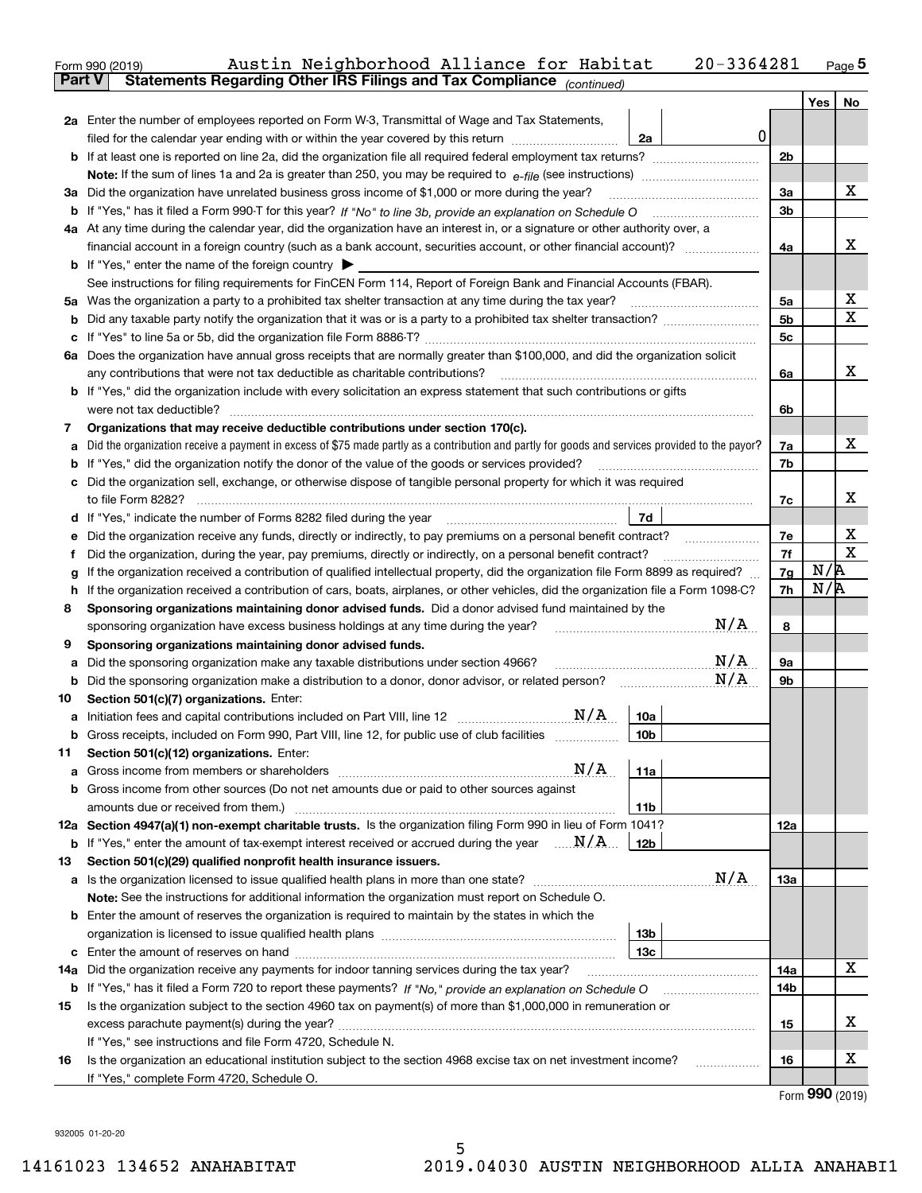Form 990 (2019) Austin Neighborhood Alliance for Habitat 20-3364281 Page 5

**Part V Statements Regarding Other IRS Filings and Tax Compliance** *(continued)*

| | | | | Yes | No |
|---|---|---|---|---|---|
| **2a** | Enter the number of employees reported on Form W-3, Transmittal of Wage and Tax Statements, filed for the calendar year ending with or within the year covered by this return | 2a | 0 | | |
| **b** | If at least one is reported on line 2a, did the organization file all required federal employment tax returns? | | | 2b | | |
| | **Note:** If the sum of lines 1a and 2a is greater than 250, you may be required to *e-file* (see instructions) | | | | | |
| **3a** | Did the organization have unrelated business gross income of $1,000 or more during the year? | | | 3a | | X |
| **b** | If "Yes," has it filed a Form 990-T for this year? *If "No" to line 3b, provide an explanation on Schedule O* | | | 3b | | |
| **4a** | At any time during the calendar year, did the organization have an interest in, or a signature or other authority over, a financial account in a foreign country (such as a bank account, securities account, or other financial account)? | | | 4a | | X |
| **b** | If "Yes," enter the name of the foreign country ▶ | | | | | |
| | See instructions for filing requirements for FinCEN Form 114, Report of Foreign Bank and Financial Accounts (FBAR). | | | | | |
| **5a** | Was the organization a party to a prohibited tax shelter transaction at any time during the tax year? | | | 5a | | X |
| **b** | Did any taxable party notify the organization that it was or is a party to a prohibited tax shelter transaction? | | | 5b | | X |
| **c** | If "Yes" to line 5a or 5b, did the organization file Form 8886-T? | | | 5c | | |
| **6a** | Does the organization have annual gross receipts that are normally greater than $100,000, and did the organization solicit any contributions that were not tax deductible as charitable contributions? | | | 6a | | X |
| **b** | If "Yes," did the organization include with every solicitation an express statement that such contributions or gifts were not tax deductible? | | | 6b | | |
| **7** | **Organizations that may receive deductible contributions under section 170(c).** | | | | | |
| **a** | Did the organization receive a payment in excess of $75 made partly as a contribution and partly for goods and services provided to the payor? | | | 7a | | X |
| **b** | If "Yes," did the organization notify the donor of the value of the goods or services provided? | | | 7b | | |
| **c** | Did the organization sell, exchange, or otherwise dispose of tangible personal property for which it was required to file Form 8282? | | | 7c | | X |
| **d** | If "Yes," indicate the number of Forms 8282 filed during the year | 7d | | | | |
| **e** | Did the organization receive any funds, directly or indirectly, to pay premiums on a personal benefit contract? | | | 7e | | X |
| **f** | Did the organization, during the year, pay premiums, directly or indirectly, on a personal benefit contract? | | | 7f | | X |
| **g** | If the organization received a contribution of qualified intellectual property, did the organization file Form 8899 as required? | | | 7g | N/A | |
| **h** | If the organization received a contribution of cars, boats, airplanes, or other vehicles, did the organization file a Form 1098-C? | | | 7h | N/A | |
| **8** | **Sponsoring organizations maintaining donor advised funds.** Did a donor advised fund maintained by the sponsoring organization have excess business holdings at any time during the year? N/A | | | 8 | | |
| **9** | **Sponsoring organizations maintaining donor advised funds.** | | | | | |
| **a** | Did the sponsoring organization make any taxable distributions under section 4966? N/A | | | 9a | | |
| **b** | Did the sponsoring organization make a distribution to a donor, donor advisor, or related person? N/A | | | 9b | | |
| **10** | **Section 501(c)(7) organizations.** Enter: | | | | | |
| **a** | Initiation fees and capital contributions included on Part VIII, line 12 N/A | 10a | | | | |
| **b** | Gross receipts, included on Form 990, Part VIII, line 12, for public use of club facilities | 10b | | | | |
| **11** | **Section 501(c)(12) organizations.** Enter: | | | | | |
| **a** | Gross income from members or shareholders N/A | 11a | | | | |
| **b** | Gross income from other sources (Do not net amounts due or paid to other sources against amounts due or received from them.) | 11b | | | | |
| **12a** | **Section 4947(a)(1) non-exempt charitable trusts.** Is the organization filing Form 990 in lieu of Form 1041? | | | 12a | | |
| **b** | If "Yes," enter the amount of tax-exempt interest received or accrued during the year N/A | 12b | | | | |
| **13** | **Section 501(c)(29) qualified nonprofit health insurance issuers.** | | | | | |
| **a** | Is the organization licensed to issue qualified health plans in more than one state? N/A | | | 13a | | |
| | **Note:** See the instructions for additional information the organization must report on Schedule O. | | | | | |
| **b** | Enter the amount of reserves the organization is required to maintain by the states in which the organization is licensed to issue qualified health plans | 13b | | | | |
| **c** | Enter the amount of reserves on hand | 13c | | | | |
| **14a** | Did the organization receive any payments for indoor tanning services during the tax year? | | | 14a | | X |
| **b** | If "Yes," has it filed a Form 720 to report these payments? *If "No," provide an explanation on Schedule O* | | | 14b | | |
| **15** | Is the organization subject to the section 4960 tax on payment(s) of more than $1,000,000 in remuneration or excess parachute payment(s) during the year? | | | 15 | | X |
| | If "Yes," see instructions and file Form 4720, Schedule N. | | | | | |
| **16** | Is the organization an educational institution subject to the section 4968 excise tax on net investment income? | | | 16 | | X |
| | If "Yes," complete Form 4720, Schedule O. | | | | | |

Form **990** (2019)

932005 01-20-20

14161023 134652 ANAHABITAT 2019.04030 AUSTIN NEIGHBORHOOD ALLIA ANAHABI1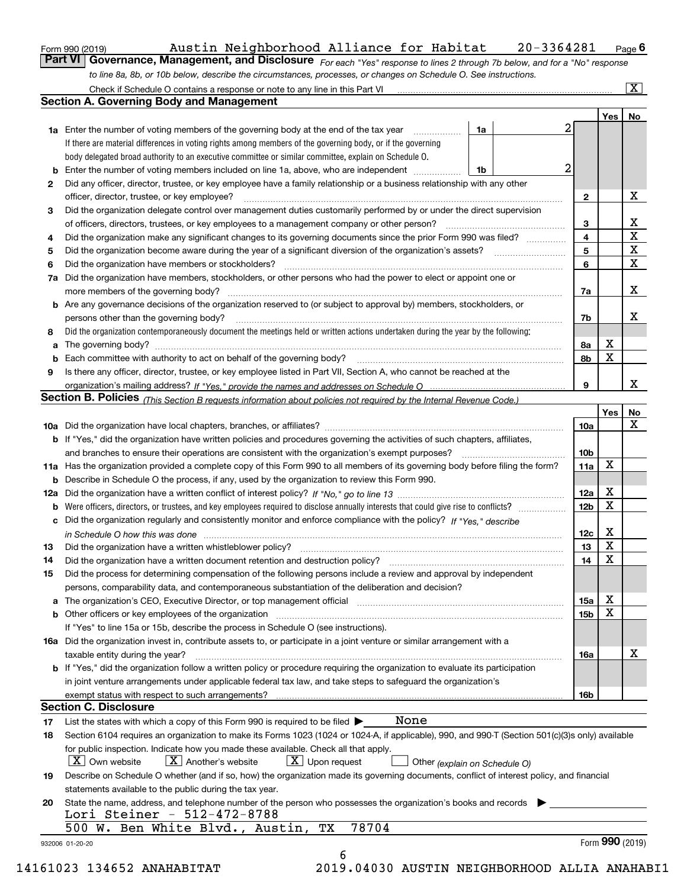Form 990 (2019) Austin Neighborhood Alliance for Habitat 20-3364281 Page 6

**Part VI Governance, Management, and Disclosure** *For each "Yes" response to lines 2 through 7b below, and for a "No" response to line 8a, 8b, or 10b below, describe the circumstances, processes, or changes on Schedule O. See instructions.*

Check if Schedule O contains a response or note to any line in this Part VI ..... [X]

## Section A. Governing Body and Management

| | | | | Yes | No |
|---|---|---|---|---|---|
| **1a** | Enter the number of voting members of the governing body at the end of the tax year ..... If there are material differences in voting rights among members of the governing body, or if the governing body delegated broad authority to an executive committee or similar committee, explain on Schedule O. | 1a | 2 | | |
| **b** | Enter the number of voting members included on line 1a, above, who are independent ..... | 1b | 2 | | |
| **2** | Did any officer, director, trustee, or key employee have a family relationship or a business relationship with any other officer, director, trustee, or key employee? | 2 | | | X |
| **3** | Did the organization delegate control over management duties customarily performed by or under the direct supervision of officers, directors, trustees, or key employees to a management company or other person? | 3 | | | X |
| **4** | Did the organization make any significant changes to its governing documents since the prior Form 990 was filed? | 4 | | | X |
| **5** | Did the organization become aware during the year of a significant diversion of the organization's assets? | 5 | | | X |
| **6** | Did the organization have members or stockholders? | 6 | | | X |
| **7a** | Did the organization have members, stockholders, or other persons who had the power to elect or appoint one or more members of the governing body? | 7a | | | X |
| **b** | Are any governance decisions of the organization reserved to (or subject to approval by) members, stockholders, or persons other than the governing body? | 7b | | | X |
| **8** | Did the organization contemporaneously document the meetings held or written actions undertaken during the year by the following: | | | | |
| **a** | The governing body? | 8a | | X | |
| **b** | Each committee with authority to act on behalf of the governing body? | 8b | | X | |
| **9** | Is there any officer, director, trustee, or key employee listed in Part VII, Section A, who cannot be reached at the organization's mailing address? *If "Yes," provide the names and addresses on Schedule O* | 9 | | | X |

## Section B. Policies *(This Section B requests information about policies not required by the Internal Revenue Code.)*

| | | | Yes | No |
|---|---|---|---|---|
| **10a** | Did the organization have local chapters, branches, or affiliates? | 10a | | X |
| **b** | If "Yes," did the organization have written policies and procedures governing the activities of such chapters, affiliates, and branches to ensure their operations are consistent with the organization's exempt purposes? | 10b | | |
| **11a** | Has the organization provided a complete copy of this Form 990 to all members of its governing body before filing the form? | 11a | X | |
| **b** | Describe in Schedule O the process, if any, used by the organization to review this Form 990. | | | |
| **12a** | Did the organization have a written conflict of interest policy? *If "No," go to line 13* | 12a | X | |
| **b** | Were officers, directors, or trustees, and key employees required to disclose annually interests that could give rise to conflicts? | 12b | X | |
| **c** | Did the organization regularly and consistently monitor and enforce compliance with the policy? *If "Yes," describe in Schedule O how this was done* | 12c | X | |
| **13** | Did the organization have a written whistleblower policy? | 13 | X | |
| **14** | Did the organization have a written document retention and destruction policy? | 14 | X | |
| **15** | Did the process for determining compensation of the following persons include a review and approval by independent persons, comparability data, and contemporaneous substantiation of the deliberation and decision? | | | |
| **a** | The organization's CEO, Executive Director, or top management official | 15a | X | |
| **b** | Other officers or key employees of the organization | 15b | X | |
| | If "Yes" to line 15a or 15b, describe the process in Schedule O (see instructions). | | | |
| **16a** | Did the organization invest in, contribute assets to, or participate in a joint venture or similar arrangement with a taxable entity during the year? | 16a | | X |
| **b** | If "Yes," did the organization follow a written policy or procedure requiring the organization to evaluate its participation in joint venture arrangements under applicable federal tax law, and take steps to safeguard the organization's exempt status with respect to such arrangements? | 16b | | |

## Section C. Disclosure

**17** List the states with which a copy of this Form 990 is required to be filed ▶ None

**18** Section 6104 requires an organization to make its Forms 1023 (1024 or 1024-A, if applicable), 990, and 990-T (Section 501(c)(3)s only) available for public inspection. Indicate how you made these available. Check all that apply.

[X] Own website [X] Another's website [X] Upon request [ ] Other *(explain on Schedule O)*

**19** Describe on Schedule O whether (and if so, how) the organization made its governing documents, conflict of interest policy, and financial statements available to the public during the tax year.

**20** State the name, address, and telephone number of the person who possesses the organization's books and records ▶

Lori Steiner - 512-472-8788
500 W. Ben White Blvd., Austin, TX 78704

932006 01-20-20 Form **990** (2019)

14161023 134652 ANAHABITAT 2019.04030 AUSTIN NEIGHBORHOOD ALLIA ANAHABI1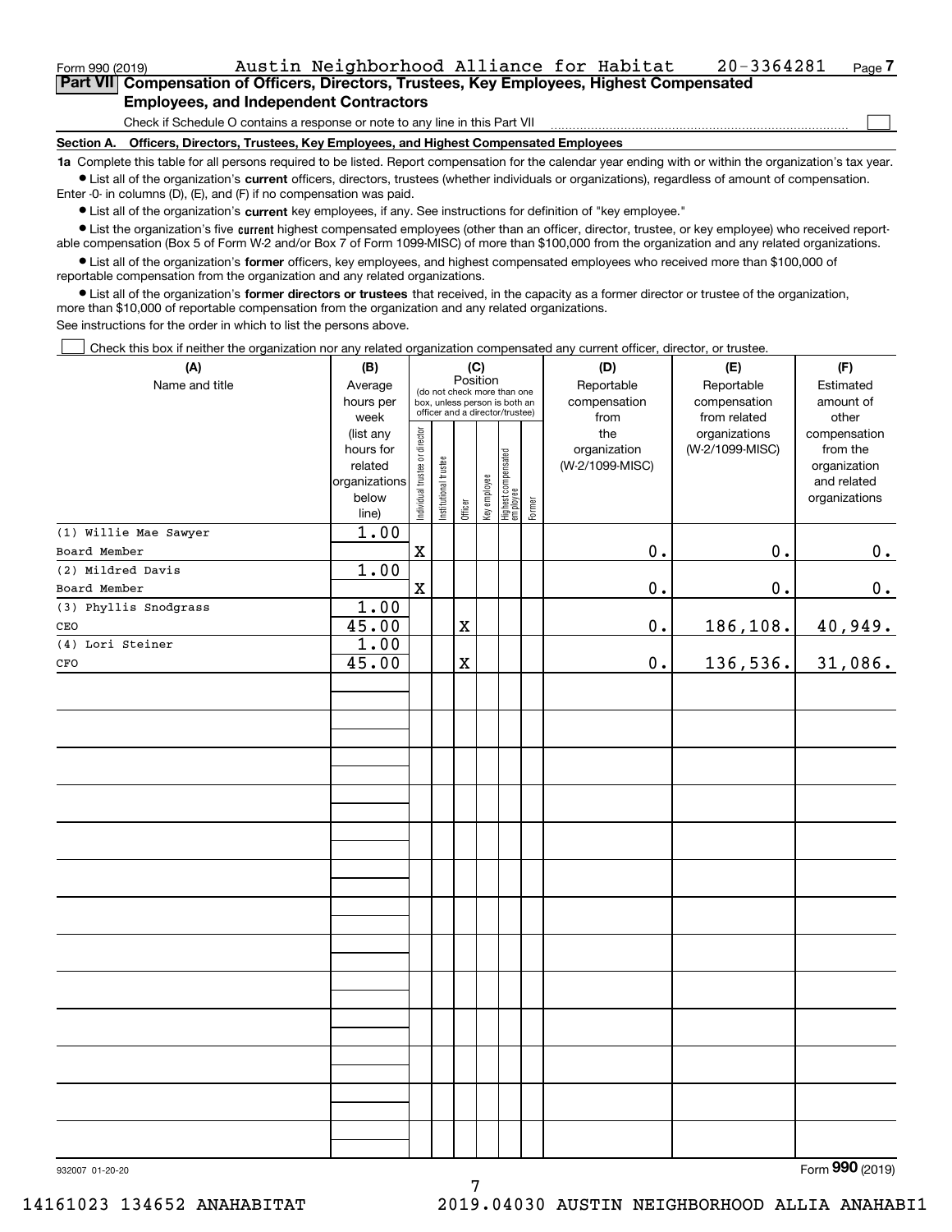Form 990 (2019) Austin Neighborhood Alliance for Habitat 20-3364281 Page 7

**Part VII Compensation of Officers, Directors, Trustees, Key Employees, Highest Compensated Employees, and Independent Contractors**

Check if Schedule O contains a response or note to any line in this Part VII ☐

**Section A. Officers, Directors, Trustees, Key Employees, and Highest Compensated Employees**

**1a** Complete this table for all persons required to be listed. Report compensation for the calendar year ending with or within the organization's tax year.

- List all of the organization's **current** officers, directors, trustees (whether individuals or organizations), regardless of amount of compensation. Enter -0- in columns (D), (E), and (F) if no compensation was paid.
- List all of the organization's **current** key employees, if any. See instructions for definition of "key employee."
- List the organization's five **current** highest compensated employees (other than an officer, director, trustee, or key employee) who received reportable compensation (Box 5 of Form W-2 and/or Box 7 of Form 1099-MISC) of more than $100,000 from the organization and any related organizations.
- List all of the organization's **former** officers, key employees, and highest compensated employees who received more than $100,000 of reportable compensation from the organization and any related organizations.
- List all of the organization's **former directors or trustees** that received, in the capacity as a former director or trustee of the organization, more than $10,000 of reportable compensation from the organization and any related organizations.

See instructions for the order in which to list the persons above.

☐ Check this box if neither the organization nor any related organization compensated any current officer, director, or trustee.

| (A) Name and title | (B) Average hours per week (list any hours for related organizations below line) | (C) Position: Individual trustee or director | Institutional trustee | Officer | Key employee | Highest compensated employee | Former | (D) Reportable compensation from the organization (W-2/1099-MISC) | (E) Reportable compensation from related organizations (W-2/1099-MISC) | (F) Estimated amount of other compensation from the organization and related organizations |
|---|---|---|---|---|---|---|---|---|---|---|
| (1) Willie Mae Sawyer<br>Board Member | 1.00 | X | | | | | | 0. | 0. | 0. |
| (2) Mildred Davis<br>Board Member | 1.00 | X | | | | | | 0. | 0. | 0. |
| (3) Phyllis Snodgrass<br>CEO | 1.00<br>45.00 | | | X | | | | 0. | 186,108. | 40,949. |
| (4) Lori Steiner<br>CFO | 1.00<br>45.00 | | | X | | | | 0. | 136,536. | 31,086. |

Form 990 (2019)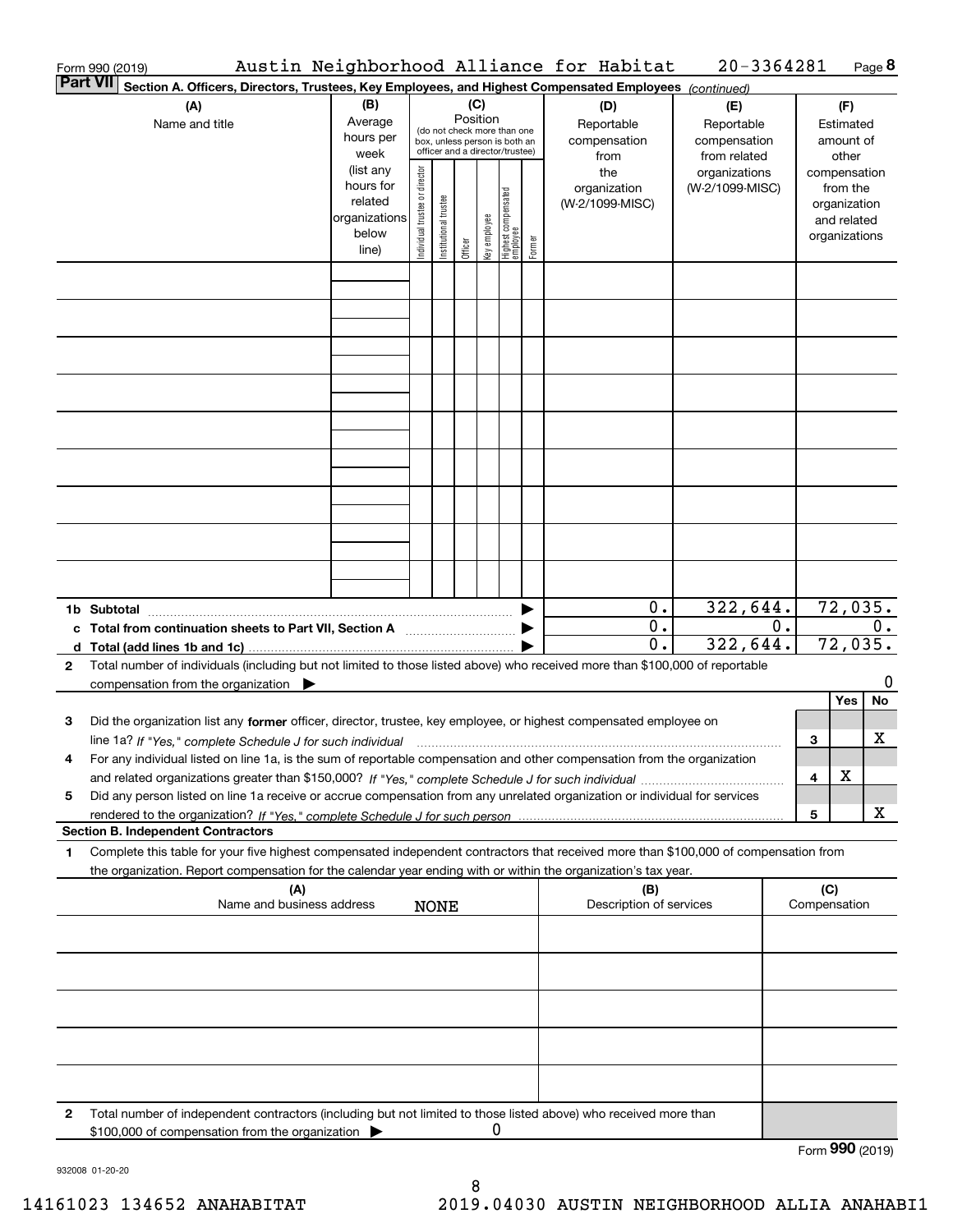Form 990 (2019) Austin Neighborhood Alliance for Habitat 20-3364281

## Part VII Section A. Officers, Directors, Trustees, Key Employees, and Highest Compensated Employees *(continued)*

| (A) Name and title | (B) Average hours per week (list any hours for related organizations below line) | (C) Position (do not check more than one box, unless person is both an officer and a director/trustee): Individual trustee or director | Institutional trustee | Officer | Key employee | Highest compensated employee | Former | (D) Reportable compensation from the organization (W-2/1099-MISC) | (E) Reportable compensation from related organizations (W-2/1099-MISC) | (F) Estimated amount of other compensation from the organization and related organizations |
|---|---|---|---|---|---|---|---|---|---|---|
| | | | | | | | | | | |
| | | | | | | | | | | |
| | | | | | | | | | | |
| | | | | | | | | | | |
| | | | | | | | | | | |
| | | | | | | | | | | |
| | | | | | | | | | | |
| | | | | | | | | | | |
| | | | | | | | | | | |
| **1b Subtotal** | | | | | | | ▶ | 0. | 322,644. | 72,035. |
| **c Total from continuation sheets to Part VII, Section A** | | | | | | | ▶ | 0. | 0. | 0. |
| **d Total (add lines 1b and 1c)** | | | | | | | ▶ | 0. | 322,644. | 72,035. |

**2** Total number of individuals (including but not limited to those listed above) who received more than $100,000 of reportable compensation from the organization ▶ 0

| | | | Yes | No |
|---|---|---|---|---|
| **3** | Did the organization list any **former** officer, director, trustee, key employee, or highest compensated employee on line 1a? *If "Yes," complete Schedule J for such individual* | 3 | | X |
| **4** | For any individual listed on line 1a, is the sum of reportable compensation and other compensation from the organization and related organizations greater than $150,000? *If "Yes," complete Schedule J for such individual* | 4 | X | |
| **5** | Did any person listed on line 1a receive or accrue compensation from any unrelated organization or individual for services rendered to the organization? *If "Yes," complete Schedule J for such person* | 5 | | X |

### Section B. Independent Contractors

**1** Complete this table for your five highest compensated independent contractors that received more than $100,000 of compensation from the organization. Report compensation for the calendar year ending with or within the organization's tax year.

| (A) Name and business address NONE | (B) Description of services | (C) Compensation |
|---|---|---|
| | | |
| | | |
| | | |
| | | |
| | | |

**2** Total number of independent contractors (including but not limited to those listed above) who received more than $100,000 of compensation from the organization ▶ 0

Form **990** (2019)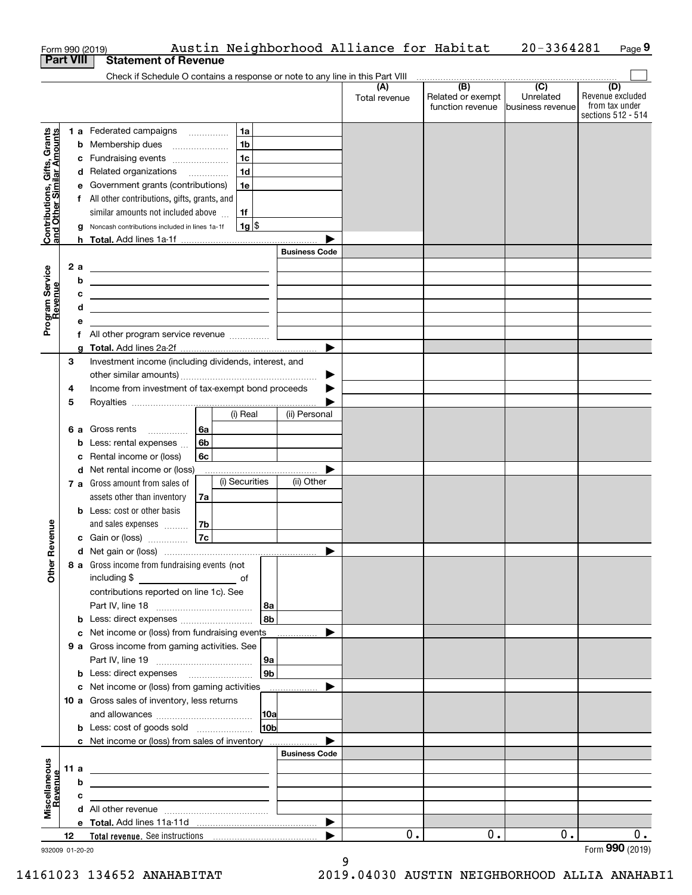Form 990 (2019) Austin Neighborhood Alliance for Habitat 20-3364281 Page 9

**Part VIII Statement of Revenue**

Check if Schedule O contains a response or note to any line in this Part VIII

| | | (A) Total revenue | (B) Related or exempt function revenue | (C) Unrelated business revenue | (D) Revenue excluded from tax under sections 512 - 514 |
|---|---|---|---|---|---|
| **Contributions, Gifts, Grants and Other Similar Amounts** | | | | | |
| 1 a Federated campaigns | 1a | | | | |
| b Membership dues | 1b | | | | |
| c Fundraising events | 1c | | | | |
| d Related organizations | 1d | | | | |
| e Government grants (contributions) | 1e | | | | |
| f All other contributions, gifts, grants, and similar amounts not included above | 1f | | | | |
| g Noncash contributions included in lines 1a-1f | 1g $ | | | | |
| h Total. Add lines 1a-1f | | | | | |
| **Program Service Revenue** | Business Code | | | | |
| 2 a | | | | | |
| b | | | | | |
| c | | | | | |
| d | | | | | |
| e | | | | | |
| f All other program service revenue | | | | | |
| g Total. Add lines 2a-2f | | | | | |
| **Other Revenue** | | | | | |
| 3 Investment income (including dividends, interest, and other similar amounts) | | | | | |
| 4 Income from investment of tax-exempt bond proceeds | | | | | |
| 5 Royalties | | | | | |
| | (i) Real / (ii) Personal | | | | |
| 6 a Gross rents | 6a | | | | |
| b Less: rental expenses | 6b | | | | |
| c Rental income or (loss) | 6c | | | | |
| d Net rental income or (loss) | | | | | |
| | (i) Securities / (ii) Other | | | | |
| 7 a Gross amount from sales of assets other than inventory | 7a | | | | |
| b Less: cost or other basis and sales expenses | 7b | | | | |
| c Gain or (loss) | 7c | | | | |
| d Net gain or (loss) | | | | | |
| 8 a Gross income from fundraising events (not including $ ____ of contributions reported on line 1c). See Part IV, line 18 | 8a | | | | |
| b Less: direct expenses | 8b | | | | |
| c Net income or (loss) from fundraising events | | | | | |
| 9 a Gross income from gaming activities. See Part IV, line 19 | 9a | | | | |
| b Less: direct expenses | 9b | | | | |
| c Net income or (loss) from gaming activities | | | | | |
| 10 a Gross sales of inventory, less returns and allowances | 10a | | | | |
| b Less: cost of goods sold | 10b | | | | |
| c Net income or (loss) from sales of inventory | | | | | |
| **Miscellaneous Revenue** | Business Code | | | | |
| 11 a | | | | | |
| b | | | | | |
| c | | | | | |
| d All other revenue | | | | | |
| e Total. Add lines 11a-11d | | | | | |
| 12 Total revenue. See instructions | | 0. | 0. | 0. | 0. |

932009 01-20-20

Form **990** (2019)

14161023 134652 ANAHABITAT 2019.04030 AUSTIN NEIGHBORHOOD ALLIA ANAHABI1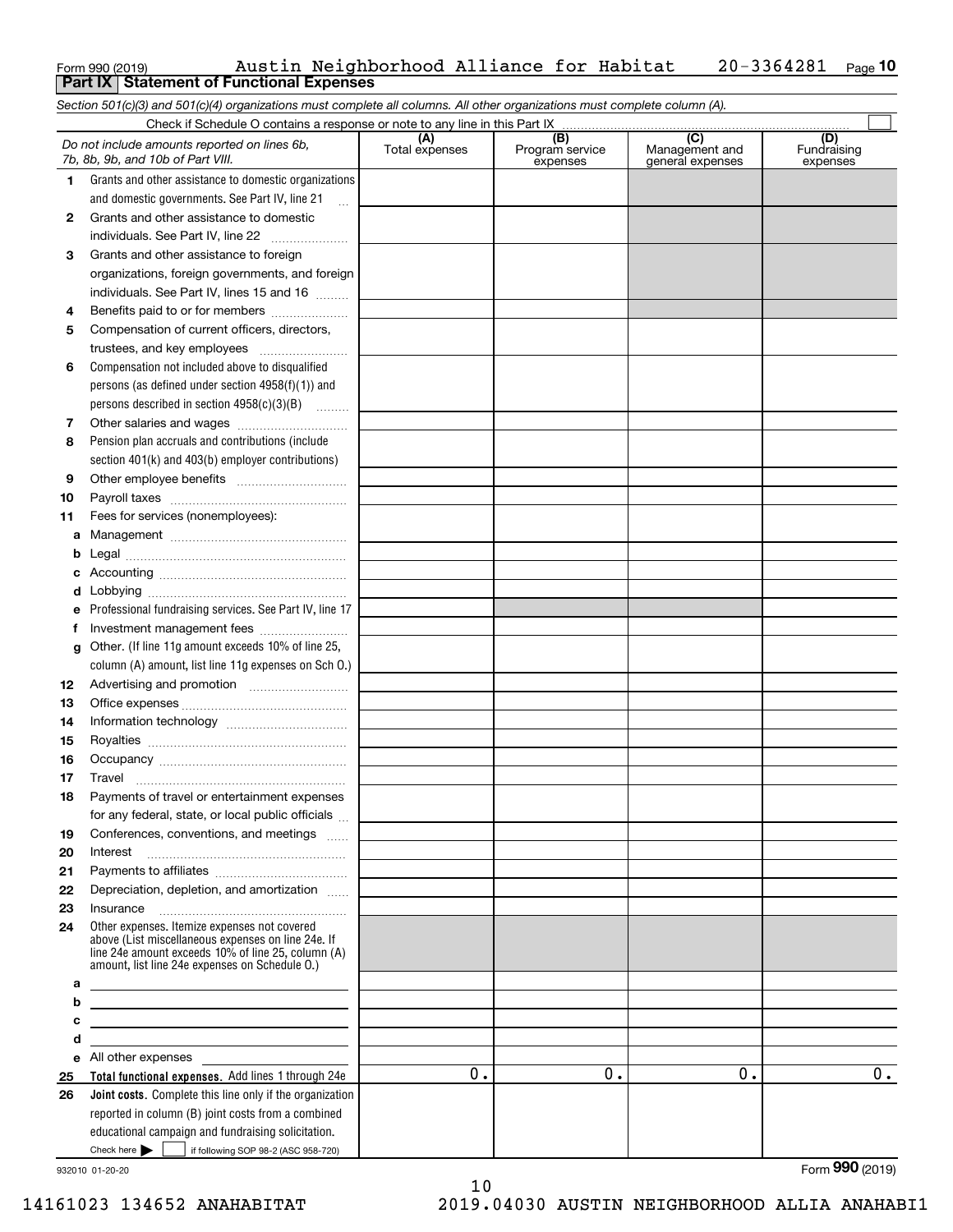Form 990 (2019) Austin Neighborhood Alliance for Habitat 20-3364281 Page 10

**Part IX Statement of Functional Expenses**

*Section 501(c)(3) and 501(c)(4) organizations must complete all columns. All other organizations must complete column (A).*

Check if Schedule O contains a response or note to any line in this Part IX ☐

| *Do not include amounts reported on lines 6b, 7b, 8b, 9b, and 10b of Part VIII.* | (A) Total expenses | (B) Program service expenses | (C) Management and general expenses | (D) Fundraising expenses |
|---|---|---|---|---|
| **1** Grants and other assistance to domestic organizations and domestic governments. See Part IV, line 21 | | | | |
| **2** Grants and other assistance to domestic individuals. See Part IV, line 22 | | | | |
| **3** Grants and other assistance to foreign organizations, foreign governments, and foreign individuals. See Part IV, lines 15 and 16 | | | | |
| **4** Benefits paid to or for members | | | | |
| **5** Compensation of current officers, directors, trustees, and key employees | | | | |
| **6** Compensation not included above to disqualified persons (as defined under section 4958(f)(1)) and persons described in section 4958(c)(3)(B) | | | | |
| **7** Other salaries and wages | | | | |
| **8** Pension plan accruals and contributions (include section 401(k) and 403(b) employer contributions) | | | | |
| **9** Other employee benefits | | | | |
| **10** Payroll taxes | | | | |
| **11** Fees for services (nonemployees): | | | | |
| **a** Management | | | | |
| **b** Legal | | | | |
| **c** Accounting | | | | |
| **d** Lobbying | | | | |
| **e** Professional fundraising services. See Part IV, line 17 | | | | |
| **f** Investment management fees | | | | |
| **g** Other. (If line 11g amount exceeds 10% of line 25, column (A) amount, list line 11g expenses on Sch O.) | | | | |
| **12** Advertising and promotion | | | | |
| **13** Office expenses | | | | |
| **14** Information technology | | | | |
| **15** Royalties | | | | |
| **16** Occupancy | | | | |
| **17** Travel | | | | |
| **18** Payments of travel or entertainment expenses for any federal, state, or local public officials | | | | |
| **19** Conferences, conventions, and meetings | | | | |
| **20** Interest | | | | |
| **21** Payments to affiliates | | | | |
| **22** Depreciation, depletion, and amortization | | | | |
| **23** Insurance | | | | |
| **24** Other expenses. Itemize expenses not covered above (List miscellaneous expenses on line 24e. If line 24e amount exceeds 10% of line 25, column (A) amount, list line 24e expenses on Schedule O.) | | | | |
| **a** | | | | |
| **b** | | | | |
| **c** | | | | |
| **d** | | | | |
| **e** All other expenses | | | | |
| **25 Total functional expenses.** Add lines 1 through 24e | 0. | 0. | 0. | 0. |
| **26 Joint costs.** Complete this line only if the organization reported in column (B) joint costs from a combined educational campaign and fundraising solicitation. Check here ▶ ☐ if following SOP 98-2 (ASC 958-720) | | | | |

932010 01-20-20

Form **990** (2019)

14161023 134652 ANAHABITAT 2019.04030 AUSTIN NEIGHBORHOOD ALLIA ANAHABI1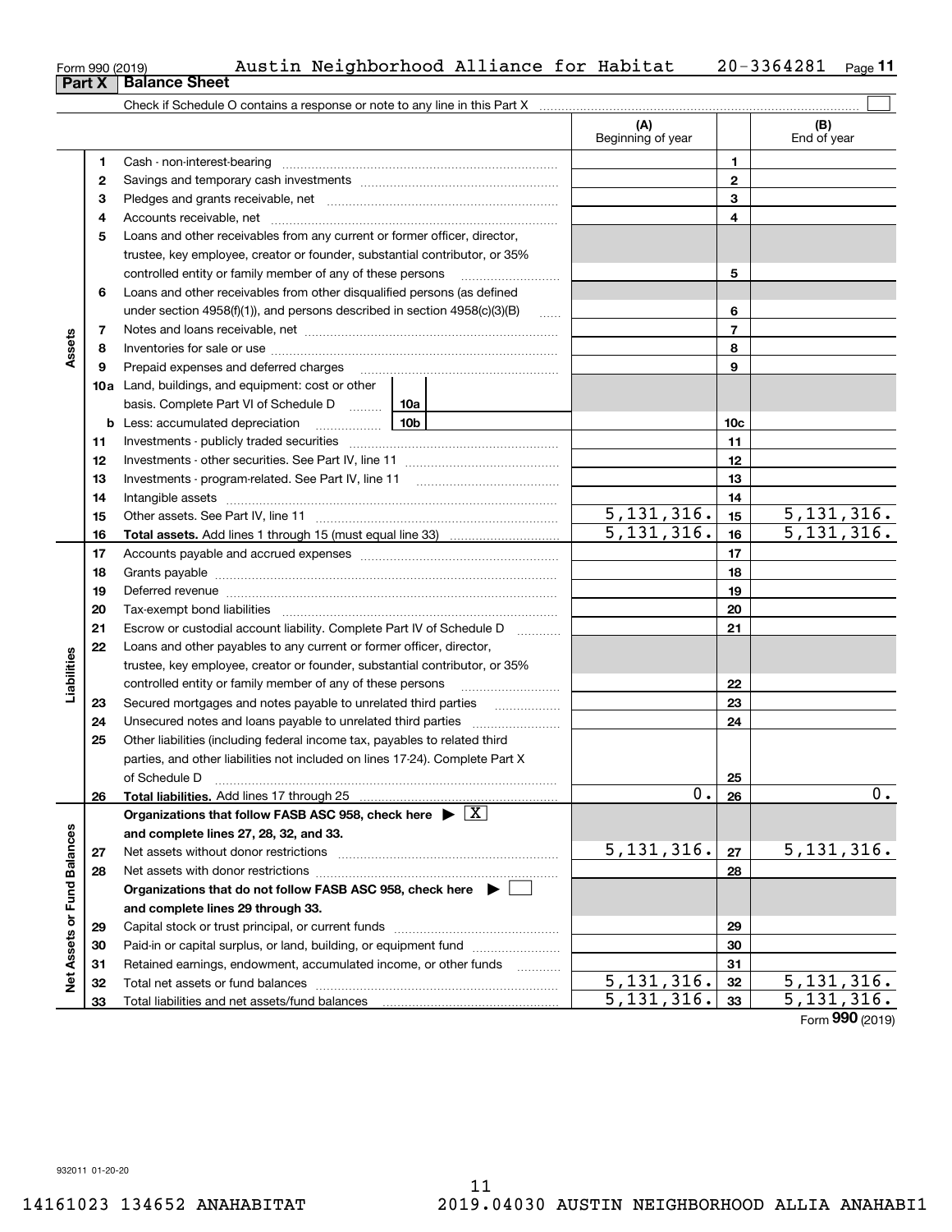Form 990 (2019) Austin Neighborhood Alliance for Habitat 20-3364281 Page 11

## Part X Balance Sheet

Check if Schedule O contains a response or note to any line in this Part X ☐

| | | | (A) Beginning of year | | (B) End of year |
|---|---|---|---|---|---|
| **Assets** | 1 | Cash - non-interest-bearing | | 1 | |
| | 2 | Savings and temporary cash investments | | 2 | |
| | 3 | Pledges and grants receivable, net | | 3 | |
| | 4 | Accounts receivable, net | | 4 | |
| | 5 | Loans and other receivables from any current or former officer, director, trustee, key employee, creator or founder, substantial contributor, or 35% controlled entity or family member of any of these persons | | 5 | |
| | 6 | Loans and other receivables from other disqualified persons (as defined under section 4958(f)(1)), and persons described in section 4958(c)(3)(B) | | 6 | |
| | 7 | Notes and loans receivable, net | | 7 | |
| | 8 | Inventories for sale or use | | 8 | |
| | 9 | Prepaid expenses and deferred charges | | 9 | |
| | 10a | Land, buildings, and equipment: cost or other basis. Complete Part VI of Schedule D — 10a | | | |
| | b | Less: accumulated depreciation — 10b | | 10c | |
| | 11 | Investments - publicly traded securities | | 11 | |
| | 12 | Investments - other securities. See Part IV, line 11 | | 12 | |
| | 13 | Investments - program-related. See Part IV, line 11 | | 13 | |
| | 14 | Intangible assets | | 14 | |
| | 15 | Other assets. See Part IV, line 11 | 5,131,316. | 15 | 5,131,316. |
| | 16 | **Total assets.** Add lines 1 through 15 (must equal line 33) | 5,131,316. | 16 | 5,131,316. |
| **Liabilities** | 17 | Accounts payable and accrued expenses | | 17 | |
| | 18 | Grants payable | | 18 | |
| | 19 | Deferred revenue | | 19 | |
| | 20 | Tax-exempt bond liabilities | | 20 | |
| | 21 | Escrow or custodial account liability. Complete Part IV of Schedule D | | 21 | |
| | 22 | Loans and other payables to any current or former officer, director, trustee, key employee, creator or founder, substantial contributor, or 35% controlled entity or family member of any of these persons | | 22 | |
| | 23 | Secured mortgages and notes payable to unrelated third parties | | 23 | |
| | 24 | Unsecured notes and loans payable to unrelated third parties | | 24 | |
| | 25 | Other liabilities (including federal income tax, payables to related third parties, and other liabilities not included on lines 17-24). Complete Part X of Schedule D | | 25 | |
| | 26 | **Total liabilities.** Add lines 17 through 25 | 0. | 26 | 0. |
| **Net Assets or Fund Balances** | | **Organizations that follow FASB ASC 958, check here** ▶ ☒ **and complete lines 27, 28, 32, and 33.** | | | |
| | 27 | Net assets without donor restrictions | 5,131,316. | 27 | 5,131,316. |
| | 28 | Net assets with donor restrictions | | 28 | |
| | | **Organizations that do not follow FASB ASC 958, check here** ▶ ☐ **and complete lines 29 through 33.** | | | |
| | 29 | Capital stock or trust principal, or current funds | | 29 | |
| | 30 | Paid-in or capital surplus, or land, building, or equipment fund | | 30 | |
| | 31 | Retained earnings, endowment, accumulated income, or other funds | | 31 | |
| | 32 | Total net assets or fund balances | 5,131,316. | 32 | 5,131,316. |
| | 33 | Total liabilities and net assets/fund balances | 5,131,316. | 33 | 5,131,316. |

Form **990** (2019)

932011 01-20-20

14161023 134652 ANAHABITAT 2019.04030 AUSTIN NEIGHBORHOOD ALLIA ANAHABI1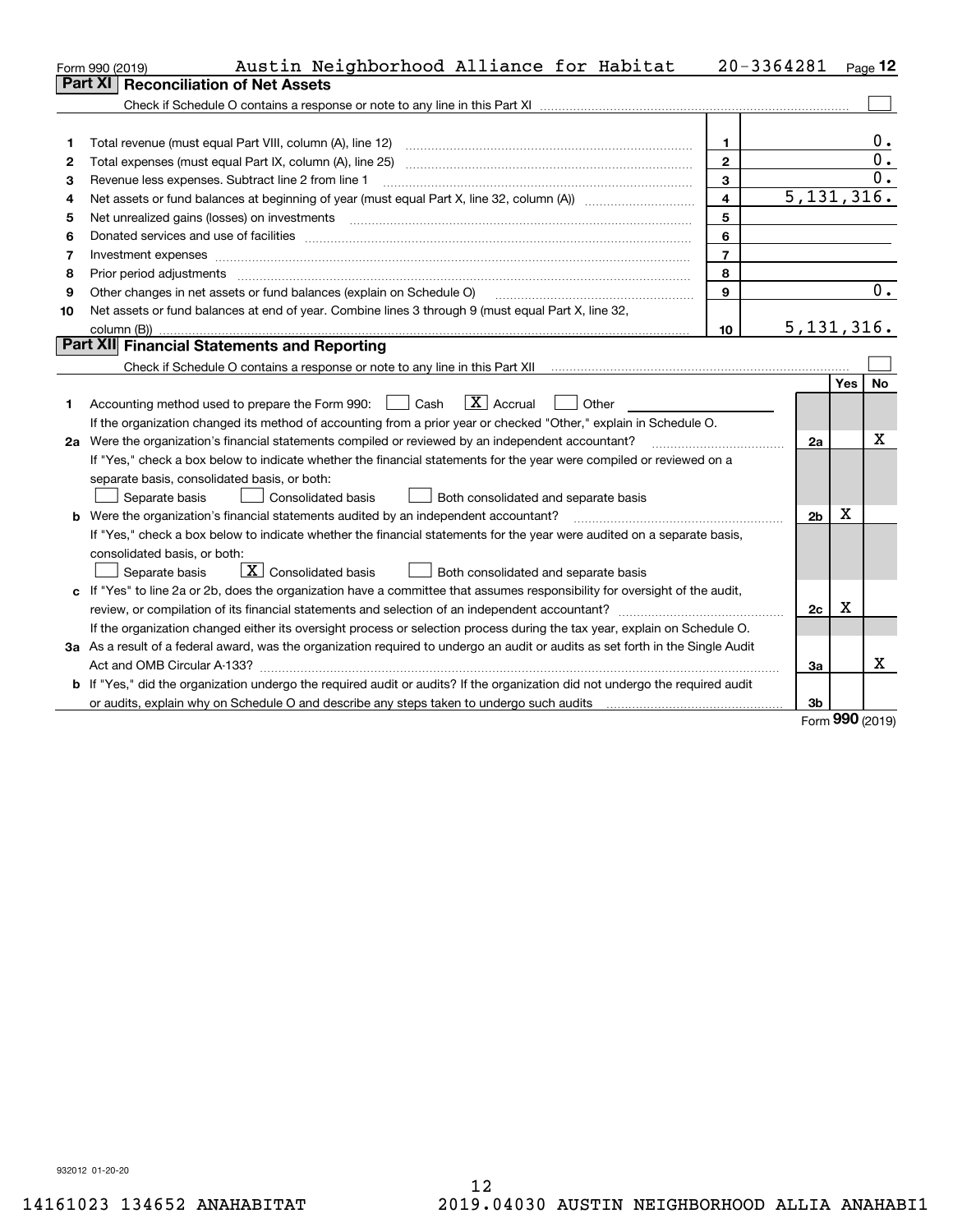Form 990 (2019) Austin Neighborhood Alliance for Habitat 20-3364281 Page 12

## Part XI Reconciliation of Net Assets

Check if Schedule O contains a response or note to any line in this Part XI ☐

| | | | |
|---|---|---|---|
| 1 | Total revenue (must equal Part VIII, column (A), line 12) | 1 | 0. |
| 2 | Total expenses (must equal Part IX, column (A), line 25) | 2 | 0. |
| 3 | Revenue less expenses. Subtract line 2 from line 1 | 3 | 0. |
| 4 | Net assets or fund balances at beginning of year (must equal Part X, line 32, column (A)) | 4 | 5,131,316. |
| 5 | Net unrealized gains (losses) on investments | 5 | |
| 6 | Donated services and use of facilities | 6 | |
| 7 | Investment expenses | 7 | |
| 8 | Prior period adjustments | 8 | |
| 9 | Other changes in net assets or fund balances (explain on Schedule O) | 9 | 0. |
| 10 | Net assets or fund balances at end of year. Combine lines 3 through 9 (must equal Part X, line 32, column (B)) | 10 | 5,131,316. |

## Part XII Financial Statements and Reporting

Check if Schedule O contains a response or note to any line in this Part XII ☐

| | | | Yes | No |
|---|---|---|---|---|
| 1 | Accounting method used to prepare the Form 990: ☐ Cash ☒ Accrual ☐ Other<br>If the organization changed its method of accounting from a prior year or checked "Other," explain in Schedule O. | | | |
| 2a | Were the organization's financial statements compiled or reviewed by an independent accountant?<br>If "Yes," check a box below to indicate whether the financial statements for the year were compiled or reviewed on a separate basis, consolidated basis, or both:<br>☐ Separate basis ☐ Consolidated basis ☐ Both consolidated and separate basis | 2a | | X |
| b | Were the organization's financial statements audited by an independent accountant?<br>If "Yes," check a box below to indicate whether the financial statements for the year were audited on a separate basis, consolidated basis, or both:<br>☐ Separate basis ☒ Consolidated basis ☐ Both consolidated and separate basis | 2b | X | |
| c | If "Yes" to line 2a or 2b, does the organization have a committee that assumes responsibility for oversight of the audit, review, or compilation of its financial statements and selection of an independent accountant?<br>If the organization changed either its oversight process or selection process during the tax year, explain on Schedule O. | 2c | X | |
| 3a | As a result of a federal award, was the organization required to undergo an audit or audits as set forth in the Single Audit Act and OMB Circular A-133? | 3a | | X |
| b | If "Yes," did the organization undergo the required audit or audits? If the organization did not undergo the required audit or audits, explain why on Schedule O and describe any steps taken to undergo such audits | 3b | | |

Form 990 (2019)

932012 01-20-20

14161023 134652 ANAHABITAT 2019.04030 AUSTIN NEIGHBORHOOD ALLIA ANAHABI1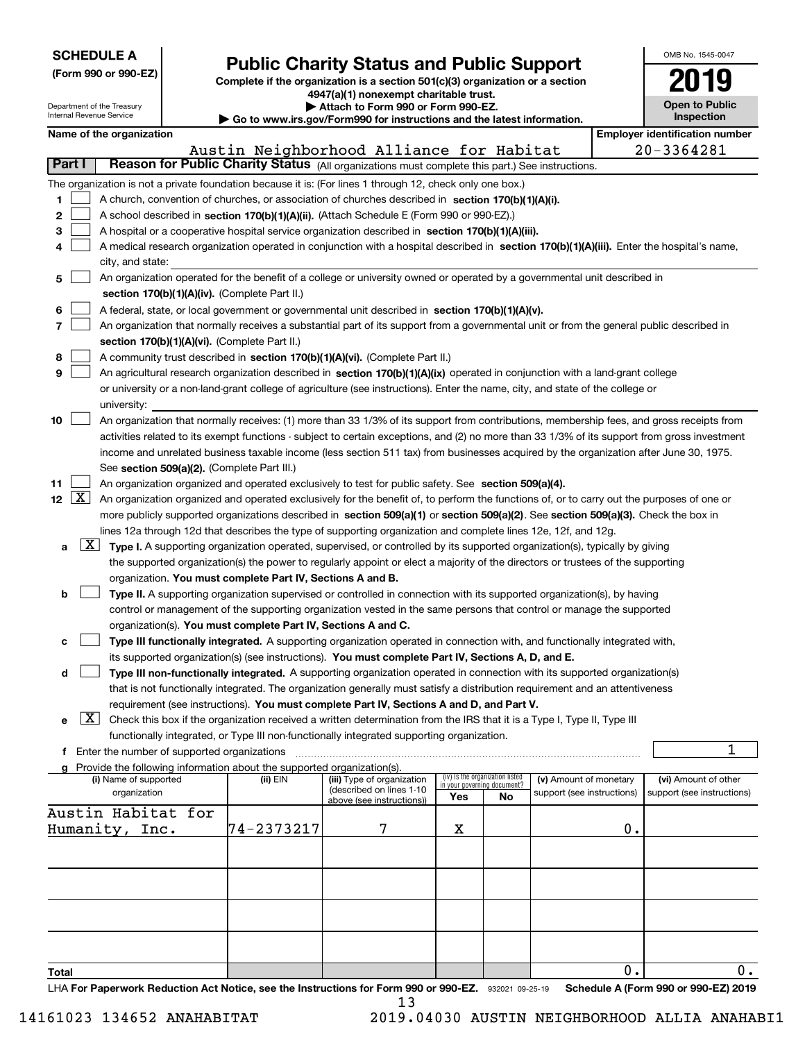**SCHEDULE A**
**(Form 990 or 990-EZ)**

Department of the Treasury
Internal Revenue Service

# Public Charity Status and Public Support

**Complete if the organization is a section 501(c)(3) organization or a section 4947(a)(1) nonexempt charitable trust.**
**▶ Attach to Form 990 or Form 990-EZ.**
**▶ Go to www.irs.gov/Form990 for instructions and the latest information.**

OMB No. 1545-0047
**2019**
**Open to Public Inspection**

**Name of the organization:** Austin Neighborhood Alliance for Habitat
**Employer identification number:** 20-3364281

## Part I Reason for Public Charity Status (All organizations must complete this part.) See instructions.

The organization is not a private foundation because it is: (For lines 1 through 12, check only one box.)

1 [ ] A church, convention of churches, or association of churches described in **section 170(b)(1)(A)(i).**

2 [ ] A school described in **section 170(b)(1)(A)(ii).** (Attach Schedule E (Form 990 or 990-EZ).)

3 [ ] A hospital or a cooperative hospital service organization described in **section 170(b)(1)(A)(iii).**

4 [ ] A medical research organization operated in conjunction with a hospital described in **section 170(b)(1)(A)(iii).** Enter the hospital's name, city, and state:

5 [ ] An organization operated for the benefit of a college or university owned or operated by a governmental unit described in **section 170(b)(1)(A)(iv).** (Complete Part II.)

6 [ ] A federal, state, or local government or governmental unit described in **section 170(b)(1)(A)(v).**

7 [ ] An organization that normally receives a substantial part of its support from a governmental unit or from the general public described in **section 170(b)(1)(A)(vi).** (Complete Part II.)

8 [ ] A community trust described in **section 170(b)(1)(A)(vi).** (Complete Part II.)

9 [ ] An agricultural research organization described in **section 170(b)(1)(A)(ix)** operated in conjunction with a land-grant college or university or a non-land-grant college of agriculture (see instructions). Enter the name, city, and state of the college or university:

10 [ ] An organization that normally receives: (1) more than 33 1/3% of its support from contributions, membership fees, and gross receipts from activities related to its exempt functions - subject to certain exceptions, and (2) no more than 33 1/3% of its support from gross investment income and unrelated business taxable income (less section 511 tax) from businesses acquired by the organization after June 30, 1975. See **section 509(a)(2).** (Complete Part III.)

11 [ ] An organization organized and operated exclusively to test for public safety. See **section 509(a)(4).**

12 [X] An organization organized and operated exclusively for the benefit of, to perform the functions of, or to carry out the purposes of one or more publicly supported organizations described in **section 509(a)(1)** or **section 509(a)(2)**. See **section 509(a)(3).** Check the box in lines 12a through 12d that describes the type of supporting organization and complete lines 12e, 12f, and 12g.

a [X] **Type I.** A supporting organization operated, supervised, or controlled by its supported organization(s), typically by giving the supported organization(s) the power to regularly appoint or elect a majority of the directors or trustees of the supporting organization. **You must complete Part IV, Sections A and B.**

b [ ] **Type II.** A supporting organization supervised or controlled in connection with its supported organization(s), by having control or management of the supporting organization vested in the same persons that control or manage the supported organization(s). **You must complete Part IV, Sections A and C.**

c [ ] **Type III functionally integrated.** A supporting organization operated in connection with, and functionally integrated with, its supported organization(s) (see instructions). **You must complete Part IV, Sections A, D, and E.**

d [ ] **Type III non-functionally integrated.** A supporting organization operated in connection with its supported organization(s) that is not functionally integrated. The organization generally must satisfy a distribution requirement and an attentiveness requirement (see instructions). **You must complete Part IV, Sections A and D, and Part V.**

e [X] Check this box if the organization received a written determination from the IRS that it is a Type I, Type II, Type III functionally integrated, or Type III non-functionally integrated supporting organization.

f Enter the number of supported organizations: 1

g Provide the following information about the supported organization(s).

| (i) Name of supported organization | (ii) EIN | (iii) Type of organization (described on lines 1-10 above (see instructions)) | (iv) Is the organization listed in your governing document? Yes | No | (v) Amount of monetary support (see instructions) | (vi) Amount of other support (see instructions) |
|---|---|---|---|---|---|---|
| Austin Habitat for Humanity, Inc. | 74-2373217 | 7 | X | | 0. | |
| | | | | | | |
| | | | | | | |
| | | | | | | |
| | | | | | | |
| **Total** | | | | | 0. | 0. |

LHA **For Paperwork Reduction Act Notice, see the Instructions for Form 990 or 990-EZ.** 932021 09-25-19 **Schedule A (Form 990 or 990-EZ) 2019**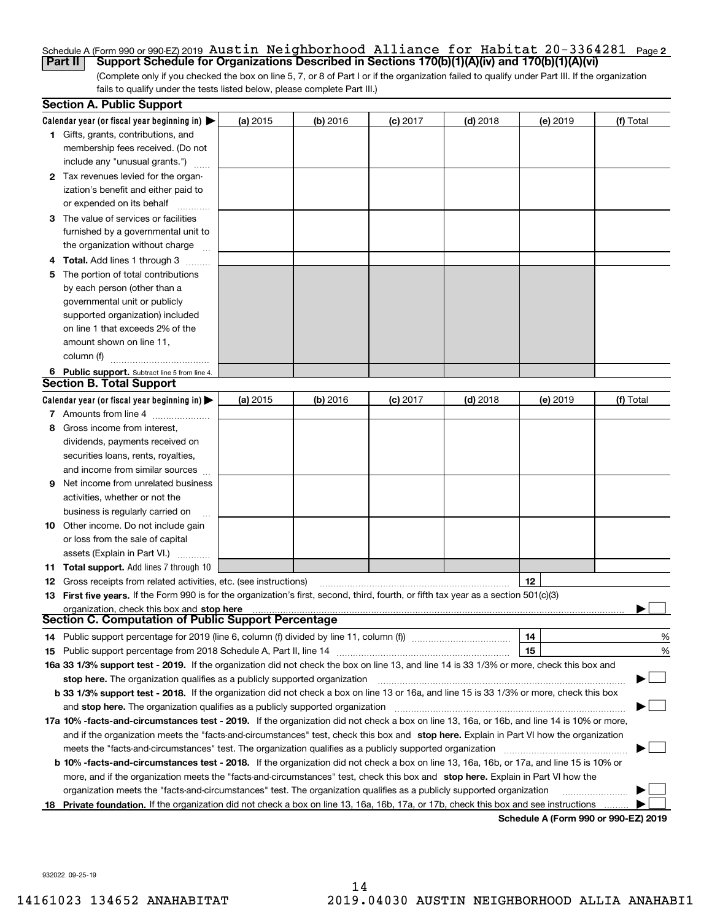Schedule A (Form 990 or 990-EZ) 2019 Austin Neighborhood Alliance for Habitat 20-3364281 Page 2

**Part II Support Schedule for Organizations Described in Sections 170(b)(1)(A)(iv) and 170(b)(1)(A)(vi)**

(Complete only if you checked the box on line 5, 7, or 8 of Part I or if the organization failed to qualify under Part III. If the organization fails to qualify under the tests listed below, please complete Part III.)

### Section A. Public Support

| Calendar year (or fiscal year beginning in) ▶ | (a) 2015 | (b) 2016 | (c) 2017 | (d) 2018 | (e) 2019 | (f) Total |
|---|---|---|---|---|---|---|
| **1** Gifts, grants, contributions, and membership fees received. (Do not include any "unusual grants.") | | | | | | |
| **2** Tax revenues levied for the organization's benefit and either paid to or expended on its behalf | | | | | | |
| **3** The value of services or facilities furnished by a governmental unit to the organization without charge | | | | | | |
| **4 Total.** Add lines 1 through 3 | | | | | | |
| **5** The portion of total contributions by each person (other than a governmental unit or publicly supported organization) included on line 1 that exceeds 2% of the amount shown on line 11, column (f) | | | | | | |
| **6 Public support.** Subtract line 5 from line 4. | | | | | | |

### Section B. Total Support

| Calendar year (or fiscal year beginning in) ▶ | (a) 2015 | (b) 2016 | (c) 2017 | (d) 2018 | (e) 2019 | (f) Total |
|---|---|---|---|---|---|---|
| **7** Amounts from line 4 | | | | | | |
| **8** Gross income from interest, dividends, payments received on securities loans, rents, royalties, and income from similar sources | | | | | | |
| **9** Net income from unrelated business activities, whether or not the business is regularly carried on | | | | | | |
| **10** Other income. Do not include gain or loss from the sale of capital assets (Explain in Part VI.) | | | | | | |
| **11 Total support.** Add lines 7 through 10 | | | | | | |

**12** Gross receipts from related activities, etc. (see instructions) | 12 |

**13 First five years.** If the Form 990 is for the organization's first, second, third, fourth, or fifth tax year as a section 501(c)(3) organization, check this box and **stop here** ▶ ☐

### Section C. Computation of Public Support Percentage

**14** Public support percentage for 2019 (line 6, column (f) divided by line 11, column (f)) | 14 | %

**15** Public support percentage from 2018 Schedule A, Part II, line 14 | 15 | %

**16a 33 1/3% support test - 2019.** If the organization did not check the box on line 13, and line 14 is 33 1/3% or more, check this box and **stop here.** The organization qualifies as a publicly supported organization ▶ ☐

**b 33 1/3% support test - 2018.** If the organization did not check a box on line 13 or 16a, and line 15 is 33 1/3% or more, check this box and **stop here.** The organization qualifies as a publicly supported organization ▶ ☐

**17a 10% -facts-and-circumstances test - 2019.** If the organization did not check a box on line 13, 16a, or 16b, and line 14 is 10% or more, and if the organization meets the "facts-and-circumstances" test, check this box and **stop here.** Explain in Part VI how the organization meets the "facts-and-circumstances" test. The organization qualifies as a publicly supported organization ▶ ☐

**b 10% -facts-and-circumstances test - 2018.** If the organization did not check a box on line 13, 16a, 16b, or 17a, and line 15 is 10% or more, and if the organization meets the "facts-and-circumstances" test, check this box and **stop here.** Explain in Part VI how the organization meets the "facts-and-circumstances" test. The organization qualifies as a publicly supported organization ▶ ☐

**18 Private foundation.** If the organization did not check a box on line 13, 16a, 16b, 17a, or 17b, check this box and see instructions ▶ ☐

**Schedule A (Form 990 or 990-EZ) 2019**

932022 09-25-19

14161023 134652 ANAHABITAT 2019.04030 AUSTIN NEIGHBORHOOD ALLIA ANAHABI1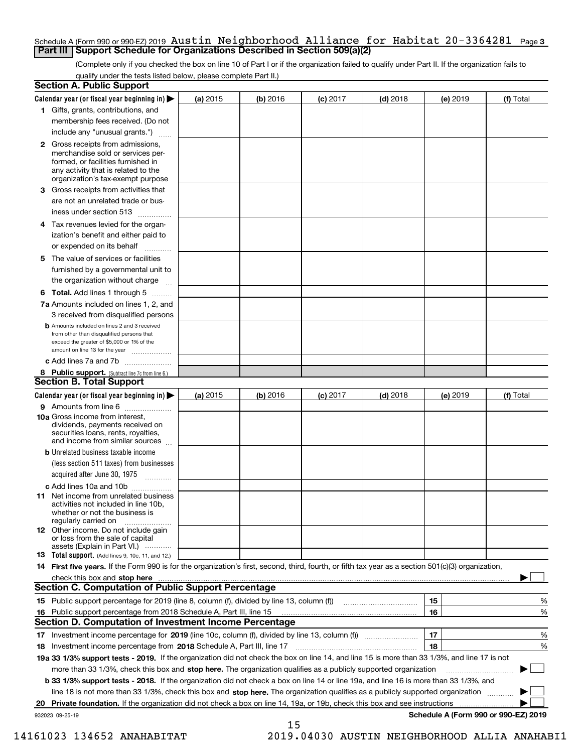Schedule A (Form 990 or 990-EZ) 2019 Austin Neighborhood Alliance for Habitat 20-3364281 Page 3

## Part III Support Schedule for Organizations Described in Section 509(a)(2)

(Complete only if you checked the box on line 10 of Part I or if the organization failed to qualify under Part II. If the organization fails to qualify under the tests listed below, please complete Part II.)

### Section A. Public Support

| Calendar year (or fiscal year beginning in) ▶ | (a) 2015 | (b) 2016 | (c) 2017 | (d) 2018 | (e) 2019 | (f) Total |
|---|---|---|---|---|---|---|
| 1 Gifts, grants, contributions, and membership fees received. (Do not include any "unusual grants.") | | | | | | |
| 2 Gross receipts from admissions, merchandise sold or services performed, or facilities furnished in any activity that is related to the organization's tax-exempt purpose | | | | | | |
| 3 Gross receipts from activities that are not an unrelated trade or business under section 513 | | | | | | |
| 4 Tax revenues levied for the organization's benefit and either paid to or expended on its behalf | | | | | | |
| 5 The value of services or facilities furnished by a governmental unit to the organization without charge | | | | | | |
| 6 Total. Add lines 1 through 5 | | | | | | |
| 7a Amounts included on lines 1, 2, and 3 received from disqualified persons | | | | | | |
| b Amounts included on lines 2 and 3 received from other than disqualified persons that exceed the greater of $5,000 or 1% of the amount on line 13 for the year | | | | | | |
| c Add lines 7a and 7b | | | | | | |
| 8 Public support. (Subtract line 7c from line 6.) | | | | | | |

### Section B. Total Support

| Calendar year (or fiscal year beginning in) ▶ | (a) 2015 | (b) 2016 | (c) 2017 | (d) 2018 | (e) 2019 | (f) Total |
|---|---|---|---|---|---|---|
| 9 Amounts from line 6 | | | | | | |
| 10a Gross income from interest, dividends, payments received on securities loans, rents, royalties, and income from similar sources | | | | | | |
| b Unrelated business taxable income (less section 511 taxes) from businesses acquired after June 30, 1975 | | | | | | |
| c Add lines 10a and 10b | | | | | | |
| 11 Net income from unrelated business activities not included in line 10b, whether or not the business is regularly carried on | | | | | | |
| 12 Other income. Do not include gain or loss from the sale of capital assets (Explain in Part VI.) | | | | | | |
| 13 Total support. (Add lines 9, 10c, 11, and 12.) | | | | | | |

**14 First five years.** If the Form 990 is for the organization's first, second, third, fourth, or fifth tax year as a section 501(c)(3) organization, check this box and **stop here** ▶ ☐

### Section C. Computation of Public Support Percentage

| | | | |
|---|---|---|---|
| 15 | Public support percentage for 2019 (line 8, column (f), divided by line 13, column (f)) | 15 | % |
| 16 | Public support percentage from 2018 Schedule A, Part III, line 15 | 16 | % |

### Section D. Computation of Investment Income Percentage

| | | | |
|---|---|---|---|
| 17 | Investment income percentage for **2019** (line 10c, column (f), divided by line 13, column (f)) | 17 | % |
| 18 | Investment income percentage from **2018** Schedule A, Part III, line 17 | 18 | % |

**19a 33 1/3% support tests - 2019.** If the organization did not check the box on line 14, and line 15 is more than 33 1/3%, and line 17 is not more than 33 1/3%, check this box and **stop here.** The organization qualifies as a publicly supported organization ▶ ☐

**b 33 1/3% support tests - 2018.** If the organization did not check a box on line 14 or line 19a, and line 16 is more than 33 1/3%, and line 18 is not more than 33 1/3%, check this box and **stop here.** The organization qualifies as a publicly supported organization ▶ ☐

**20 Private foundation.** If the organization did not check a box on line 14, 19a, or 19b, check this box and see instructions ▶ ☐

932023 09-25-19 **Schedule A (Form 990 or 990-EZ) 2019**

14161023 134652 ANAHABITAT 2019.04030 AUSTIN NEIGHBORHOOD ALLIA ANAHABI1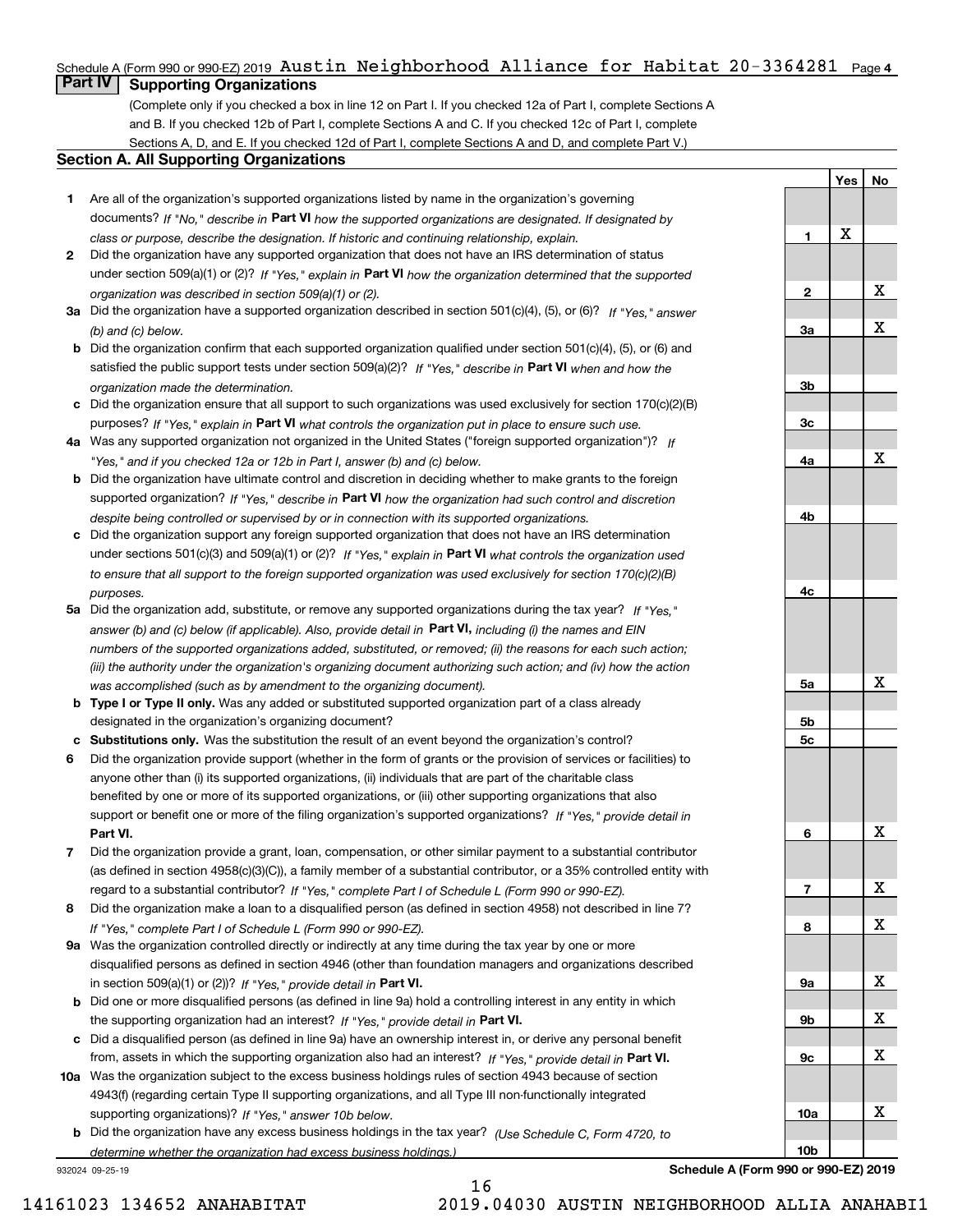Schedule A (Form 990 or 990-EZ) 2019 Austin Neighborhood Alliance for Habitat 20-3364281 Page 4

## Part IV Supporting Organizations

(Complete only if you checked a box in line 12 on Part I. If you checked 12a of Part I, complete Sections A and B. If you checked 12b of Part I, complete Sections A and C. If you checked 12c of Part I, complete Sections A, D, and E. If you checked 12d of Part I, complete Sections A and D, and complete Part V.)

### Section A. All Supporting Organizations

| | Question | Line | Yes | No |
|---|---|---|---|---|
| **1** | Are all of the organization's supported organizations listed by name in the organization's governing documents? *If "No," describe in* **Part VI** *how the supported organizations are designated. If designated by class or purpose, describe the designation. If historic and continuing relationship, explain.* | **1** | X | |
| **2** | Did the organization have any supported organization that does not have an IRS determination of status under section 509(a)(1) or (2)? *If "Yes," explain in* **Part VI** *how the organization determined that the supported organization was described in section 509(a)(1) or (2).* | **2** | | X |
| **3a** | Did the organization have a supported organization described in section 501(c)(4), (5), or (6)? *If "Yes," answer (b) and (c) below.* | **3a** | | X |
| **b** | Did the organization confirm that each supported organization qualified under section 501(c)(4), (5), or (6) and satisfied the public support tests under section 509(a)(2)? *If "Yes," describe in* **Part VI** *when and how the organization made the determination.* | **3b** | | |
| **c** | Did the organization ensure that all support to such organizations was used exclusively for section 170(c)(2)(B) purposes? *If "Yes," explain in* **Part VI** *what controls the organization put in place to ensure such use.* | **3c** | | |
| **4a** | Was any supported organization not organized in the United States ("foreign supported organization")? *If "Yes," and if you checked 12a or 12b in Part I, answer (b) and (c) below.* | **4a** | | X |
| **b** | Did the organization have ultimate control and discretion in deciding whether to make grants to the foreign supported organization? *If "Yes," describe in* **Part VI** *how the organization had such control and discretion despite being controlled or supervised by or in connection with its supported organizations.* | **4b** | | |
| **c** | Did the organization support any foreign supported organization that does not have an IRS determination under sections 501(c)(3) and 509(a)(1) or (2)? *If "Yes," explain in* **Part VI** *what controls the organization used to ensure that all support to the foreign supported organization was used exclusively for section 170(c)(2)(B) purposes.* | **4c** | | |
| **5a** | Did the organization add, substitute, or remove any supported organizations during the tax year? *If "Yes," answer (b) and (c) below (if applicable). Also, provide detail in* **Part VI,** *including (i) the names and EIN numbers of the supported organizations added, substituted, or removed; (ii) the reasons for each such action; (iii) the authority under the organization's organizing document authorizing such action; and (iv) how the action was accomplished (such as by amendment to the organizing document).* | **5a** | | X |
| **b** | **Type I or Type II only.** Was any added or substituted supported organization part of a class already designated in the organization's organizing document? | **5b** | | |
| **c** | **Substitutions only.** Was the substitution the result of an event beyond the organization's control? | **5c** | | |
| **6** | Did the organization provide support (whether in the form of grants or the provision of services or facilities) to anyone other than (i) its supported organizations, (ii) individuals that are part of the charitable class benefited by one or more of its supported organizations, or (iii) other supporting organizations that also support or benefit one or more of the filing organization's supported organizations? *If "Yes," provide detail in* **Part VI.** | **6** | | X |
| **7** | Did the organization provide a grant, loan, compensation, or other similar payment to a substantial contributor (as defined in section 4958(c)(3)(C)), a family member of a substantial contributor, or a 35% controlled entity with regard to a substantial contributor? *If "Yes," complete Part I of Schedule L (Form 990 or 990-EZ).* | **7** | | X |
| **8** | Did the organization make a loan to a disqualified person (as defined in section 4958) not described in line 7? *If "Yes," complete Part I of Schedule L (Form 990 or 990-EZ).* | **8** | | X |
| **9a** | Was the organization controlled directly or indirectly at any time during the tax year by one or more disqualified persons as defined in section 4946 (other than foundation managers and organizations described in section 509(a)(1) or (2))? *If "Yes," provide detail in* **Part VI.** | **9a** | | X |
| **b** | Did one or more disqualified persons (as defined in line 9a) hold a controlling interest in any entity in which the supporting organization had an interest? *If "Yes," provide detail in* **Part VI.** | **9b** | | X |
| **c** | Did a disqualified person (as defined in line 9a) have an ownership interest in, or derive any personal benefit from, assets in which the supporting organization also had an interest? *If "Yes," provide detail in* **Part VI.** | **9c** | | X |
| **10a** | Was the organization subject to the excess business holdings rules of section 4943 because of section 4943(f) (regarding certain Type II supporting organizations, and all Type III non-functionally integrated supporting organizations)? *If "Yes," answer 10b below.* | **10a** | | X |
| **b** | Did the organization have any excess business holdings in the tax year? *(Use Schedule C, Form 4720, to determine whether the organization had excess business holdings.)* | **10b** | | |

932024 09-25-19 **Schedule A (Form 990 or 990-EZ) 2019**

14161023 134652 ANAHABITAT 2019.04030 AUSTIN NEIGHBORHOOD ALLIA ANAHABI1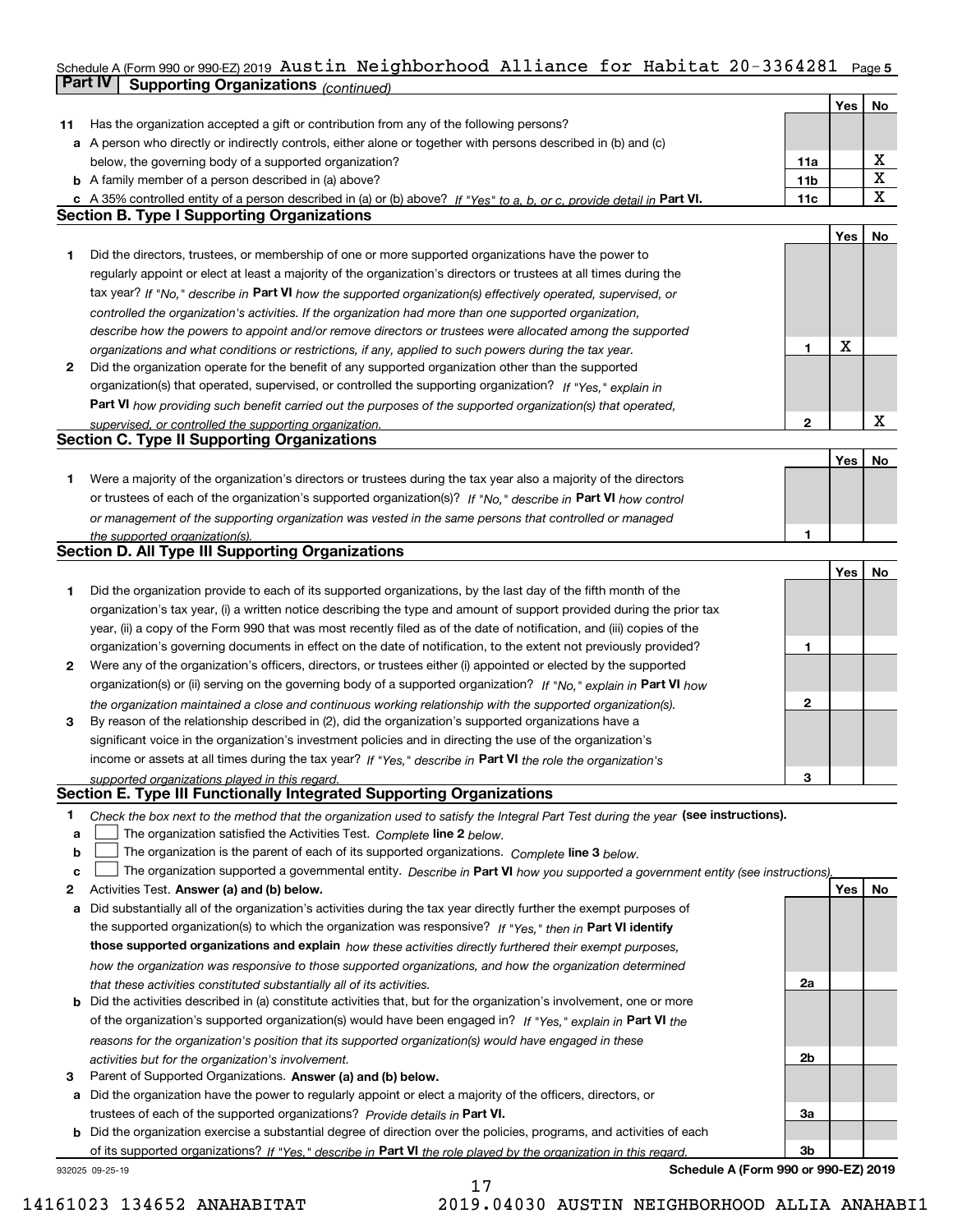Schedule A (Form 990 or 990-EZ) 2019 Austin Neighborhood Alliance for Habitat 20-3364281 Page 5

## Part IV Supporting Organizations *(continued)*

| | | | Yes | No |
|---|---|---|---|---|
| **11** | Has the organization accepted a gift or contribution from any of the following persons? | | | |
| **a** | A person who directly or indirectly controls, either alone or together with persons described in (b) and (c) below, the governing body of a supported organization? | **11a** | | X |
| **b** | A family member of a person described in (a) above? | **11b** | | X |
| **c** | A 35% controlled entity of a person described in (a) or (b) above? *If "Yes" to a, b, or c, provide detail in* **Part VI.** | **11c** | | X |

### Section B. Type I Supporting Organizations

| | | | Yes | No |
|---|---|---|---|---|
| **1** | Did the directors, trustees, or membership of one or more supported organizations have the power to regularly appoint or elect at least a majority of the organization's directors or trustees at all times during the tax year? *If "No," describe in* **Part VI** *how the supported organization(s) effectively operated, supervised, or controlled the organization's activities. If the organization had more than one supported organization, describe how the powers to appoint and/or remove directors or trustees were allocated among the supported organizations and what conditions or restrictions, if any, applied to such powers during the tax year.* | **1** | X | |
| **2** | Did the organization operate for the benefit of any supported organization other than the supported organization(s) that operated, supervised, or controlled the supporting organization? *If "Yes," explain in* **Part VI** *how providing such benefit carried out the purposes of the supported organization(s) that operated, supervised, or controlled the supporting organization.* | **2** | | X |

### Section C. Type II Supporting Organizations

| | | | Yes | No |
|---|---|---|---|---|
| **1** | Were a majority of the organization's directors or trustees during the tax year also a majority of the directors or trustees of each of the organization's supported organization(s)? *If "No," describe in* **Part VI** *how control or management of the supporting organization was vested in the same persons that controlled or managed the supported organization(s).* | **1** | | |

### Section D. All Type III Supporting Organizations

| | | | Yes | No |
|---|---|---|---|---|
| **1** | Did the organization provide to each of its supported organizations, by the last day of the fifth month of the organization's tax year, (i) a written notice describing the type and amount of support provided during the prior tax year, (ii) a copy of the Form 990 that was most recently filed as of the date of notification, and (iii) copies of the organization's governing documents in effect on the date of notification, to the extent not previously provided? | **1** | | |
| **2** | Were any of the organization's officers, directors, or trustees either (i) appointed or elected by the supported organization(s) or (ii) serving on the governing body of a supported organization? *If "No," explain in* **Part VI** *how the organization maintained a close and continuous working relationship with the supported organization(s).* | **2** | | |
| **3** | By reason of the relationship described in (2), did the organization's supported organizations have a significant voice in the organization's investment policies and in directing the use of the organization's income or assets at all times during the tax year? *If "Yes," describe in* **Part VI** *the role the organization's supported organizations played in this regard.* | **3** | | |

### Section E. Type III Functionally Integrated Supporting Organizations

**1** *Check the box next to the method that the organization used to satisfy the Integral Part Test during the year* **(see instructions).**

- **a** ☐ The organization satisfied the Activities Test. *Complete* **line 2** *below.*
- **b** ☐ The organization is the parent of each of its supported organizations. *Complete* **line 3** *below.*
- **c** ☐ The organization supported a governmental entity. *Describe in* **Part VI** *how you supported a government entity (see instructions).*

| | | | Yes | No |
|---|---|---|---|---|
| **2** | Activities Test. **Answer (a) and (b) below.** | | | |
| **a** | Did substantially all of the organization's activities during the tax year directly further the exempt purposes of the supported organization(s) to which the organization was responsive? *If "Yes," then in* **Part VI identify those supported organizations and explain** *how these activities directly furthered their exempt purposes, how the organization was responsive to those supported organizations, and how the organization determined that these activities constituted substantially all of its activities.* | **2a** | | |
| **b** | Did the activities described in (a) constitute activities that, but for the organization's involvement, one or more of the organization's supported organization(s) would have been engaged in? *If "Yes," explain in* **Part VI** *the reasons for the organization's position that its supported organization(s) would have engaged in these activities but for the organization's involvement.* | **2b** | | |
| **3** | Parent of Supported Organizations. **Answer (a) and (b) below.** | | | |
| **a** | Did the organization have the power to regularly appoint or elect a majority of the officers, directors, or trustees of each of the supported organizations? *Provide details in* **Part VI.** | **3a** | | |
| **b** | Did the organization exercise a substantial degree of direction over the policies, programs, and activities of each of its supported organizations? *If "Yes," describe in* **Part VI** *the role played by the organization in this regard.* | **3b** | | |

932025 09-25-19 **Schedule A (Form 990 or 990-EZ) 2019**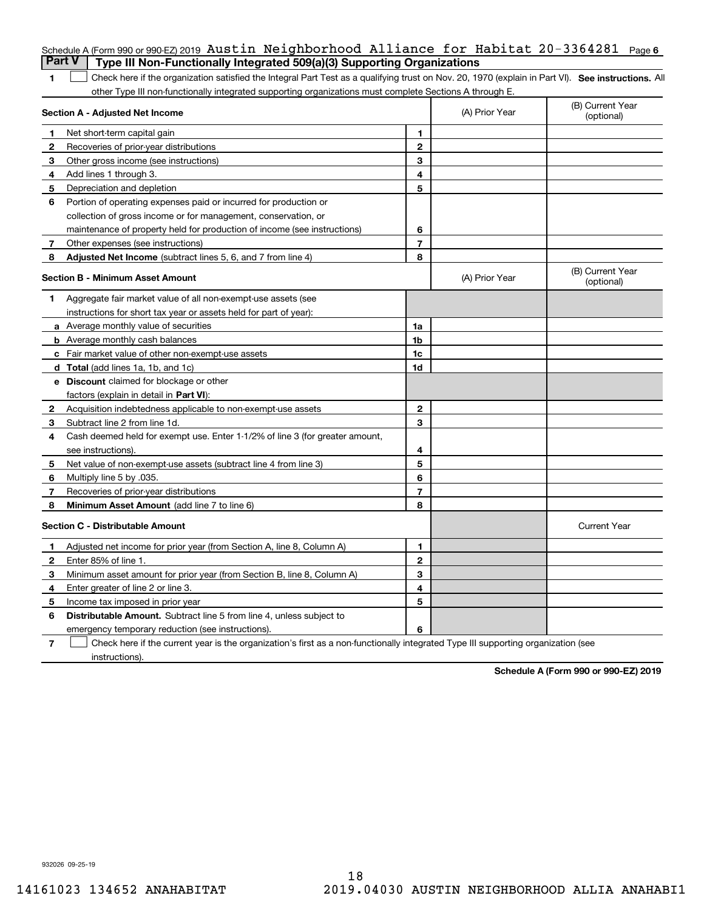Schedule A (Form 990 or 990-EZ) 2019 Austin Neighborhood Alliance for Habitat 20-3364281 Page 6

## Part V Type III Non-Functionally Integrated 509(a)(3) Supporting Organizations

1 ☐ Check here if the organization satisfied the Integral Part Test as a qualifying trust on Nov. 20, 1970 (explain in Part VI). **See instructions.** All other Type III non-functionally integrated supporting organizations must complete Sections A through E.

| Section A - Adjusted Net Income | | (A) Prior Year | (B) Current Year (optional) |
|---|---|---|---|
| 1 Net short-term capital gain | 1 | | |
| 2 Recoveries of prior-year distributions | 2 | | |
| 3 Other gross income (see instructions) | 3 | | |
| 4 Add lines 1 through 3. | 4 | | |
| 5 Depreciation and depletion | 5 | | |
| 6 Portion of operating expenses paid or incurred for production or collection of gross income or for management, conservation, or maintenance of property held for production of income (see instructions) | 6 | | |
| 7 Other expenses (see instructions) | 7 | | |
| 8 **Adjusted Net Income** (subtract lines 5, 6, and 7 from line 4) | 8 | | |

| Section B - Minimum Asset Amount | | (A) Prior Year | (B) Current Year (optional) |
|---|---|---|---|
| 1 Aggregate fair market value of all non-exempt-use assets (see instructions for short tax year or assets held for part of year): | | | |
| a Average monthly value of securities | 1a | | |
| b Average monthly cash balances | 1b | | |
| c Fair market value of other non-exempt-use assets | 1c | | |
| d **Total** (add lines 1a, 1b, and 1c) | 1d | | |
| e **Discount** claimed for blockage or other factors (explain in detail in **Part VI**): | | | |
| 2 Acquisition indebtedness applicable to non-exempt-use assets | 2 | | |
| 3 Subtract line 2 from line 1d. | 3 | | |
| 4 Cash deemed held for exempt use. Enter 1-1/2% of line 3 (for greater amount, see instructions). | 4 | | |
| 5 Net value of non-exempt-use assets (subtract line 4 from line 3) | 5 | | |
| 6 Multiply line 5 by .035. | 6 | | |
| 7 Recoveries of prior-year distributions | 7 | | |
| 8 **Minimum Asset Amount** (add line 7 to line 6) | 8 | | |

| Section C - Distributable Amount | | | Current Year |
|---|---|---|---|
| 1 Adjusted net income for prior year (from Section A, line 8, Column A) | 1 | | |
| 2 Enter 85% of line 1. | 2 | | |
| 3 Minimum asset amount for prior year (from Section B, line 8, Column A) | 3 | | |
| 4 Enter greater of line 2 or line 3. | 4 | | |
| 5 Income tax imposed in prior year | 5 | | |
| 6 **Distributable Amount.** Subtract line 5 from line 4, unless subject to emergency temporary reduction (see instructions). | 6 | | |

7 ☐ Check here if the current year is the organization's first as a non-functionally integrated Type III supporting organization (see instructions).

**Schedule A (Form 990 or 990-EZ) 2019**

932026 09-25-19

14161023 134652 ANAHABITAT 2019.04030 AUSTIN NEIGHBORHOOD ALLIA ANAHABI1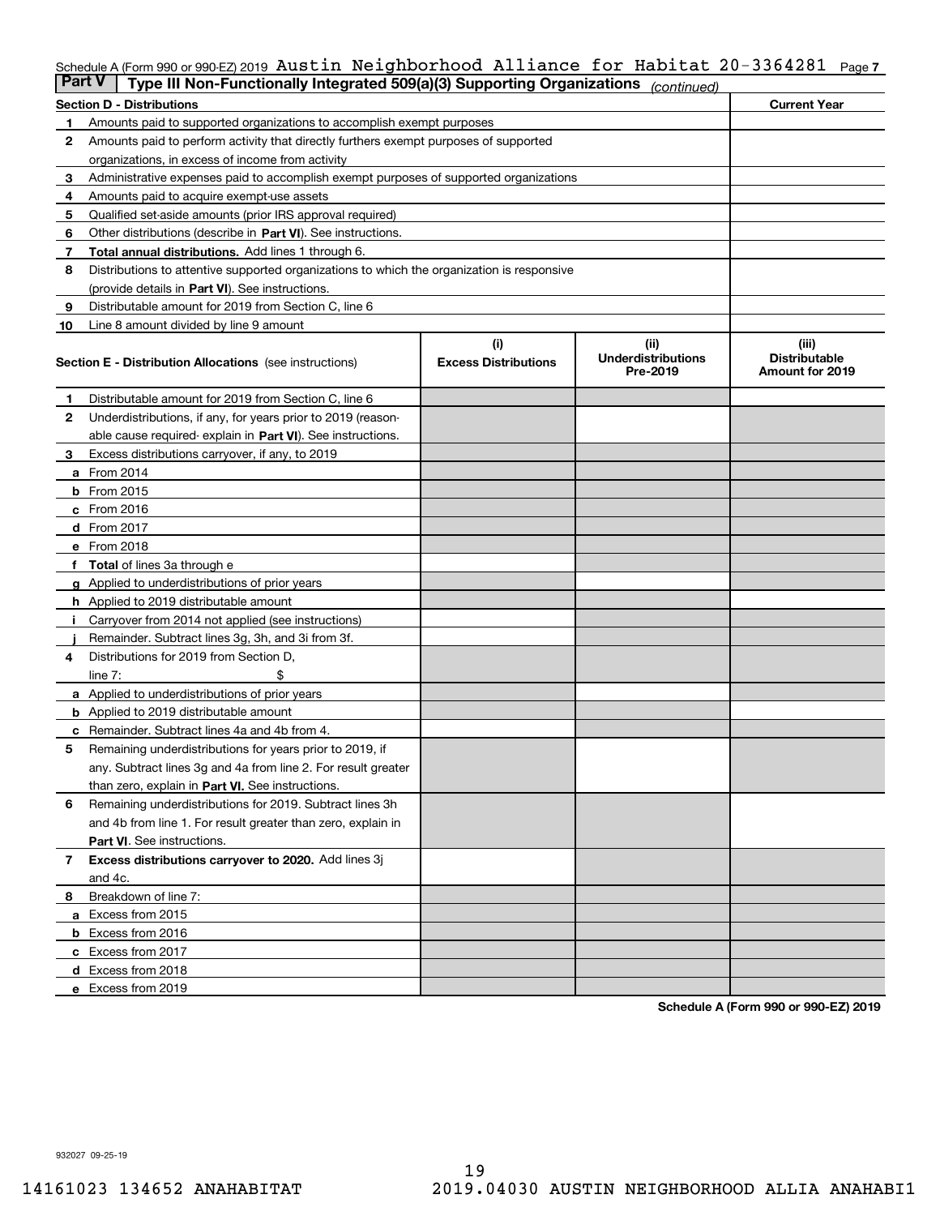Schedule A (Form 990 or 990-EZ) 2019 Austin Neighborhood Alliance for Habitat 20-3364281 Page 7

## Part V | Type III Non-Functionally Integrated 509(a)(3) Supporting Organizations *(continued)*

| Section D - Distributions | | Current Year |
|---|---|---|
| 1 | Amounts paid to supported organizations to accomplish exempt purposes | |
| 2 | Amounts paid to perform activity that directly furthers exempt purposes of supported organizations, in excess of income from activity | |
| 3 | Administrative expenses paid to accomplish exempt purposes of supported organizations | |
| 4 | Amounts paid to acquire exempt-use assets | |
| 5 | Qualified set-aside amounts (prior IRS approval required) | |
| 6 | Other distributions (describe in **Part VI**). See instructions. | |
| 7 | **Total annual distributions.** Add lines 1 through 6. | |
| 8 | Distributions to attentive supported organizations to which the organization is responsive (provide details in **Part VI**). See instructions. | |
| 9 | Distributable amount for 2019 from Section C, line 6 | |
| 10 | Line 8 amount divided by line 9 amount | |

| **Section E - Distribution Allocations** (see instructions) | (i) Excess Distributions | (ii) Underdistributions Pre-2019 | (iii) Distributable Amount for 2019 |
|---|---|---|---|
| **1** Distributable amount for 2019 from Section C, line 6 | | | |
| **2** Underdistributions, if any, for years prior to 2019 (reasonable cause required- explain in **Part VI**). See instructions. | | | |
| **3** Excess distributions carryover, if any, to 2019 | | | |
| **a** From 2014 | | | |
| **b** From 2015 | | | |
| **c** From 2016 | | | |
| **d** From 2017 | | | |
| **e** From 2018 | | | |
| **f** **Total** of lines 3a through e | | | |
| **g** Applied to underdistributions of prior years | | | |
| **h** Applied to 2019 distributable amount | | | |
| **i** Carryover from 2014 not applied (see instructions) | | | |
| **j** Remainder. Subtract lines 3g, 3h, and 3i from 3f. | | | |
| **4** Distributions for 2019 from Section D, line 7: $ | | | |
| **a** Applied to underdistributions of prior years | | | |
| **b** Applied to 2019 distributable amount | | | |
| **c** Remainder. Subtract lines 4a and 4b from 4. | | | |
| **5** Remaining underdistributions for years prior to 2019, if any. Subtract lines 3g and 4a from line 2. For result greater than zero, explain in **Part VI.** See instructions. | | | |
| **6** Remaining underdistributions for 2019. Subtract lines 3h and 4b from line 1. For result greater than zero, explain in **Part VI**. See instructions. | | | |
| **7** **Excess distributions carryover to 2020.** Add lines 3j and 4c. | | | |
| **8** Breakdown of line 7: | | | |
| **a** Excess from 2015 | | | |
| **b** Excess from 2016 | | | |
| **c** Excess from 2017 | | | |
| **d** Excess from 2018 | | | |
| **e** Excess from 2019 | | | |

**Schedule A (Form 990 or 990-EZ) 2019**

932027 09-25-19

14161023 134652 ANAHABITAT 2019.04030 AUSTIN NEIGHBORHOOD ALLIA ANAHABI1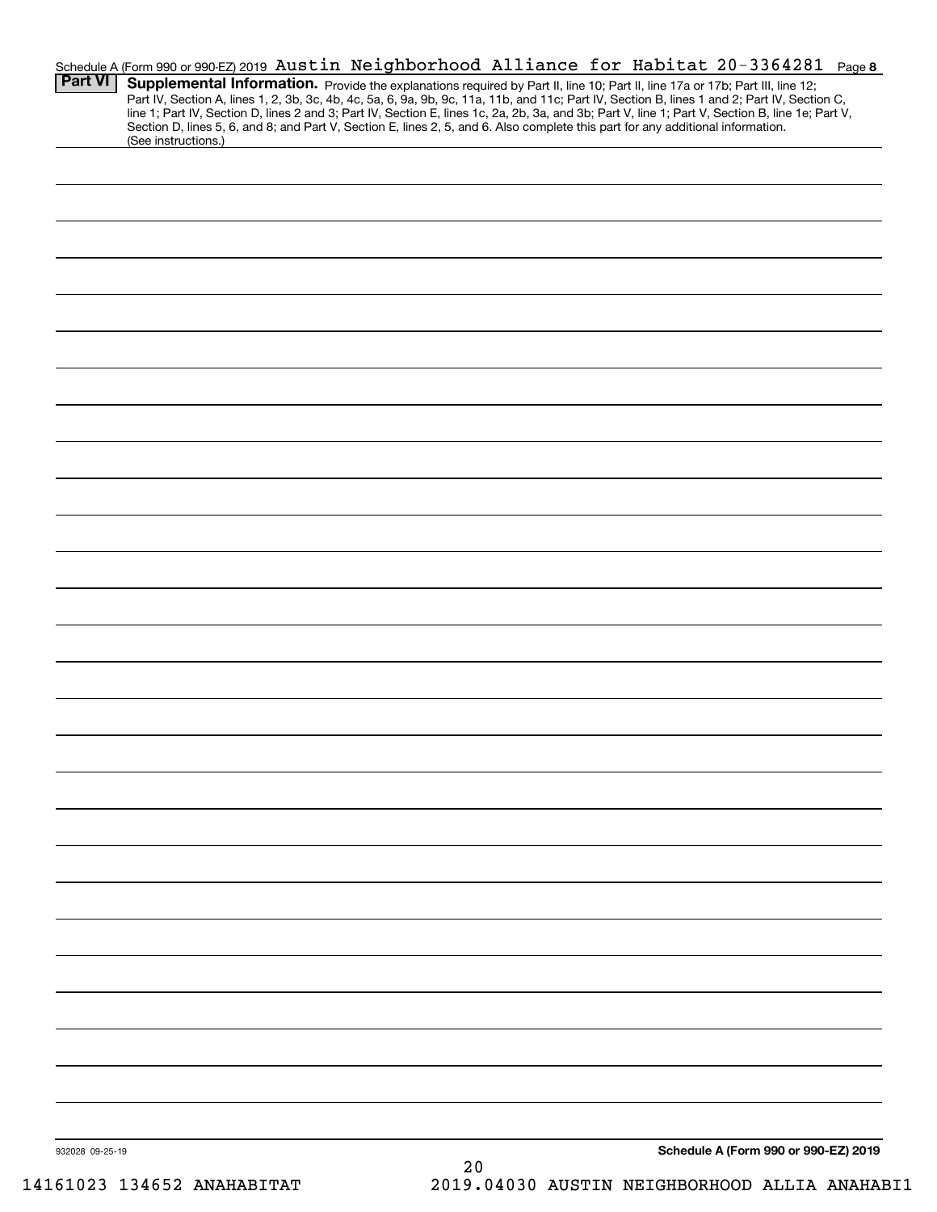Schedule A (Form 990 or 990-EZ) 2019 Austin Neighborhood Alliance for Habitat 20-3364281 Page 8

**Part VI** **Supplemental Information.** Provide the explanations required by Part II, line 10; Part II, line 17a or 17b; Part III, line 12; Part IV, Section A, lines 1, 2, 3b, 3c, 4b, 4c, 5a, 6, 9a, 9b, 9c, 11a, 11b, and 11c; Part IV, Section B, lines 1 and 2; Part IV, Section C, line 1; Part IV, Section D, lines 2 and 3; Part IV, Section E, lines 1c, 2a, 2b, 3a, and 3b; Part V, line 1; Part V, Section B, line 1e; Part V, Section D, lines 5, 6, and 8; and Part V, Section E, lines 2, 5, and 6. Also complete this part for any additional information. (See instructions.)

932028 09-25-19

**Schedule A (Form 990 or 990-EZ) 2019**

20

14161023 134652 ANAHABITAT 2019.04030 AUSTIN NEIGHBORHOOD ALLIA ANAHABI1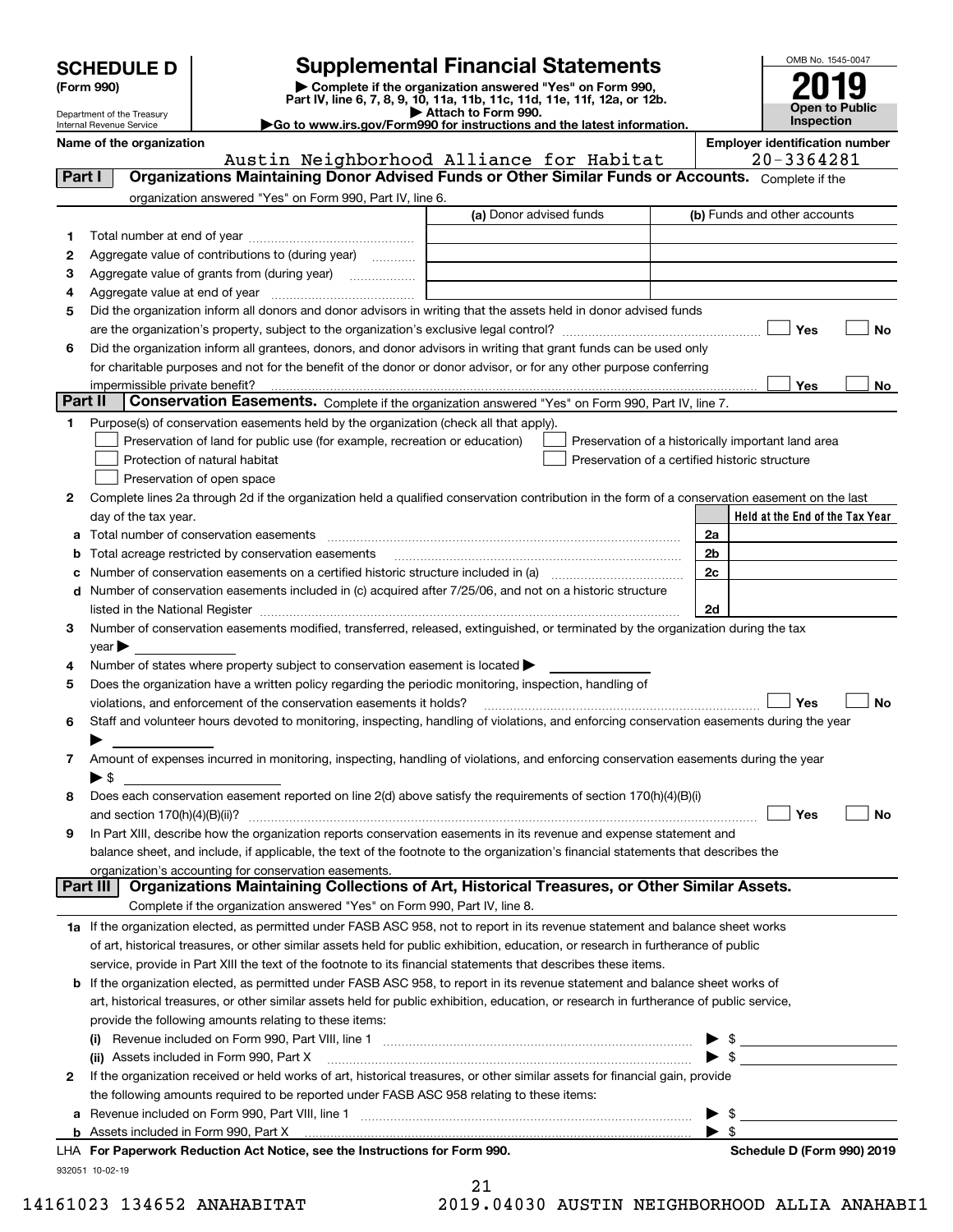# SCHEDULE D (Form 990)

Department of the Treasury
Internal Revenue Service

## Supplemental Financial Statements

▶ Complete if the organization answered "Yes" on Form 990, Part IV, line 6, 7, 8, 9, 10, 11a, 11b, 11c, 11d, 11e, 11f, 12a, or 12b.
▶ Attach to Form 990.
▶Go to www.irs.gov/Form990 for instructions and the latest information.

OMB No. 1545-0047

**2019**

**Open to Public Inspection**

**Name of the organization:** Austin Neighborhood Alliance for Habitat

**Employer identification number:** 20-3364281

### Part I — Organizations Maintaining Donor Advised Funds or Other Similar Funds or Accounts.
Complete if the organization answered "Yes" on Form 990, Part IV, line 6.

| | | (a) Donor advised funds | (b) Funds and other accounts |
|---|---|---|---|
| 1 | Total number at end of year | | |
| 2 | Aggregate value of contributions to (during year) | | |
| 3 | Aggregate value of grants from (during year) | | |
| 4 | Aggregate value at end of year | | |

5 Did the organization inform all donors and donor advisors in writing that the assets held in donor advised funds are the organization's property, subject to the organization's exclusive legal control? ☐ Yes ☐ No

6 Did the organization inform all grantees, donors, and donor advisors in writing that grant funds can be used only for charitable purposes and not for the benefit of the donor or donor advisor, or for any other purpose conferring impermissible private benefit? ☐ Yes ☐ No

### Part II — Conservation Easements.
Complete if the organization answered "Yes" on Form 990, Part IV, line 7.

1 Purpose(s) of conservation easements held by the organization (check all that apply).

- ☐ Preservation of land for public use (for example, recreation or education)
- ☐ Protection of natural habitat
- ☐ Preservation of open space
- ☐ Preservation of a historically important land area
- ☐ Preservation of a certified historic structure

2 Complete lines 2a through 2d if the organization held a qualified conservation contribution in the form of a conservation easement on the last day of the tax year.

| | | | Held at the End of the Tax Year |
|---|---|---|---|
| a | Total number of conservation easements | 2a | |
| b | Total acreage restricted by conservation easements | 2b | |
| c | Number of conservation easements on a certified historic structure included in (a) | 2c | |
| d | Number of conservation easements included in (c) acquired after 7/25/06, and not on a historic structure listed in the National Register | 2d | |

3 Number of conservation easements modified, transferred, released, extinguished, or terminated by the organization during the tax year ▶

4 Number of states where property subject to conservation easement is located ▶

5 Does the organization have a written policy regarding the periodic monitoring, inspection, handling of violations, and enforcement of the conservation easements it holds? ☐ Yes ☐ No

6 Staff and volunteer hours devoted to monitoring, inspecting, handling of violations, and enforcing conservation easements during the year ▶

7 Amount of expenses incurred in monitoring, inspecting, handling of violations, and enforcing conservation easements during the year ▶ $

8 Does each conservation easement reported on line 2(d) above satisfy the requirements of section 170(h)(4)(B)(i) and section 170(h)(4)(B)(ii)? ☐ Yes ☐ No

9 In Part XIII, describe how the organization reports conservation easements in its revenue and expense statement and balance sheet, and include, if applicable, the text of the footnote to the organization's financial statements that describes the organization's accounting for conservation easements.

### Part III — Organizations Maintaining Collections of Art, Historical Treasures, or Other Similar Assets.
Complete if the organization answered "Yes" on Form 990, Part IV, line 8.

1a If the organization elected, as permitted under FASB ASC 958, not to report in its revenue statement and balance sheet works of art, historical treasures, or other similar assets held for public exhibition, education, or research in furtherance of public service, provide in Part XIII the text of the footnote to its financial statements that describes these items.

b If the organization elected, as permitted under FASB ASC 958, to report in its revenue statement and balance sheet works of art, historical treasures, or other similar assets held for public exhibition, education, or research in furtherance of public service, provide the following amounts relating to these items:

(i) Revenue included on Form 990, Part VIII, line 1 ▶ $

(ii) Assets included in Form 990, Part X ▶ $

2 If the organization received or held works of art, historical treasures, or other similar assets for financial gain, provide the following amounts required to be reported under FASB ASC 958 relating to these items:

a Revenue included on Form 990, Part VIII, line 1 ▶ $

b Assets included in Form 990, Part X ▶ $

LHA For Paperwork Reduction Act Notice, see the Instructions for Form 990. — Schedule D (Form 990) 2019

932051 10-02-19

14161023 134652 ANAHABITAT 2019.04030 AUSTIN NEIGHBORHOOD ALLIA ANAHABI1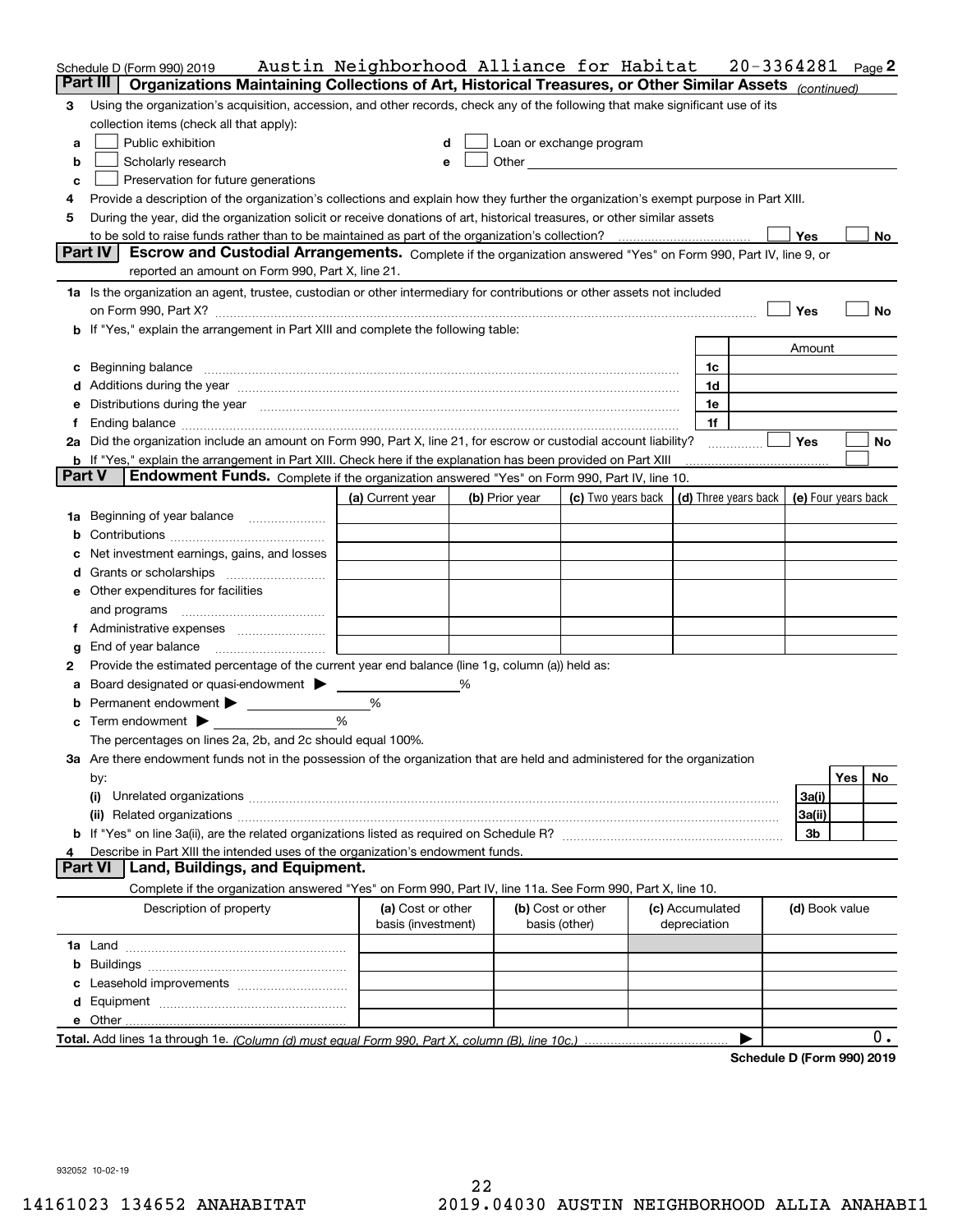Schedule D (Form 990) 2019 Austin Neighborhood Alliance for Habitat 20-3364281 Page 2

## Part III Organizations Maintaining Collections of Art, Historical Treasures, or Other Similar Assets *(continued)*

**3** Using the organization's acquisition, accession, and other records, check any of the following that make significant use of its collection items (check all that apply):

- **a** ☐ Public exhibition
- **b** ☐ Scholarly research
- **c** ☐ Preservation for future generations
- **d** ☐ Loan or exchange program
- **e** ☐ Other

**4** Provide a description of the organization's collections and explain how they further the organization's exempt purpose in Part XIII.

**5** During the year, did the organization solicit or receive donations of art, historical treasures, or other similar assets to be sold to raise funds rather than to be maintained as part of the organization's collection? ☐ Yes ☐ No

## Part IV Escrow and Custodial Arrangements.

Complete if the organization answered "Yes" on Form 990, Part IV, line 9, or reported an amount on Form 990, Part X, line 21.

**1a** Is the organization an agent, trustee, custodian or other intermediary for contributions or other assets not included on Form 990, Part X? ☐ Yes ☐ No

**b** If "Yes," explain the arrangement in Part XIII and complete the following table:

| | | Amount |
|---|---|---|
| **c** Beginning balance | 1c | |
| **d** Additions during the year | 1d | |
| **e** Distributions during the year | 1e | |
| **f** Ending balance | 1f | |

**2a** Did the organization include an amount on Form 990, Part X, line 21, for escrow or custodial account liability? ☐ Yes ☐ No

**b** If "Yes," explain the arrangement in Part XIII. Check here if the explanation has been provided on Part XIII ☐

## Part V Endowment Funds.

Complete if the organization answered "Yes" on Form 990, Part IV, line 10.

| | (a) Current year | (b) Prior year | (c) Two years back | (d) Three years back | (e) Four years back |
|---|---|---|---|---|---|
| **1a** Beginning of year balance | | | | | |
| **b** Contributions | | | | | |
| **c** Net investment earnings, gains, and losses | | | | | |
| **d** Grants or scholarships | | | | | |
| **e** Other expenditures for facilities and programs | | | | | |
| **f** Administrative expenses | | | | | |
| **g** End of year balance | | | | | |

**2** Provide the estimated percentage of the current year end balance (line 1g, column (a)) held as:

- **a** Board designated or quasi-endowment ▶ ______ %
- **b** Permanent endowment ▶ ______ %
- **c** Term endowment ▶ ______ %

The percentages on lines 2a, 2b, and 2c should equal 100%.

**3a** Are there endowment funds not in the possession of the organization that are held and administered for the organization by:

| | | Yes | No |
|---|---|---|---|
| **(i)** Unrelated organizations | 3a(i) | | |
| **(ii)** Related organizations | 3a(ii) | | |
| **b** If "Yes" on line 3a(ii), are the related organizations listed as required on Schedule R? | 3b | | |

**4** Describe in Part XIII the intended uses of the organization's endowment funds.

## Part VI Land, Buildings, and Equipment.

Complete if the organization answered "Yes" on Form 990, Part IV, line 11a. See Form 990, Part X, line 10.

| Description of property | (a) Cost or other basis (investment) | (b) Cost or other basis (other) | (c) Accumulated depreciation | (d) Book value |
|---|---|---|---|---|
| **1a** Land | | | | |
| **b** Buildings | | | | |
| **c** Leasehold improvements | | | | |
| **d** Equipment | | | | |
| **e** Other | | | | |
| **Total.** Add lines 1a through 1e. *(Column (d) must equal Form 990, Part X, column (B), line 10c.)* | | | ▶ | 0. |

**Schedule D (Form 990) 2019**

932052 10-02-19

14161023 134652 ANAHABITAT 2019.04030 AUSTIN NEIGHBORHOOD ALLIA ANAHABI1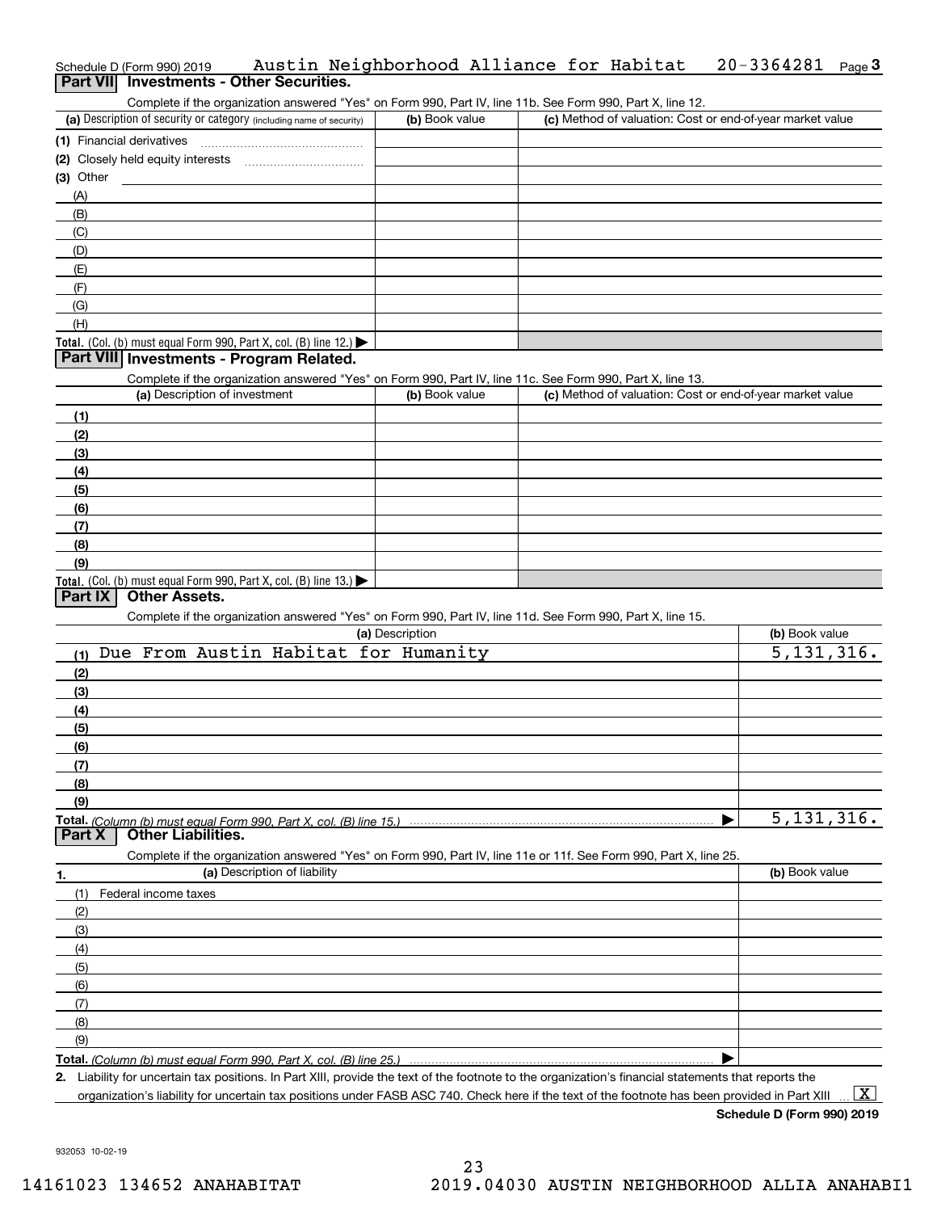Schedule D (Form 990) 2019 Austin Neighborhood Alliance for Habitat 20-3364281 Page 3

## Part VII Investments - Other Securities.

Complete if the organization answered "Yes" on Form 990, Part IV, line 11b. See Form 990, Part X, line 12.

| (a) Description of security or category (including name of security) | (b) Book value | (c) Method of valuation: Cost or end-of-year market value |
|---|---|---|
| (1) Financial derivatives | | |
| (2) Closely held equity interests | | |
| (3) Other | | |
| (A) | | |
| (B) | | |
| (C) | | |
| (D) | | |
| (E) | | |
| (F) | | |
| (G) | | |
| (H) | | |
| **Total.** (Col. (b) must equal Form 990, Part X, col. (B) line 12.) ▶ | | |

## Part VIII Investments - Program Related.

Complete if the organization answered "Yes" on Form 990, Part IV, line 11c. See Form 990, Part X, line 13.

| (a) Description of investment | (b) Book value | (c) Method of valuation: Cost or end-of-year market value |
|---|---|---|
| (1) | | |
| (2) | | |
| (3) | | |
| (4) | | |
| (5) | | |
| (6) | | |
| (7) | | |
| (8) | | |
| (9) | | |
| **Total.** (Col. (b) must equal Form 990, Part X, col. (B) line 13.) ▶ | | |

## Part IX Other Assets.

Complete if the organization answered "Yes" on Form 990, Part IV, line 11d. See Form 990, Part X, line 15.

| (a) Description | (b) Book value |
|---|---|
| (1) Due From Austin Habitat for Humanity | 5,131,316. |
| (2) | |
| (3) | |
| (4) | |
| (5) | |
| (6) | |
| (7) | |
| (8) | |
| (9) | |
| **Total.** *(Column (b) must equal Form 990, Part X, col. (B) line 15.)* ▶ | 5,131,316. |

## Part X Other Liabilities.

Complete if the organization answered "Yes" on Form 990, Part IV, line 11e or 11f. See Form 990, Part X, line 25.

| 1. (a) Description of liability | (b) Book value |
|---|---|
| (1) Federal income taxes | |
| (2) | |
| (3) | |
| (4) | |
| (5) | |
| (6) | |
| (7) | |
| (8) | |
| (9) | |
| **Total.** *(Column (b) must equal Form 990, Part X, col. (B) line 25.)* ▶ | |

2. Liability for uncertain tax positions. In Part XIII, provide the text of the footnote to the organization's financial statements that reports the organization's liability for uncertain tax positions under FASB ASC 740. Check here if the text of the footnote has been provided in Part XIII ... [X]

Schedule D (Form 990) 2019

932053 10-02-19

14161023 134652 ANAHABITAT 2019.04030 AUSTIN NEIGHBORHOOD ALLIA ANAHABI1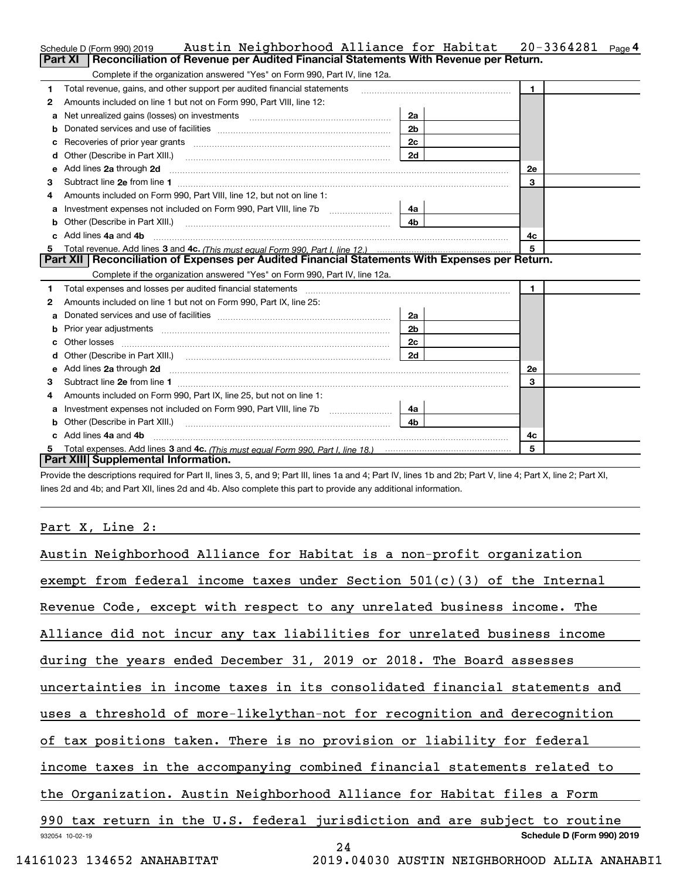Schedule D (Form 990) 2019 Austin Neighborhood Alliance for Habitat 20-3364281 Page 4

## Part XI Reconciliation of Revenue per Audited Financial Statements With Revenue per Return.

Complete if the organization answered "Yes" on Form 990, Part IV, line 12a.

| | | | | | |
|---|---|---|---|---|---|
| 1 | Total revenue, gains, and other support per audited financial statements | | | 1 | |
| 2 | Amounts included on line 1 but not on Form 990, Part VIII, line 12: | | | | |
| a | Net unrealized gains (losses) on investments | 2a | | | |
| b | Donated services and use of facilities | 2b | | | |
| c | Recoveries of prior year grants | 2c | | | |
| d | Other (Describe in Part XIII.) | 2d | | | |
| e | Add lines **2a** through **2d** | | | 2e | |
| 3 | Subtract line **2e** from line **1** | | | 3 | |
| 4 | Amounts included on Form 990, Part VIII, line 12, but not on line 1: | | | | |
| a | Investment expenses not included on Form 990, Part VIII, line 7b | 4a | | | |
| b | Other (Describe in Part XIII.) | 4b | | | |
| c | Add lines **4a** and **4b** | | | 4c | |
| 5 | Total revenue. Add lines **3** and **4c.** *(This must equal Form 990, Part I, line 12.)* | | | 5 | |

## Part XII Reconciliation of Expenses per Audited Financial Statements With Expenses per Return.

Complete if the organization answered "Yes" on Form 990, Part IV, line 12a.

| | | | | | |
|---|---|---|---|---|---|
| 1 | Total expenses and losses per audited financial statements | | | 1 | |
| 2 | Amounts included on line 1 but not on Form 990, Part IX, line 25: | | | | |
| a | Donated services and use of facilities | 2a | | | |
| b | Prior year adjustments | 2b | | | |
| c | Other losses | 2c | | | |
| d | Other (Describe in Part XIII.) | 2d | | | |
| e | Add lines **2a** through **2d** | | | 2e | |
| 3 | Subtract line **2e** from line **1** | | | 3 | |
| 4 | Amounts included on Form 990, Part IX, line 25, but not on line 1: | | | | |
| a | Investment expenses not included on Form 990, Part VIII, line 7b | 4a | | | |
| b | Other (Describe in Part XIII.) | 4b | | | |
| c | Add lines **4a** and **4b** | | | 4c | |
| 5 | Total expenses. Add lines **3** and **4c.** *(This must equal Form 990, Part I, line 18.)* | | | 5 | |

## Part XIII Supplemental Information.

Provide the descriptions required for Part II, lines 3, 5, and 9; Part III, lines 1a and 4; Part IV, lines 1b and 2b; Part V, line 4; Part X, line 2; Part XI, lines 2d and 4b; and Part XII, lines 2d and 4b. Also complete this part to provide any additional information.

Part X, Line 2:

Austin Neighborhood Alliance for Habitat is a non-profit organization exempt from federal income taxes under Section 501(c)(3) of the Internal Revenue Code, except with respect to any unrelated business income. The Alliance did not incur any tax liabilities for unrelated business income during the years ended December 31, 2019 or 2018. The Board assesses uncertainties in income taxes in its consolidated financial statements and uses a threshold of more-likelythan-not for recognition and derecognition of tax positions taken. There is no provision or liability for federal income taxes in the accompanying combined financial statements related to the Organization. Austin Neighborhood Alliance for Habitat files a Form 990 tax return in the U.S. federal jurisdiction and are subject to routine

932054 10-02-19 **Schedule D (Form 990) 2019**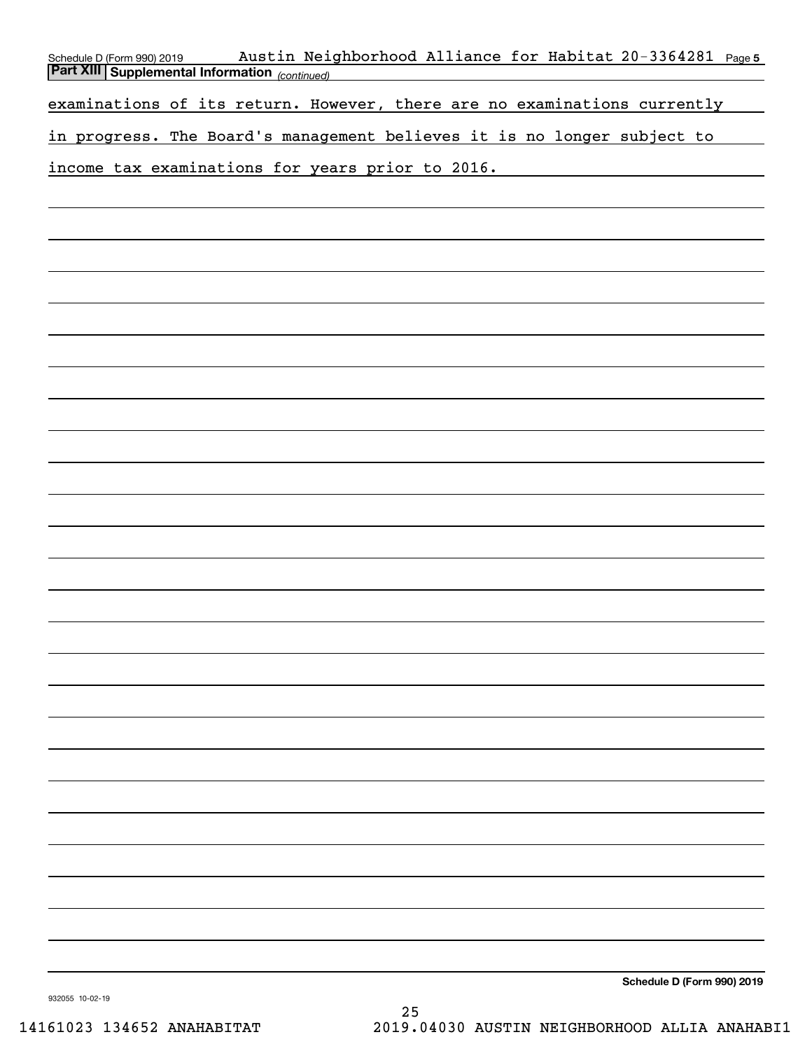## Part XIII Supplemental Information *(continued)*

examinations of its return. However, there are no examinations currently in progress. The Board's management believes it is no longer subject to income tax examinations for years prior to 2016.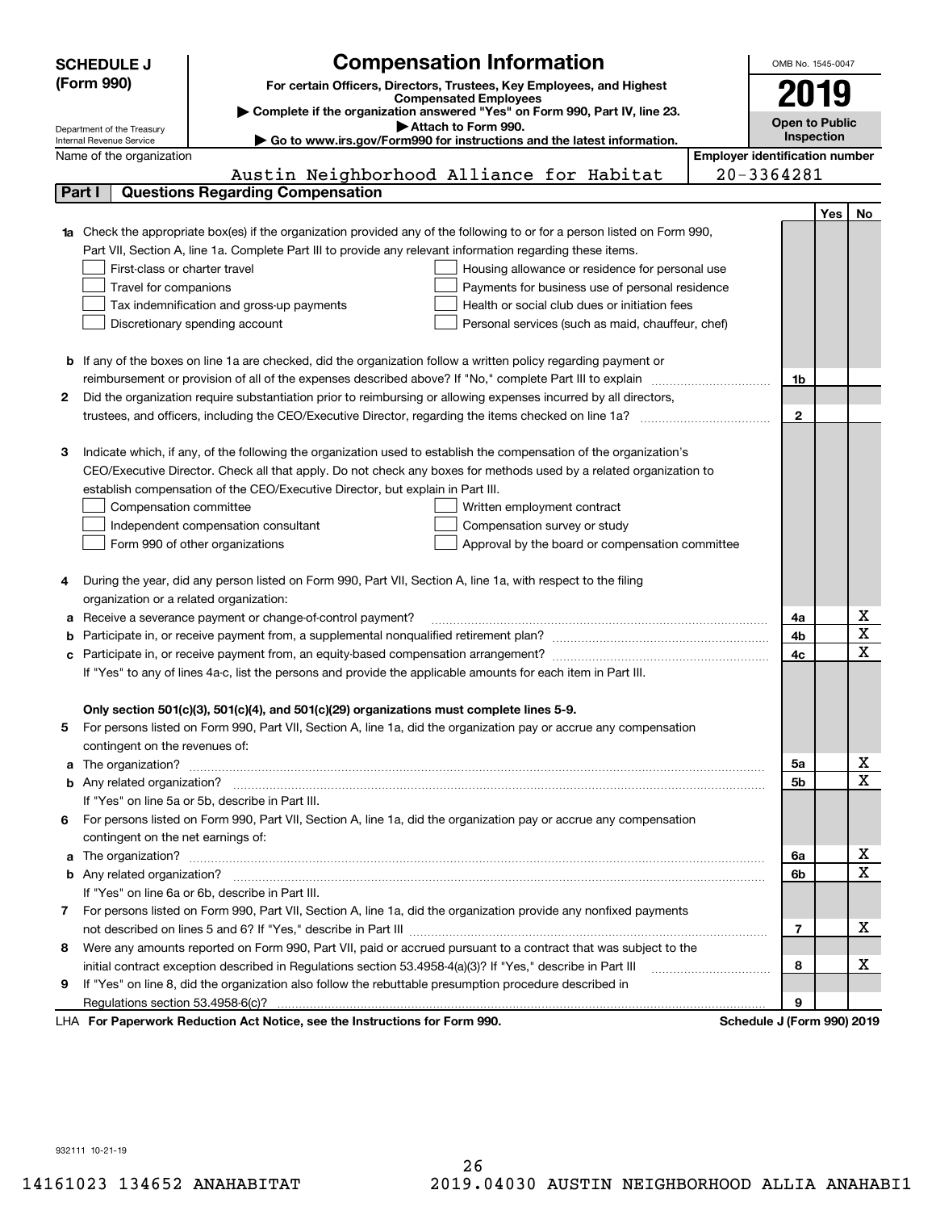# SCHEDULE J (Form 990)

## Compensation Information

**For certain Officers, Directors, Trustees, Key Employees, and Highest Compensated Employees**

▶ Complete if the organization answered "Yes" on Form 990, Part IV, line 23.

▶ Attach to Form 990.

▶ Go to www.irs.gov/Form990 for instructions and the latest information.

Department of the Treasury
Internal Revenue Service

OMB No. 1545-0047

**2019**

**Open to Public Inspection**

Name of the organization: Austin Neighborhood Alliance for Habitat

Employer identification number: 20-3364281

### Part I Questions Regarding Compensation

| | | | Yes | No |
|---|---|---|---|---|
| **1a** | Check the appropriate box(es) if the organization provided any of the following to or for a person listed on Form 990, Part VII, Section A, line 1a. Complete Part III to provide any relevant information regarding these items.<br>☐ First-class or charter travel ☐ Housing allowance or residence for personal use<br>☐ Travel for companions ☐ Payments for business use of personal residence<br>☐ Tax indemnification and gross-up payments ☐ Health or social club dues or initiation fees<br>☐ Discretionary spending account ☐ Personal services (such as maid, chauffeur, chef) | | | |
| **b** | If any of the boxes on line 1a are checked, did the organization follow a written policy regarding payment or reimbursement or provision of all of the expenses described above? If "No," complete Part III to explain | 1b | | |
| **2** | Did the organization require substantiation prior to reimbursing or allowing expenses incurred by all directors, trustees, and officers, including the CEO/Executive Director, regarding the items checked on line 1a? | 2 | | |
| **3** | Indicate which, if any, of the following the organization used to establish the compensation of the organization's CEO/Executive Director. Check all that apply. Do not check any boxes for methods used by a related organization to establish compensation of the CEO/Executive Director, but explain in Part III.<br>☐ Compensation committee ☐ Written employment contract<br>☐ Independent compensation consultant ☐ Compensation survey or study<br>☐ Form 990 of other organizations ☐ Approval by the board or compensation committee | | | |
| **4** | During the year, did any person listed on Form 990, Part VII, Section A, line 1a, with respect to the filing organization or a related organization: | | | |
| **a** | Receive a severance payment or change-of-control payment? | 4a | | X |
| **b** | Participate in, or receive payment from, a supplemental nonqualified retirement plan? | 4b | | X |
| **c** | Participate in, or receive payment from, an equity-based compensation arrangement? | 4c | | X |
| | If "Yes" to any of lines 4a-c, list the persons and provide the applicable amounts for each item in Part III. | | | |
| | **Only section 501(c)(3), 501(c)(4), and 501(c)(29) organizations must complete lines 5-9.** | | | |
| **5** | For persons listed on Form 990, Part VII, Section A, line 1a, did the organization pay or accrue any compensation contingent on the revenues of: | | | |
| **a** | The organization? | 5a | | X |
| **b** | Any related organization? | 5b | | X |
| | If "Yes" on line 5a or 5b, describe in Part III. | | | |
| **6** | For persons listed on Form 990, Part VII, Section A, line 1a, did the organization pay or accrue any compensation contingent on the net earnings of: | | | |
| **a** | The organization? | 6a | | X |
| **b** | Any related organization? | 6b | | X |
| | If "Yes" on line 6a or 6b, describe in Part III. | | | |
| **7** | For persons listed on Form 990, Part VII, Section A, line 1a, did the organization provide any nonfixed payments not described on lines 5 and 6? If "Yes," describe in Part III | 7 | | X |
| **8** | Were any amounts reported on Form 990, Part VII, paid or accrued pursuant to a contract that was subject to the initial contract exception described in Regulations section 53.4958-4(a)(3)? If "Yes," describe in Part III | 8 | | X |
| **9** | If "Yes" on line 8, did the organization also follow the rebuttable presumption procedure described in Regulations section 53.4958-6(c)? | 9 | | |

LHA **For Paperwork Reduction Act Notice, see the Instructions for Form 990.** **Schedule J (Form 990) 2019**

932111 10-21-19

14161023 134652 ANAHABITAT 2019.04030 AUSTIN NEIGHBORHOOD ALLIA ANAHABI1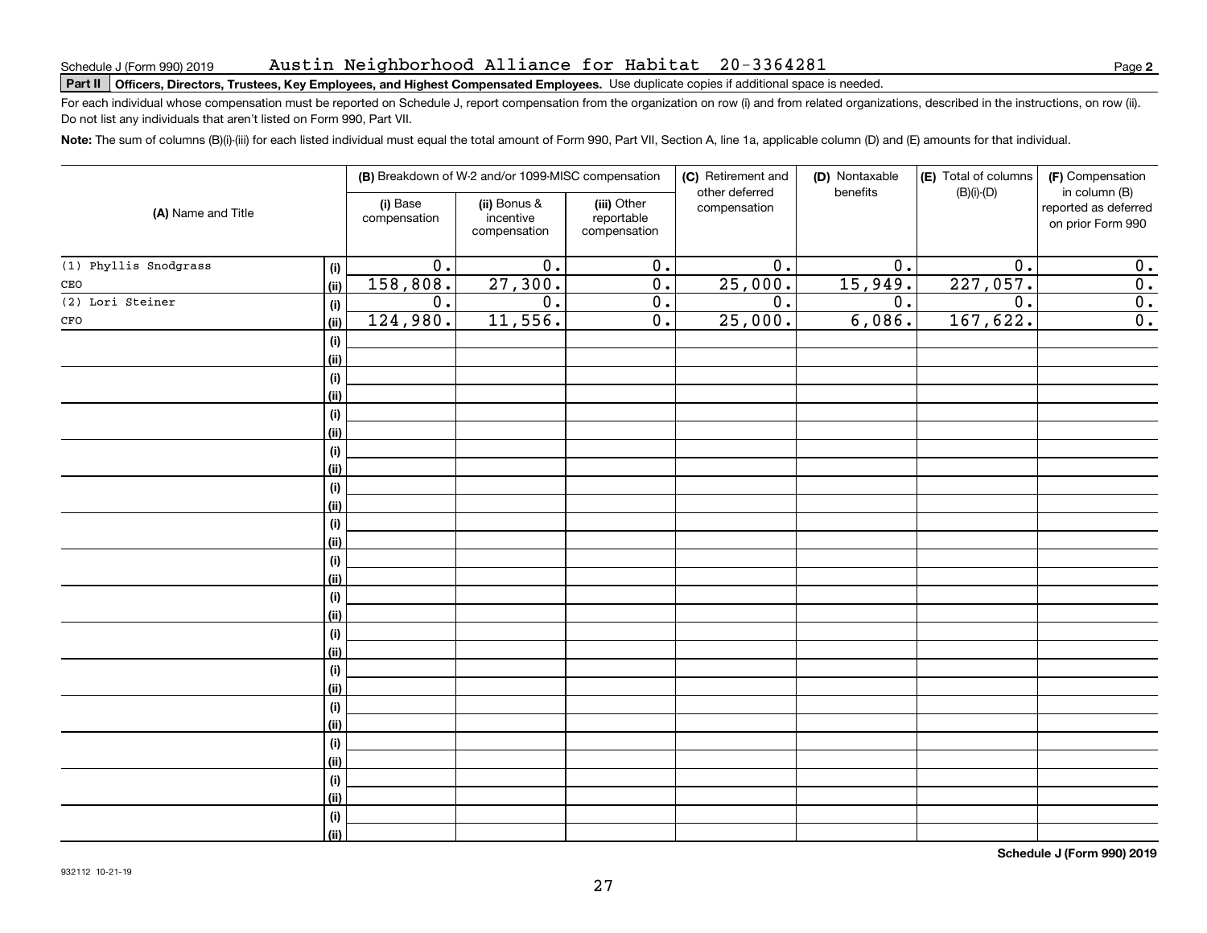Schedule J (Form 990) 2019 Austin Neighborhood Alliance for Habitat 20-3364281

**Part II Officers, Directors, Trustees, Key Employees, and Highest Compensated Employees.** Use duplicate copies if additional space is needed.

For each individual whose compensation must be reported on Schedule J, report compensation from the organization on row (i) and from related organizations, described in the instructions, on row (ii). Do not list any individuals that aren't listed on Form 990, Part VII.

**Note:** The sum of columns (B)(i)-(iii) for each listed individual must equal the total amount of Form 990, Part VII, Section A, line 1a, applicable column (D) and (E) amounts for that individual.

| (A) Name and Title | | (B) Breakdown of W-2 and/or 1099-MISC compensation | | | (C) Retirement and other deferred compensation | (D) Nontaxable benefits | (E) Total of columns (B)(i)-(D) | (F) Compensation in column (B) reported as deferred on prior Form 990 |
|---|---|---|---|---|---|---|---|---|
| | | (i) Base compensation | (ii) Bonus & incentive compensation | (iii) Other reportable compensation | | | | |
| (1) Phyllis Snodgrass | (i) | 0. | 0. | 0. | 0. | 0. | 0. | 0. |
| CEO | (ii) | 158,808. | 27,300. | 0. | 25,000. | 15,949. | 227,057. | 0. |
| (2) Lori Steiner | (i) | 0. | 0. | 0. | 0. | 0. | 0. | 0. |
| CFO | (ii) | 124,980. | 11,556. | 0. | 25,000. | 6,086. | 167,622. | 0. |
| | (i) | | | | | | | |
| | (ii) | | | | | | | |
| | (i) | | | | | | | |
| | (ii) | | | | | | | |
| | (i) | | | | | | | |
| | (ii) | | | | | | | |
| | (i) | | | | | | | |
| | (ii) | | | | | | | |
| | (i) | | | | | | | |
| | (ii) | | | | | | | |
| | (i) | | | | | | | |
| | (ii) | | | | | | | |
| | (i) | | | | | | | |
| | (ii) | | | | | | | |
| | (i) | | | | | | | |
| | (ii) | | | | | | | |
| | (i) | | | | | | | |
| | (ii) | | | | | | | |
| | (i) | | | | | | | |
| | (ii) | | | | | | | |
| | (i) | | | | | | | |
| | (ii) | | | | | | | |
| | (i) | | | | | | | |
| | (ii) | | | | | | | |
| | (i) | | | | | | | |
| | (ii) | | | | | | | |
| | (i) | | | | | | | |
| | (ii) | | | | | | | |

**Schedule J (Form 990) 2019**

932112 10-21-19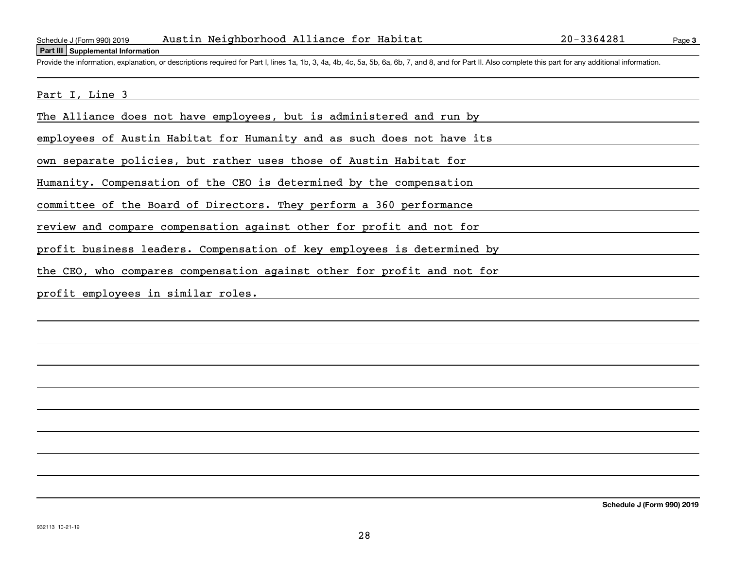Schedule J (Form 990) 2019 Austin Neighborhood Alliance for Habitat 20-3364281

## Part III Supplemental Information

Provide the information, explanation, or descriptions required for Part I, lines 1a, 1b, 3, 4a, 4b, 4c, 5a, 5b, 6a, 6b, 7, and 8, and for Part II. Also complete this part for any additional information.

Part I, Line 3

The Alliance does not have employees, but is administered and run by employees of Austin Habitat for Humanity and as such does not have its own separate policies, but rather uses those of Austin Habitat for Humanity. Compensation of the CEO is determined by the compensation committee of the Board of Directors. They perform a 360 performance review and compare compensation against other for profit and not for profit business leaders. Compensation of key employees is determined by the CEO, who compares compensation against other for profit and not for profit employees in similar roles.

Schedule J (Form 990) 2019

932113 10-21-19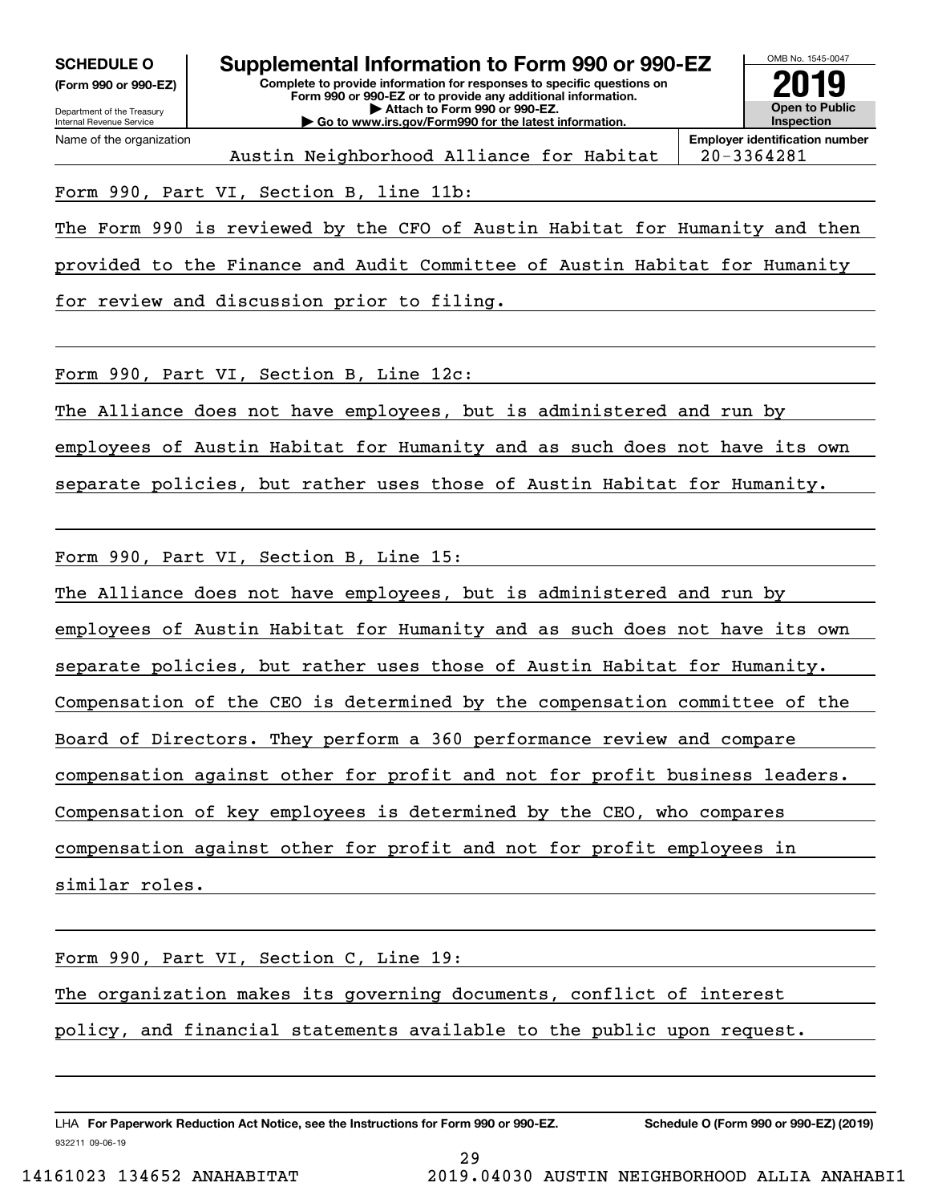**SCHEDULE O**
**(Form 990 or 990-EZ)**

Department of the Treasury
Internal Revenue Service

# Supplemental Information to Form 990 or 990-EZ

**Complete to provide information for responses to specific questions on Form 990 or 990-EZ or to provide any additional information.**
**▶ Attach to Form 990 or 990-EZ.**
**▶ Go to www.irs.gov/Form990 for the latest information.**

OMB No. 1545-0047
**2019**
**Open to Public Inspection**

| Name of the organization | Employer identification number |
|---|---|
| Austin Neighborhood Alliance for Habitat | 20-3364281 |

Form 990, Part VI, Section B, line 11b:

The Form 990 is reviewed by the CFO of Austin Habitat for Humanity and then provided to the Finance and Audit Committee of Austin Habitat for Humanity for review and discussion prior to filing.

Form 990, Part VI, Section B, Line 12c:

The Alliance does not have employees, but is administered and run by employees of Austin Habitat for Humanity and as such does not have its own separate policies, but rather uses those of Austin Habitat for Humanity.

Form 990, Part VI, Section B, Line 15:

The Alliance does not have employees, but is administered and run by employees of Austin Habitat for Humanity and as such does not have its own separate policies, but rather uses those of Austin Habitat for Humanity. Compensation of the CEO is determined by the compensation committee of the Board of Directors. They perform a 360 performance review and compare compensation against other for profit and not for profit business leaders. Compensation of key employees is determined by the CEO, who compares compensation against other for profit and not for profit employees in similar roles.

Form 990, Part VI, Section C, Line 19:

The organization makes its governing documents, conflict of interest policy, and financial statements available to the public upon request.

LHA **For Paperwork Reduction Act Notice, see the Instructions for Form 990 or 990-EZ.** **Schedule O (Form 990 or 990-EZ) (2019)**

932211 09-06-19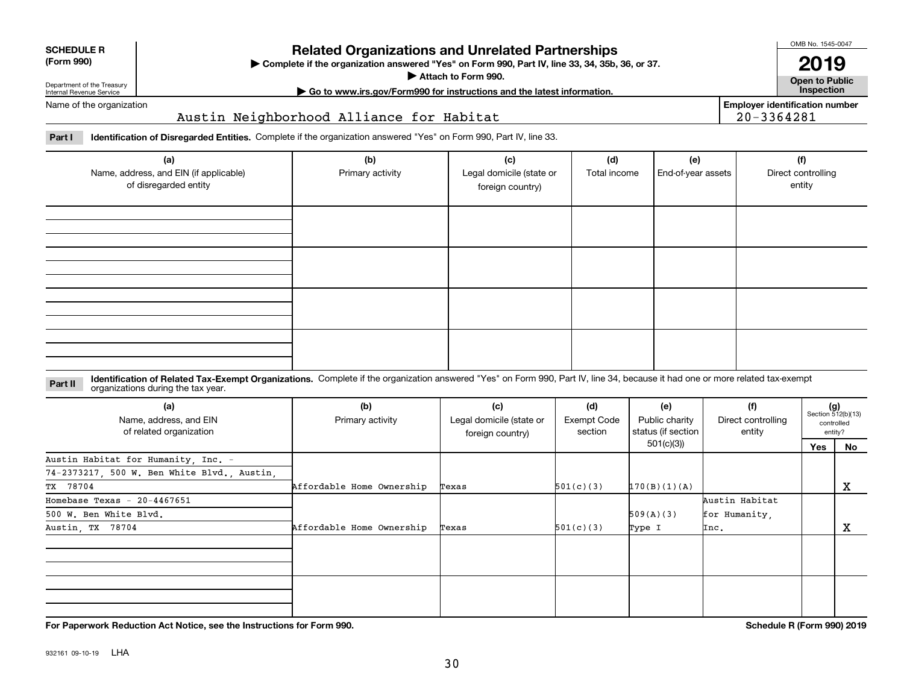**SCHEDULE R (Form 990)**

Department of the Treasury
Internal Revenue Service

# Related Organizations and Unrelated Partnerships

▶ Complete if the organization answered "Yes" on Form 990, Part IV, line 33, 34, 35b, 36, or 37.
▶ Attach to Form 990.
▶ Go to www.irs.gov/Form990 for instructions and the latest information.

OMB No. 1545-0047

**2019**

**Open to Public Inspection**

Name of the organization: Austin Neighborhood Alliance for Habitat

Employer identification number: 20-3364281

**Part I** **Identification of Disregarded Entities.** Complete if the organization answered "Yes" on Form 990, Part IV, line 33.

| (a) Name, address, and EIN (if applicable) of disregarded entity | (b) Primary activity | (c) Legal domicile (state or foreign country) | (d) Total income | (e) End-of-year assets | (f) Direct controlling entity |
|---|---|---|---|---|---|
| | | | | | |
| | | | | | |
| | | | | | |
| | | | | | |

**Part II** **Identification of Related Tax-Exempt Organizations.** Complete if the organization answered "Yes" on Form 990, Part IV, line 34, because it had one or more related tax-exempt organizations during the tax year.

| (a) Name, address, and EIN of related organization | (b) Primary activity | (c) Legal domicile (state or foreign country) | (d) Exempt Code section | (e) Public charity status (if section 501(c)(3)) | (f) Direct controlling entity | (g) Section 512(b)(13) controlled entity? Yes | No |
|---|---|---|---|---|---|---|---|
| Austin Habitat for Humanity, Inc. - 74-2373217, 500 W. Ben White Blvd., Austin, TX 78704 | Affordable Home Ownership | Texas | 501(c)(3) | 170(B)(1)(A) | | | X |
| Homebase Texas - 20-4467651 500 W. Ben White Blvd. Austin, TX 78704 | Affordable Home Ownership | Texas | 501(c)(3) | 509(A)(3) Type I | Austin Habitat for Humanity, Inc. | | X |
| | | | | | | | |
| | | | | | | | |

**For Paperwork Reduction Act Notice, see the Instructions for Form 990.**

**Schedule R (Form 990) 2019**

932161 09-10-19 LHA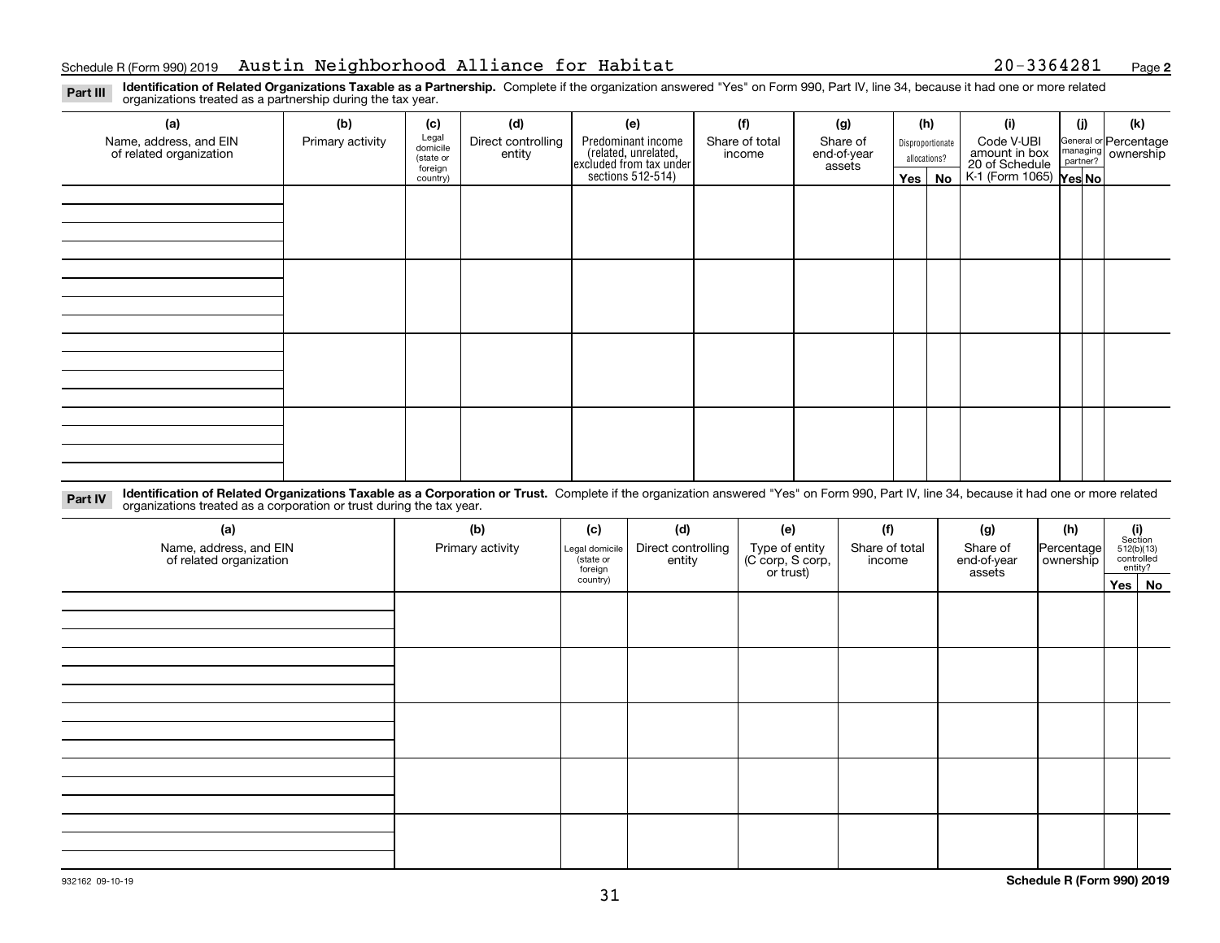Schedule R (Form 990) 2019 Austin Neighborhood Alliance for Habitat 20-3364281

**Part III** **Identification of Related Organizations Taxable as a Partnership.** Complete if the organization answered "Yes" on Form 990, Part IV, line 34, because it had one or more related organizations treated as a partnership during the tax year.

| (a) Name, address, and EIN of related organization | (b) Primary activity | (c) Legal domicile (state or foreign country) | (d) Direct controlling entity | (e) Predominant income (related, unrelated, excluded from tax under sections 512-514) | (f) Share of total income | (g) Share of end-of-year assets | (h) Disproportionate allocations? | | (i) Code V-UBI amount in box 20 of Schedule K-1 (Form 1065) | (j) General or managing partner? | | (k) Percentage ownership |
|---|---|---|---|---|---|---|---|---|---|---|---|---|
| | | | | | | | Yes | No | | Yes | No | |
| | | | | | | | | | | | | |
| | | | | | | | | | | | | |
| | | | | | | | | | | | | |
| | | | | | | | | | | | | |

**Part IV** **Identification of Related Organizations Taxable as a Corporation or Trust.** Complete if the organization answered "Yes" on Form 990, Part IV, line 34, because it had one or more related organizations treated as a corporation or trust during the tax year.

| (a) Name, address, and EIN of related organization | (b) Primary activity | (c) Legal domicile (state or foreign country) | (d) Direct controlling entity | (e) Type of entity (C corp, S corp, or trust) | (f) Share of total income | (g) Share of end-of-year assets | (h) Percentage ownership | (i) Section 512(b)(13) controlled entity? | |
|---|---|---|---|---|---|---|---|---|---|
| | | | | | | | | Yes | No |
| | | | | | | | | | |
| | | | | | | | | | |
| | | | | | | | | | |
| | | | | | | | | | |
| | | | | | | | | | |

932162 09-10-19

Schedule R (Form 990) 2019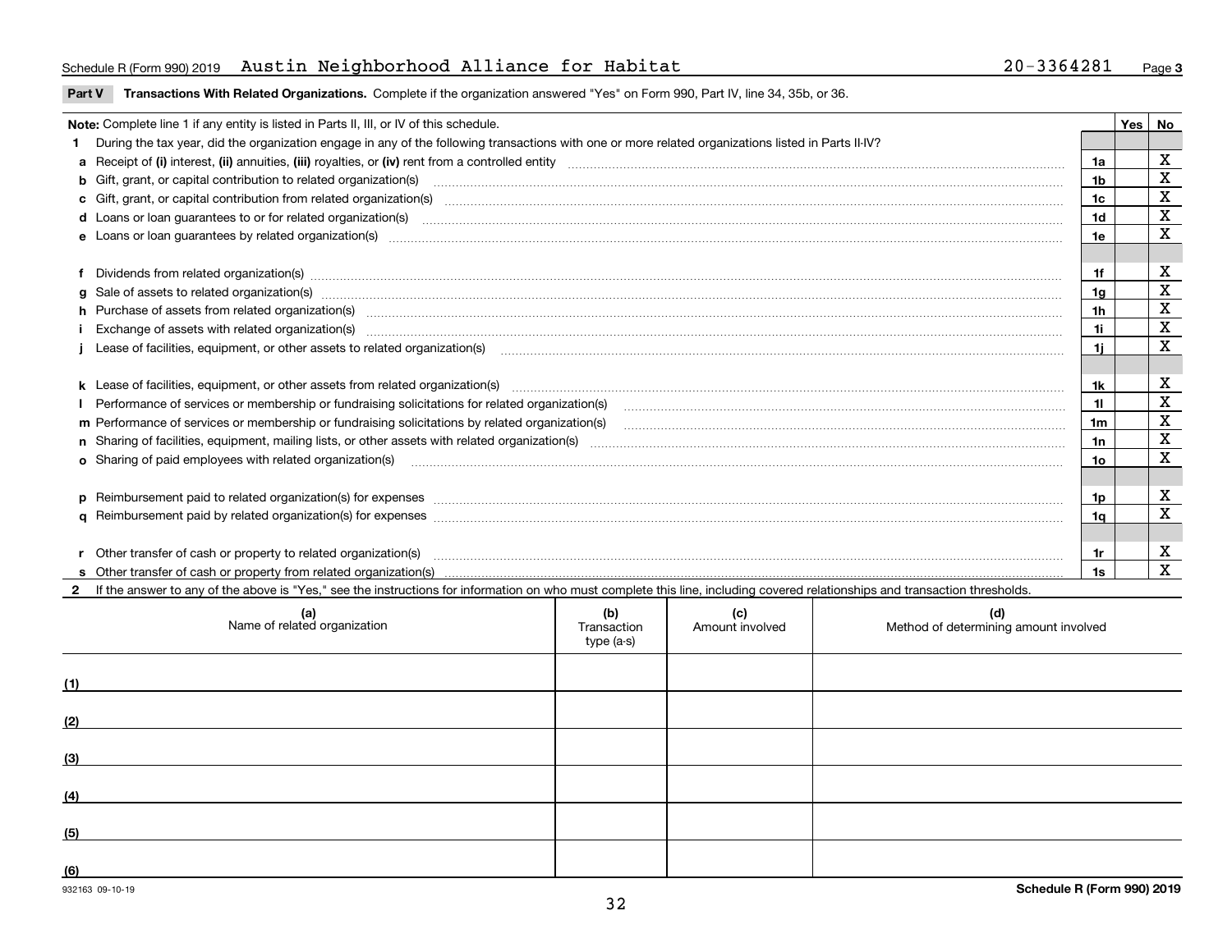Schedule R (Form 990) 2019 Austin Neighborhood Alliance for Habitat 20-3364281 Page 3

**Part V Transactions With Related Organizations.** Complete if the organization answered "Yes" on Form 990, Part IV, line 34, 35b, or 36.

| **Note:** Complete line 1 if any entity is listed in Parts II, III, or IV of this schedule. | | Yes | No |
|---|---|---|---|
| **1** During the tax year, did the organization engage in any of the following transactions with one or more related organizations listed in Parts II-IV? | | | |
| **a** Receipt of **(i)** interest, **(ii)** annuities, **(iii)** royalties, or **(iv)** rent from a controlled entity | 1a | | X |
| **b** Gift, grant, or capital contribution to related organization(s) | 1b | | X |
| **c** Gift, grant, or capital contribution from related organization(s) | 1c | | X |
| **d** Loans or loan guarantees to or for related organization(s) | 1d | | X |
| **e** Loans or loan guarantees by related organization(s) | 1e | | X |
| **f** Dividends from related organization(s) | 1f | | X |
| **g** Sale of assets to related organization(s) | 1g | | X |
| **h** Purchase of assets from related organization(s) | 1h | | X |
| **i** Exchange of assets with related organization(s) | 1i | | X |
| **j** Lease of facilities, equipment, or other assets to related organization(s) | 1j | | X |
| **k** Lease of facilities, equipment, or other assets from related organization(s) | 1k | | X |
| **l** Performance of services or membership or fundraising solicitations for related organization(s) | 1l | | X |
| **m** Performance of services or membership or fundraising solicitations by related organization(s) | 1m | | X |
| **n** Sharing of facilities, equipment, mailing lists, or other assets with related organization(s) | 1n | | X |
| **o** Sharing of paid employees with related organization(s) | 1o | | X |
| **p** Reimbursement paid to related organization(s) for expenses | 1p | | X |
| **q** Reimbursement paid by related organization(s) for expenses | 1q | | X |
| **r** Other transfer of cash or property to related organization(s) | 1r | | X |
| **s** Other transfer of cash or property from related organization(s) | 1s | | X |

**2** If the answer to any of the above is "Yes," see the instructions for information on who must complete this line, including covered relationships and transaction thresholds.

| | (a) Name of related organization | (b) Transaction type (a-s) | (c) Amount involved | (d) Method of determining amount involved |
|---|---|---|---|---|
| (1) | | | | |
| (2) | | | | |
| (3) | | | | |
| (4) | | | | |
| (5) | | | | |
| (6) | | | | |

932163 09-10-19 **Schedule R (Form 990) 2019**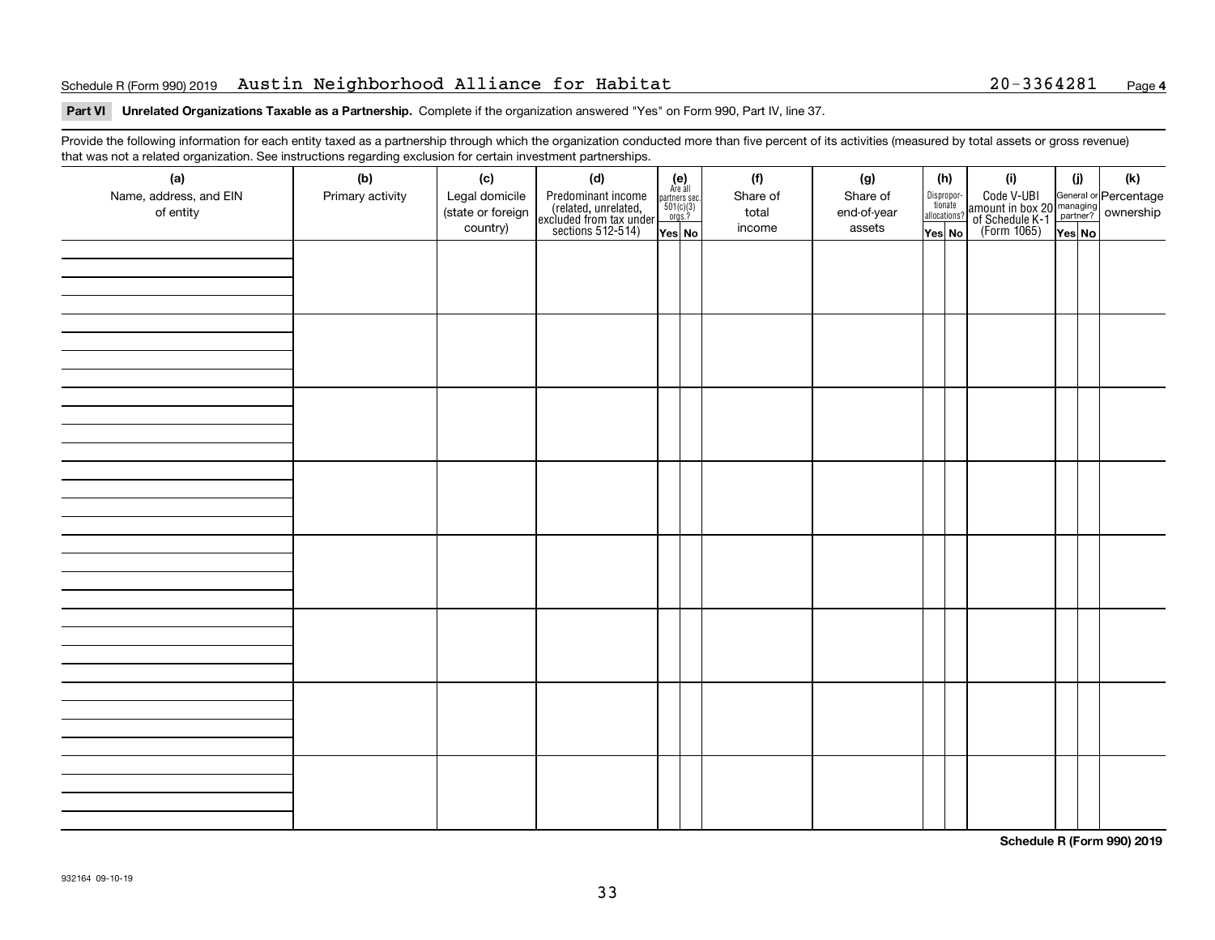Schedule R (Form 990) 2019 Austin Neighborhood Alliance for Habitat 20-3364281 Page **4**

**Part VI Unrelated Organizations Taxable as a Partnership.** Complete if the organization answered "Yes" on Form 990, Part IV, line 37.

Provide the following information for each entity taxed as a partnership through which the organization conducted more than five percent of its activities (measured by total assets or gross revenue) that was not a related organization. See instructions regarding exclusion for certain investment partnerships.

| (a) Name, address, and EIN of entity | (b) Primary activity | (c) Legal domicile (state or foreign country) | (d) Predominant income (related, unrelated, excluded from tax under sections 512-514) | (e) Are all partners sec. 501(c)(3) orgs.? Yes | (e) No | (f) Share of total income | (g) Share of end-of-year assets | (h) Disproportionate allocations? Yes | (h) No | (i) Code V-UBI amount in box 20 of Schedule K-1 (Form 1065) | (j) General or managing partner? Yes | (j) No | (k) Percentage ownership |
|---|---|---|---|---|---|---|---|---|---|---|---|---|---|
| | | | | | | | | | | | | | |
| | | | | | | | | | | | | | |
| | | | | | | | | | | | | | |
| | | | | | | | | | | | | | |
| | | | | | | | | | | | | | |
| | | | | | | | | | | | | | |
| | | | | | | | | | | | | | |
| | | | | | | | | | | | | | |

**Schedule R (Form 990) 2019**

932164 09-10-19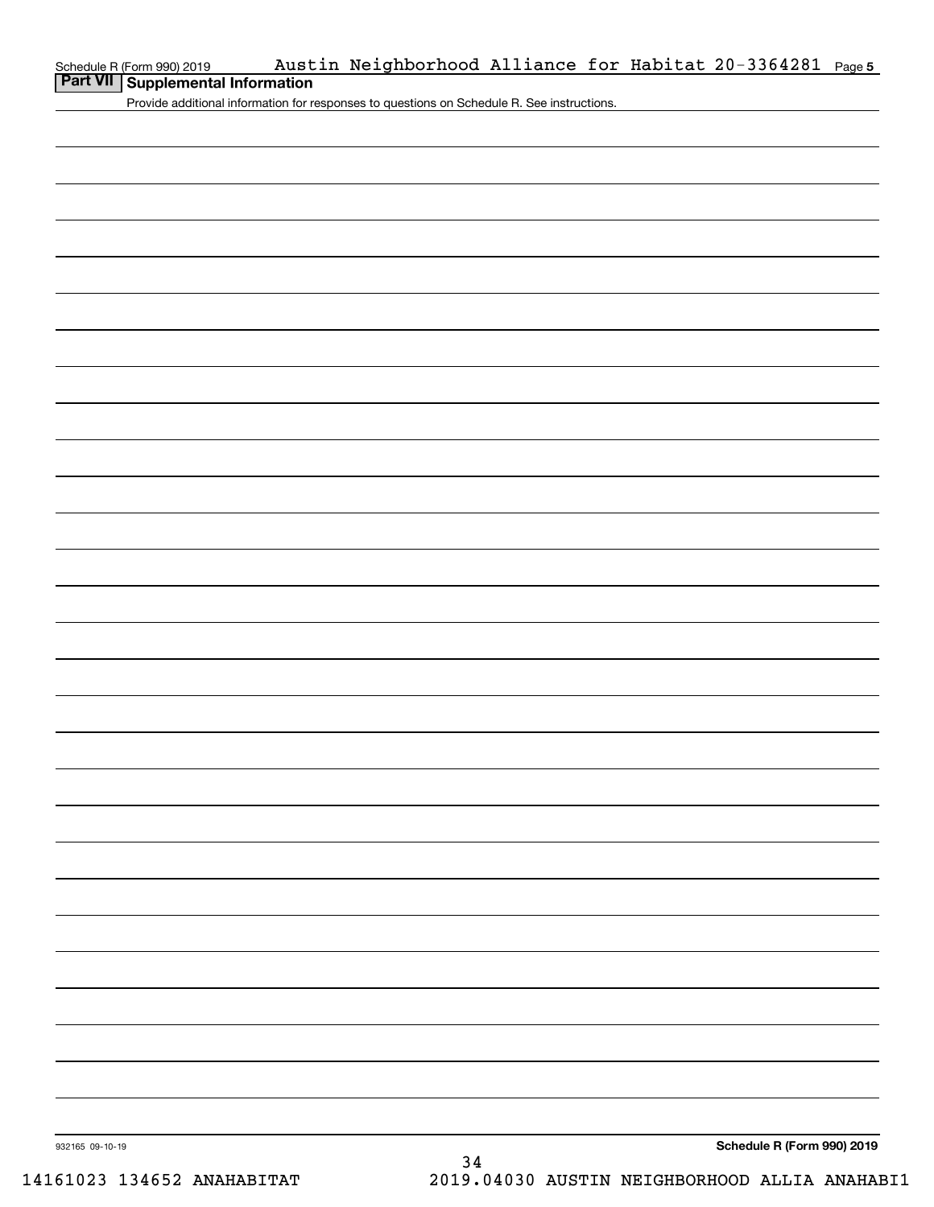Schedule R (Form 990) 2019 Austin Neighborhood Alliance for Habitat 20-3364281 Page 5

## Part VII Supplemental Information

Provide additional information for responses to questions on Schedule R. See instructions.

932165 09-10-19

**Schedule R (Form 990) 2019**

14161023 134652 ANAHABITAT 2019.04030 AUSTIN NEIGHBORHOOD ALLIA ANAHABI1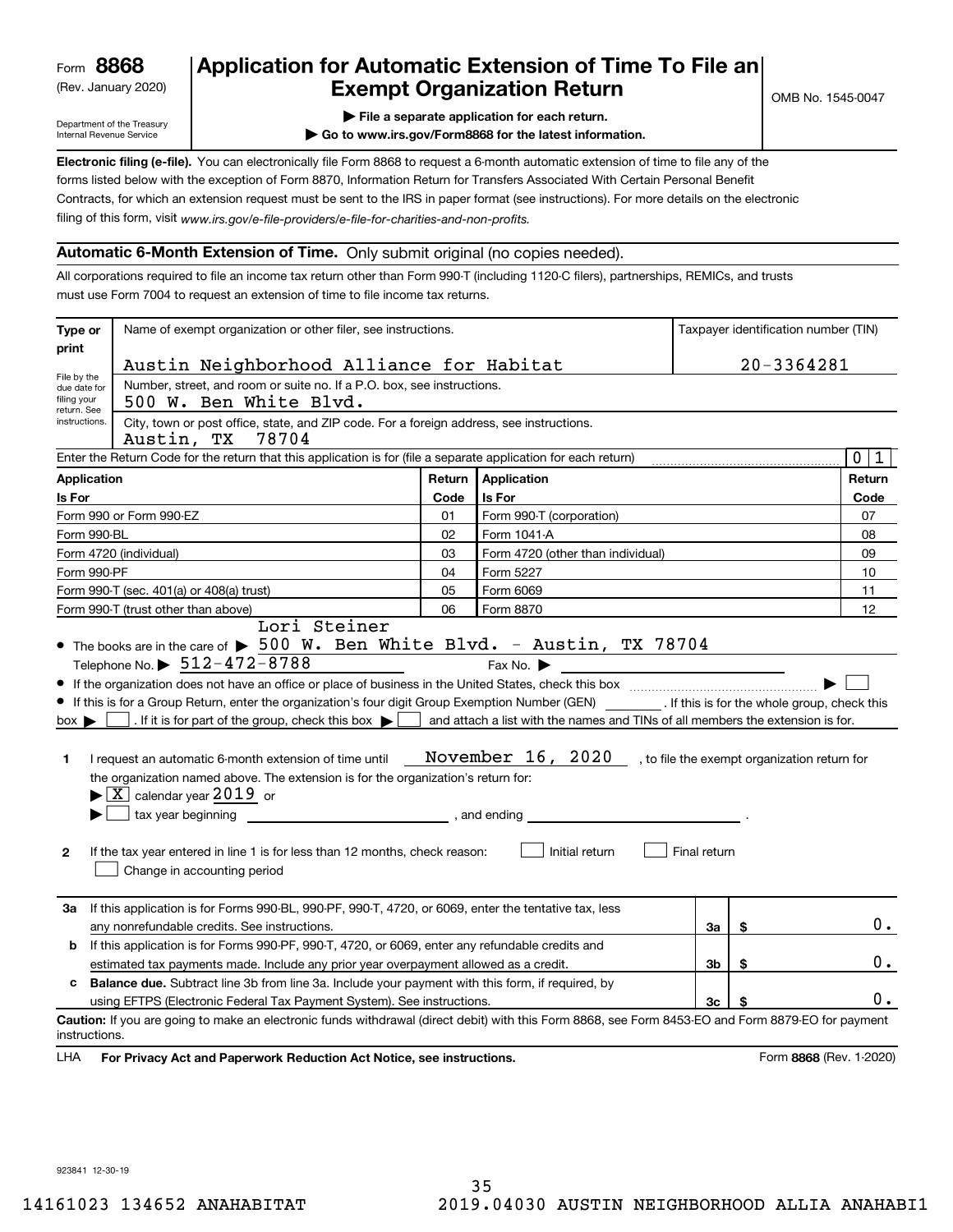Form **8868**
(Rev. January 2020)

Department of the Treasury
Internal Revenue Service

# Application for Automatic Extension of Time To File an Exempt Organization Return

▶ File a separate application for each return.

▶ Go to www.irs.gov/Form8868 for the latest information.

OMB No. 1545-0047

**Electronic filing (e-file).** You can electronically file Form 8868 to request a 6-month automatic extension of time to file any of the forms listed below with the exception of Form 8870, Information Return for Transfers Associated With Certain Personal Benefit Contracts, for which an extension request must be sent to the IRS in paper format (see instructions). For more details on the electronic filing of this form, visit *www.irs.gov/e-file-providers/e-file-for-charities-and-non-profits.*

## Automatic 6-Month Extension of Time. Only submit original (no copies needed).

All corporations required to file an income tax return other than Form 990-T (including 1120-C filers), partnerships, REMICs, and trusts must use Form 7004 to request an extension of time to file income tax returns.

| Type or print | Name of exempt organization or other filer, see instructions. | Taxpayer identification number (TIN) |
|---|---|---|
| File by the due date for filing your return. See instructions. | Austin Neighborhood Alliance for Habitat | 20-3364281 |
| | Number, street, and room or suite no. If a P.O. box, see instructions. 500 W. Ben White Blvd. | |
| | City, town or post office, state, and ZIP code. For a foreign address, see instructions. Austin, TX 78704 | |

Enter the Return Code for the return that this application is for (file a separate application for each return) .......... 0 1

| Application Is For | Return Code | Application Is For | Return Code |
|---|---|---|---|
| Form 990 or Form 990-EZ | 01 | Form 990-T (corporation) | 07 |
| Form 990-BL | 02 | Form 1041-A | 08 |
| Form 4720 (individual) | 03 | Form 4720 (other than individual) | 09 |
| Form 990-PF | 04 | Form 5227 | 10 |
| Form 990-T (sec. 401(a) or 408(a) trust) | 05 | Form 6069 | 11 |
| Form 990-T (trust other than above) | 06 | Form 8870 | 12 |

- The books are in the care of ▶ Lori Steiner 500 W. Ben White Blvd. - Austin, TX 78704
  Telephone No. ▶ 512-472-8788  Fax No. ▶
- If the organization does not have an office or place of business in the United States, check this box .......... ▶ ☐
- If this is for a Group Return, enter the organization's four digit Group Exemption Number (GEN) ________ . If this is for the whole group, check this box ▶ ☐ . If it is for part of the group, check this box ▶ ☐ and attach a list with the names and TINs of all members the extension is for.

**1** I request an automatic 6-month extension of time until November 16, 2020, to file the exempt organization return for the organization named above. The extension is for the organization's return for:
▶ ☒ calendar year 2019 or
▶ ☐ tax year beginning ______________ , and ending ______________ .

**2** If the tax year entered in line 1 is for less than 12 months, check reason: ☐ Initial return ☐ Final return
☐ Change in accounting period

| | | | |
|---|---|---|---|
| **3a** | If this application is for Forms 990-BL, 990-PF, 990-T, 4720, or 6069, enter the tentative tax, less any nonrefundable credits. See instructions. | 3a | $ 0. |
| **b** | If this application is for Forms 990-PF, 990-T, 4720, or 6069, enter any refundable credits and estimated tax payments made. Include any prior year overpayment allowed as a credit. | 3b | $ 0. |
| **c** | **Balance due.** Subtract line 3b from line 3a. Include your payment with this form, if required, by using EFTPS (Electronic Federal Tax Payment System). See instructions. | 3c | $ 0. |

**Caution:** If you are going to make an electronic funds withdrawal (direct debit) with this Form 8868, see Form 8453-EO and Form 8879-EO for payment instructions.

LHA **For Privacy Act and Paperwork Reduction Act Notice, see instructions.** Form **8868** (Rev. 1-2020)

923841 12-30-19

14161023 134652 ANAHABITAT 2019.04030 AUSTIN NEIGHBORHOOD ALLIA ANAHABI1